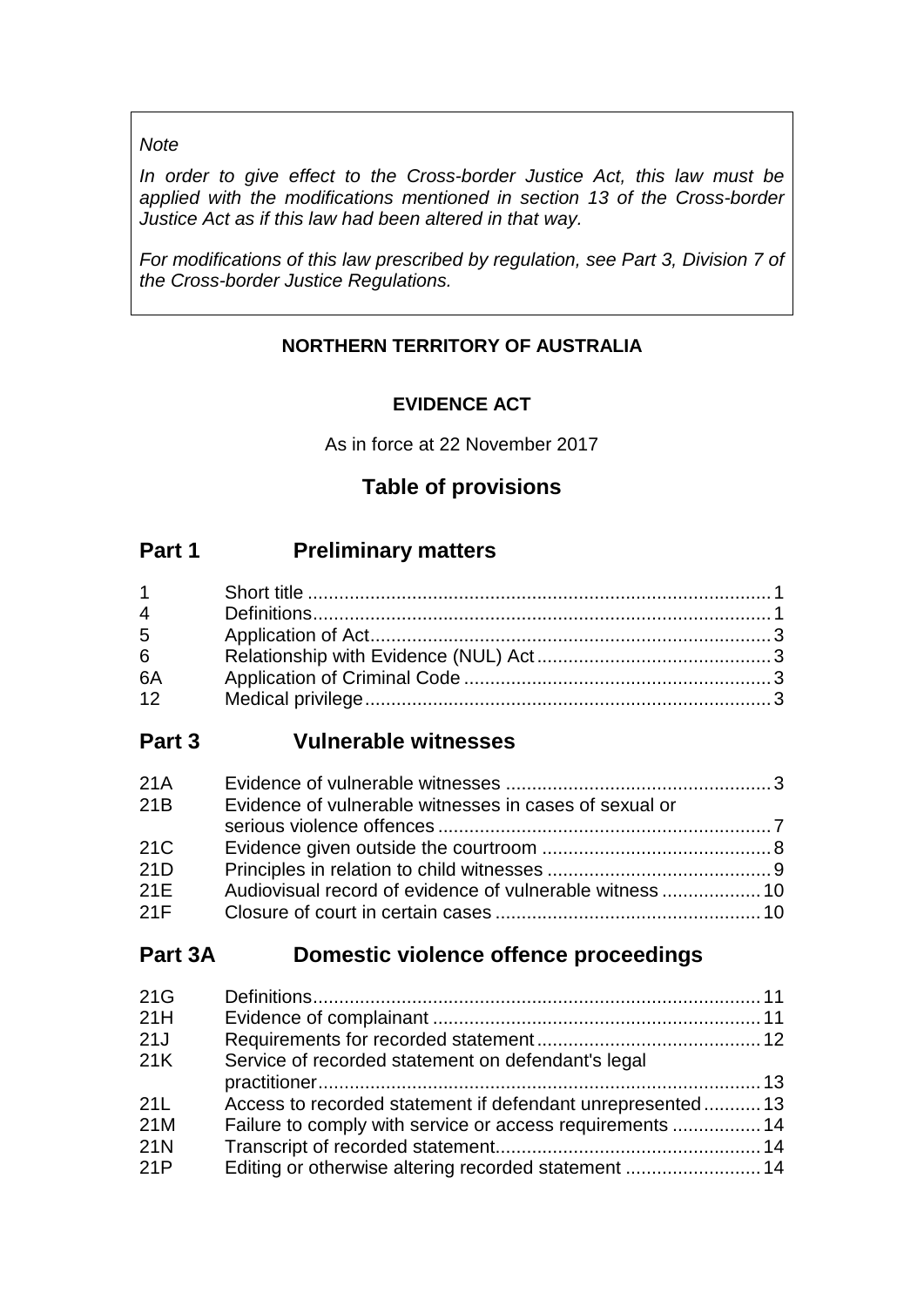*Note*

*In order to give effect to the Cross-border Justice Act, this law must be applied with the modifications mentioned in section 13 of the Cross-border Justice Act as if this law had been altered in that way.*

*For modifications of this law prescribed by regulation, see Part 3, Division 7 of the Cross-border Justice Regulations.*

**NORTHERN TERRITORY OF AUSTRALIA**

**EVIDENCE ACT**

As in force at 22 November 2017

## Table of provisions

## Part 1 Preliminary matters

| | | |
|---|---|---|
| 1 | Short title | 1 |
| 4 | Definitions | 1 |
| 5 | Application of Act | 3 |
| 6 | Relationship with Evidence (NUL) Act | 3 |
| 6A | Application of Criminal Code | 3 |
| 12 | Medical privilege | 3 |

## Part 3 Vulnerable witnesses

| | | |
|---|---|---|
| 21A | Evidence of vulnerable witnesses | 3 |
| 21B | Evidence of vulnerable witnesses in cases of sexual or serious violence offences | 7 |
| 21C | Evidence given outside the courtroom | 8 |
| 21D | Principles in relation to child witnesses | 9 |
| 21E | Audiovisual record of evidence of vulnerable witness | 10 |
| 21F | Closure of court in certain cases | 10 |

## Part 3A Domestic violence offence proceedings

| | | |
|---|---|---|
| 21G | Definitions | 11 |
| 21H | Evidence of complainant | 11 |
| 21J | Requirements for recorded statement | 12 |
| 21K | Service of recorded statement on defendant's legal practitioner | 13 |
| 21L | Access to recorded statement if defendant unrepresented | 13 |
| 21M | Failure to comply with service or access requirements | 14 |
| 21N | Transcript of recorded statement | 14 |
| 21P | Editing or otherwise altering recorded statement | 14 |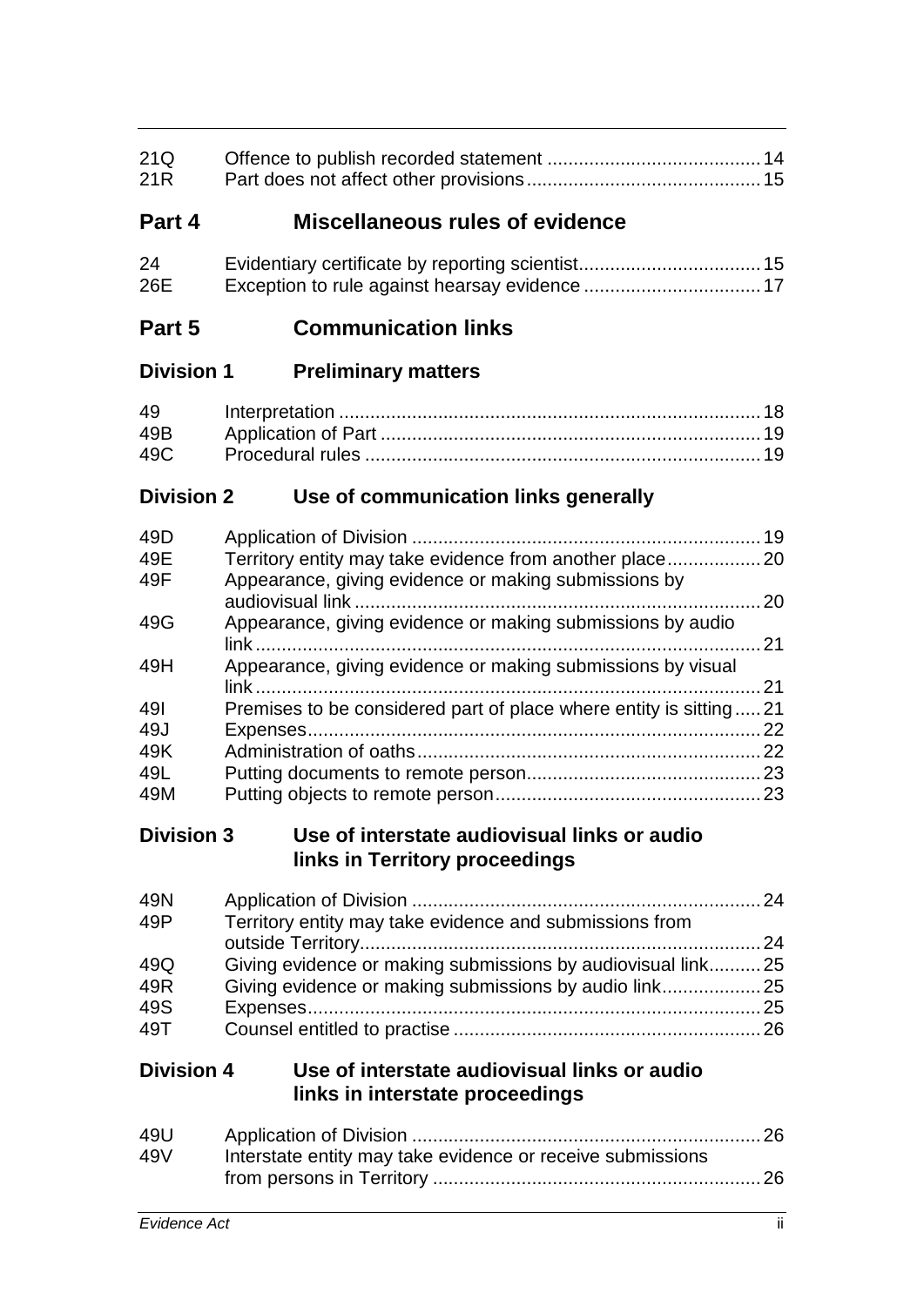| | | |
|---|---|---|
| 21Q | Offence to publish recorded statement | 14 |
| 21R | Part does not affect other provisions | 15 |

## Part 4 Miscellaneous rules of evidence

| | | |
|---|---|---|
| 24 | Evidentiary certificate by reporting scientist | 15 |
| 26E | Exception to rule against hearsay evidence | 17 |

## Part 5 Communication links

### Division 1 Preliminary matters

| | | |
|---|---|---|
| 49 | Interpretation | 18 |
| 49B | Application of Part | 19 |
| 49C | Procedural rules | 19 |

### Division 2 Use of communication links generally

| | | |
|---|---|---|
| 49D | Application of Division | 19 |
| 49E | Territory entity may take evidence from another place | 20 |
| 49F | Appearance, giving evidence or making submissions by audiovisual link | 20 |
| 49G | Appearance, giving evidence or making submissions by audio link | 21 |
| 49H | Appearance, giving evidence or making submissions by visual link | 21 |
| 49I | Premises to be considered part of place where entity is sitting | 21 |
| 49J | Expenses | 22 |
| 49K | Administration of oaths | 22 |
| 49L | Putting documents to remote person | 23 |
| 49M | Putting objects to remote person | 23 |

### Division 3 Use of interstate audiovisual links or audio links in Territory proceedings

| | | |
|---|---|---|
| 49N | Application of Division | 24 |
| 49P | Territory entity may take evidence and submissions from outside Territory | 24 |
| 49Q | Giving evidence or making submissions by audiovisual link | 25 |
| 49R | Giving evidence or making submissions by audio link | 25 |
| 49S | Expenses | 25 |
| 49T | Counsel entitled to practise | 26 |

### Division 4 Use of interstate audiovisual links or audio links in interstate proceedings

| | | |
|---|---|---|
| 49U | Application of Division | 26 |
| 49V | Interstate entity may take evidence or receive submissions from persons in Territory | 26 |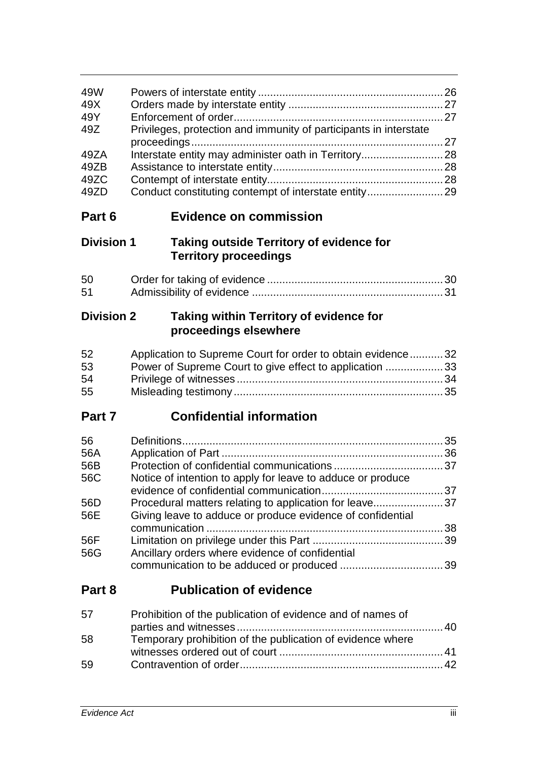| | | |
|---|---|---|
| 49W | Powers of interstate entity | 26 |
| 49X | Orders made by interstate entity | 27 |
| 49Y | Enforcement of order | 27 |
| 49Z | Privileges, protection and immunity of participants in interstate proceedings | 27 |
| 49ZA | Interstate entity may administer oath in Territory | 28 |
| 49ZB | Assistance to interstate entity | 28 |
| 49ZC | Contempt of interstate entity | 28 |
| 49ZD | Conduct constituting contempt of interstate entity | 29 |

## Part 6 Evidence on commission

### Division 1 Taking outside Territory of evidence for Territory proceedings

| | | |
|---|---|---|
| 50 | Order for taking of evidence | 30 |
| 51 | Admissibility of evidence | 31 |

### Division 2 Taking within Territory of evidence for proceedings elsewhere

| | | |
|---|---|---|
| 52 | Application to Supreme Court for order to obtain evidence | 32 |
| 53 | Power of Supreme Court to give effect to application | 33 |
| 54 | Privilege of witnesses | 34 |
| 55 | Misleading testimony | 35 |

## Part 7 Confidential information

| | | |
|---|---|---|
| 56 | Definitions | 35 |
| 56A | Application of Part | 36 |
| 56B | Protection of confidential communications | 37 |
| 56C | Notice of intention to apply for leave to adduce or produce evidence of confidential communication | 37 |
| 56D | Procedural matters relating to application for leave | 37 |
| 56E | Giving leave to adduce or produce evidence of confidential communication | 38 |
| 56F | Limitation on privilege under this Part | 39 |
| 56G | Ancillary orders where evidence of confidential communication to be adduced or produced | 39 |

## Part 8 Publication of evidence

| | | |
|---|---|---|
| 57 | Prohibition of the publication of evidence and of names of parties and witnesses | 40 |
| 58 | Temporary prohibition of the publication of evidence where witnesses ordered out of court | 41 |
| 59 | Contravention of order | 42 |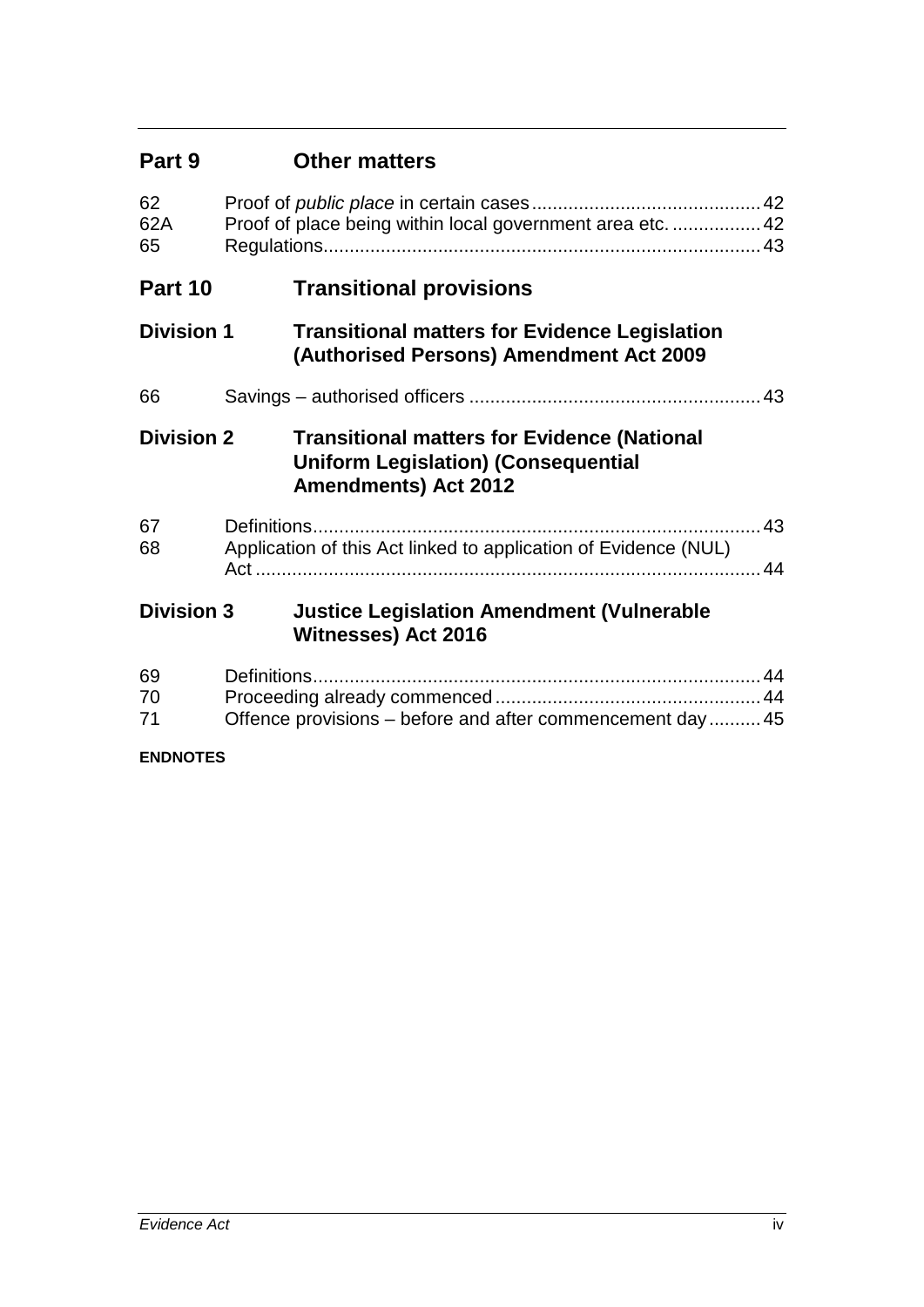## Part 9 Other matters

| | | |
|---|---|---|
| 62 | Proof of *public place* in certain cases | 42 |
| 62A | Proof of place being within local government area etc. | 42 |
| 65 | Regulations | 43 |

## Part 10 Transitional provisions

### Division 1 Transitional matters for Evidence Legislation (Authorised Persons) Amendment Act 2009

| | | |
|---|---|---|
| 66 | Savings – authorised officers | 43 |

### Division 2 Transitional matters for Evidence (National Uniform Legislation) (Consequential Amendments) Act 2012

| | | |
|---|---|---|
| 67 | Definitions | 43 |
| 68 | Application of this Act linked to application of Evidence (NUL) Act | 44 |

### Division 3 Justice Legislation Amendment (Vulnerable Witnesses) Act 2016

| | | |
|---|---|---|
| 69 | Definitions | 44 |
| 70 | Proceeding already commenced | 44 |
| 71 | Offence provisions – before and after commencement day | 45 |

**ENDNOTES**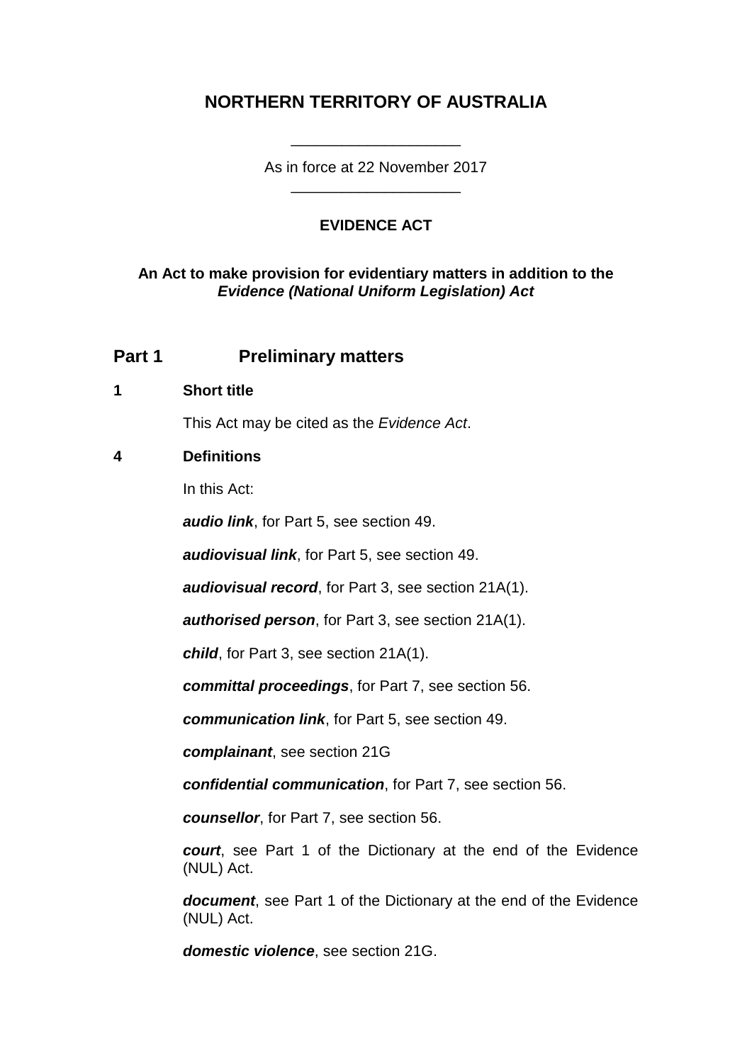# NORTHERN TERRITORY OF AUSTRALIA

____________________

As in force at 22 November 2017

____________________

## EVIDENCE ACT

**An Act to make provision for evidentiary matters in addition to the *Evidence (National Uniform Legislation) Act***

## Part 1 Preliminary matters

### 1 Short title

This Act may be cited as the *Evidence Act*.

### 4 Definitions

In this Act:

***audio link***, for Part 5, see section 49.

***audiovisual link***, for Part 5, see section 49.

***audiovisual record***, for Part 3, see section 21A(1).

***authorised person***, for Part 3, see section 21A(1).

***child***, for Part 3, see section 21A(1).

***committal proceedings***, for Part 7, see section 56.

***communication link***, for Part 5, see section 49.

***complainant***, see section 21G

***confidential communication***, for Part 7, see section 56.

***counsellor***, for Part 7, see section 56.

***court***, see Part 1 of the Dictionary at the end of the Evidence (NUL) Act.

***document***, see Part 1 of the Dictionary at the end of the Evidence (NUL) Act.

***domestic violence***, see section 21G.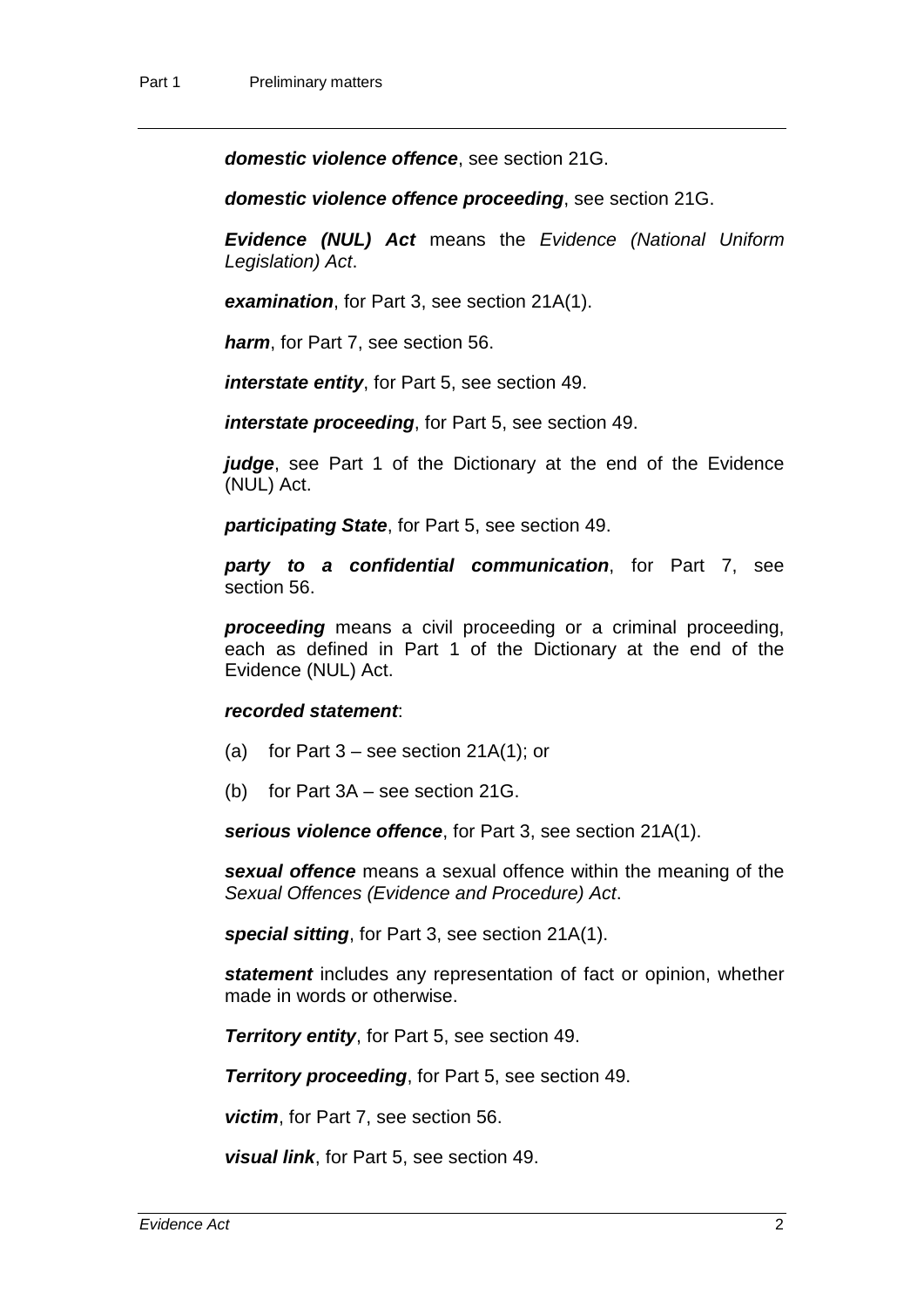***domestic violence offence***, see section 21G.

***domestic violence offence proceeding***, see section 21G.

***Evidence (NUL) Act*** means the *Evidence (National Uniform Legislation) Act*.

***examination***, for Part 3, see section 21A(1).

***harm***, for Part 7, see section 56.

***interstate entity***, for Part 5, see section 49.

***interstate proceeding***, for Part 5, see section 49.

***judge***, see Part 1 of the Dictionary at the end of the Evidence (NUL) Act.

***participating State***, for Part 5, see section 49.

***party to a confidential communication***, for Part 7, see section 56.

***proceeding*** means a civil proceeding or a criminal proceeding, each as defined in Part 1 of the Dictionary at the end of the Evidence (NUL) Act.

***recorded statement***:

(a) for Part 3 – see section 21A(1); or

(b) for Part 3A – see section 21G.

***serious violence offence***, for Part 3, see section 21A(1).

***sexual offence*** means a sexual offence within the meaning of the *Sexual Offences (Evidence and Procedure) Act*.

***special sitting***, for Part 3, see section 21A(1).

***statement*** includes any representation of fact or opinion, whether made in words or otherwise.

***Territory entity***, for Part 5, see section 49.

***Territory proceeding***, for Part 5, see section 49.

***victim***, for Part 7, see section 56.

***visual link***, for Part 5, see section 49.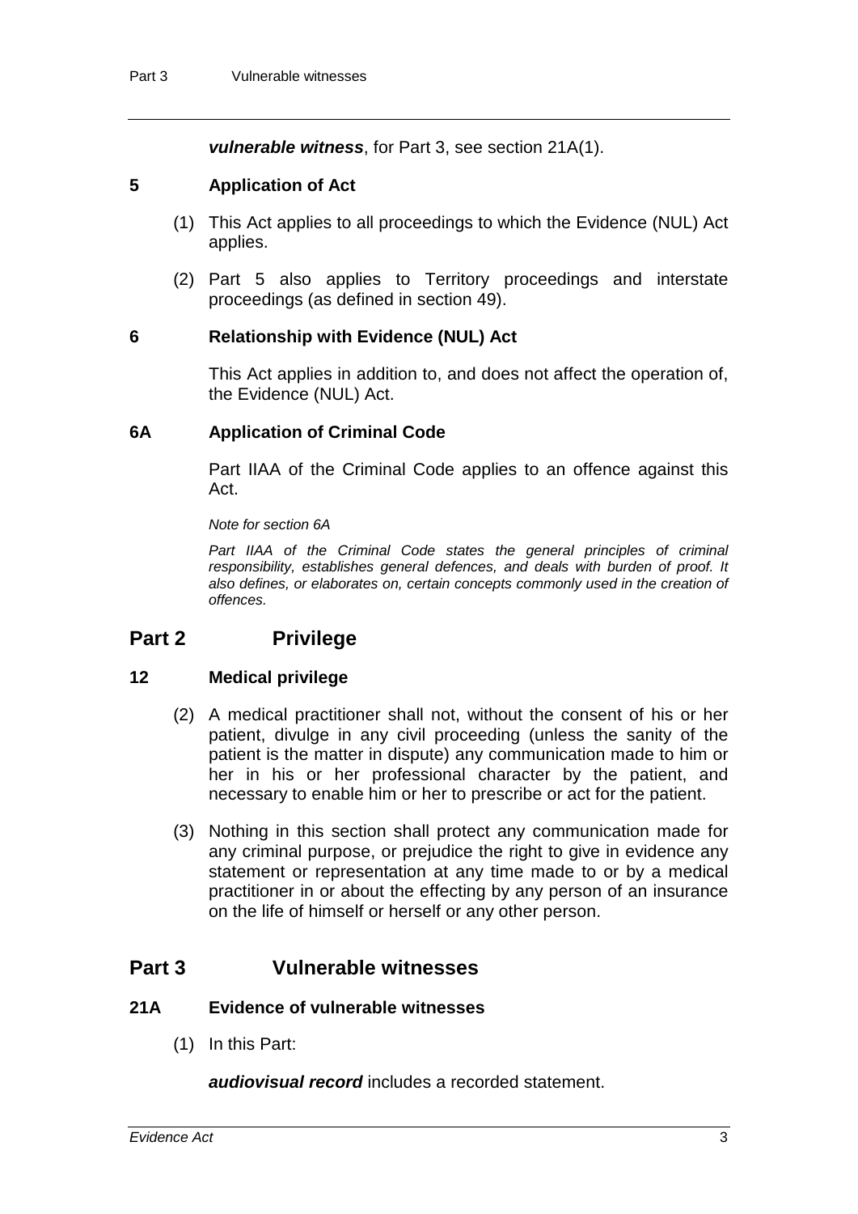***vulnerable witness***, for Part 3, see section 21A(1).

### 5 Application of Act

(1) This Act applies to all proceedings to which the Evidence (NUL) Act applies.

(2) Part 5 also applies to Territory proceedings and interstate proceedings (as defined in section 49).

### 6 Relationship with Evidence (NUL) Act

This Act applies in addition to, and does not affect the operation of, the Evidence (NUL) Act.

### 6A Application of Criminal Code

Part IIAA of the Criminal Code applies to an offence against this Act.

*Note for section 6A*

*Part IIAA of the Criminal Code states the general principles of criminal responsibility, establishes general defences, and deals with burden of proof. It also defines, or elaborates on, certain concepts commonly used in the creation of offences.*

## Part 2 Privilege

### 12 Medical privilege

(2) A medical practitioner shall not, without the consent of his or her patient, divulge in any civil proceeding (unless the sanity of the patient is the matter in dispute) any communication made to him or her in his or her professional character by the patient, and necessary to enable him or her to prescribe or act for the patient.

(3) Nothing in this section shall protect any communication made for any criminal purpose, or prejudice the right to give in evidence any statement or representation at any time made to or by a medical practitioner in or about the effecting by any person of an insurance on the life of himself or herself or any other person.

## Part 3 Vulnerable witnesses

### 21A Evidence of vulnerable witnesses

(1) In this Part:

***audiovisual record*** includes a recorded statement.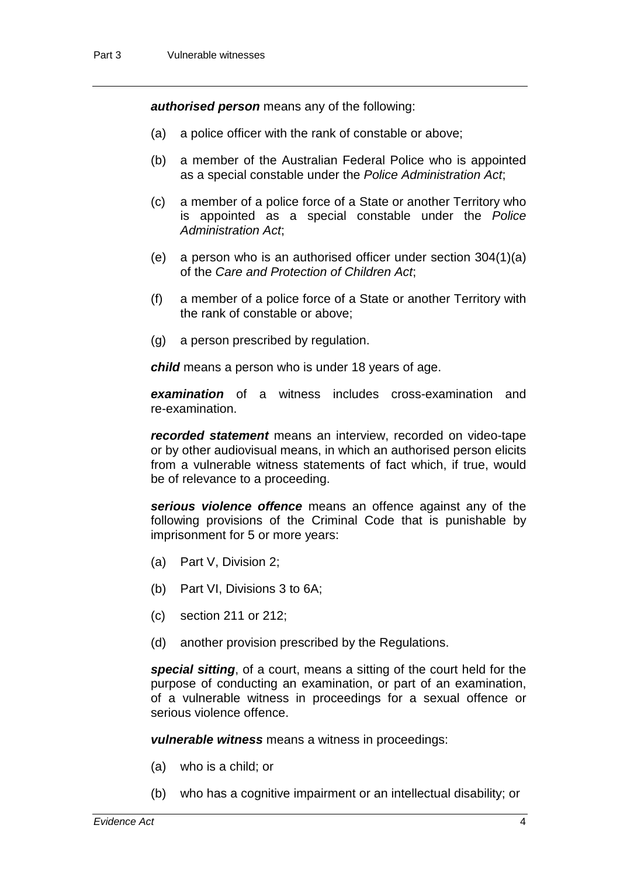***authorised person*** means any of the following:

(a) a police officer with the rank of constable or above;

(b) a member of the Australian Federal Police who is appointed as a special constable under the *Police Administration Act*;

(c) a member of a police force of a State or another Territory who is appointed as a special constable under the *Police Administration Act*;

(e) a person who is an authorised officer under section 304(1)(a) of the *Care and Protection of Children Act*;

(f) a member of a police force of a State or another Territory with the rank of constable or above;

(g) a person prescribed by regulation.

***child*** means a person who is under 18 years of age.

***examination*** of a witness includes cross-examination and re-examination.

***recorded statement*** means an interview, recorded on video-tape or by other audiovisual means, in which an authorised person elicits from a vulnerable witness statements of fact which, if true, would be of relevance to a proceeding.

***serious violence offence*** means an offence against any of the following provisions of the Criminal Code that is punishable by imprisonment for 5 or more years:

(a) Part V, Division 2;

(b) Part VI, Divisions 3 to 6A;

(c) section 211 or 212;

(d) another provision prescribed by the Regulations.

***special sitting***, of a court, means a sitting of the court held for the purpose of conducting an examination, or part of an examination, of a vulnerable witness in proceedings for a sexual offence or serious violence offence.

***vulnerable witness*** means a witness in proceedings:

(a) who is a child; or

(b) who has a cognitive impairment or an intellectual disability; or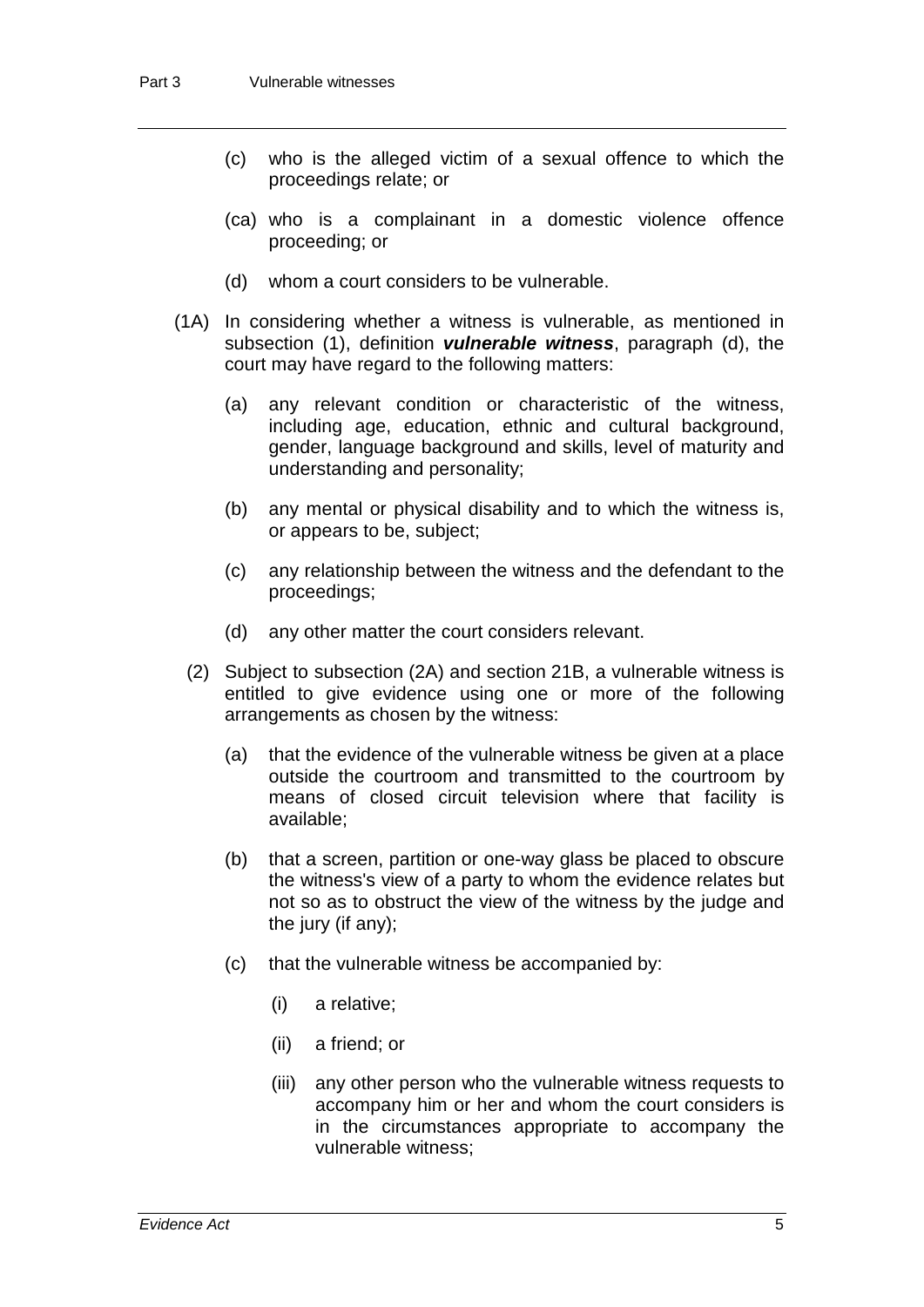(c) who is the alleged victim of a sexual offence to which the proceedings relate; or

(ca) who is a complainant in a domestic violence offence proceeding; or

(d) whom a court considers to be vulnerable.

(1A) In considering whether a witness is vulnerable, as mentioned in subsection (1), definition ***vulnerable witness***, paragraph (d), the court may have regard to the following matters:

(a) any relevant condition or characteristic of the witness, including age, education, ethnic and cultural background, gender, language background and skills, level of maturity and understanding and personality;

(b) any mental or physical disability and to which the witness is, or appears to be, subject;

(c) any relationship between the witness and the defendant to the proceedings;

(d) any other matter the court considers relevant.

(2) Subject to subsection (2A) and section 21B, a vulnerable witness is entitled to give evidence using one or more of the following arrangements as chosen by the witness:

(a) that the evidence of the vulnerable witness be given at a place outside the courtroom and transmitted to the courtroom by means of closed circuit television where that facility is available;

(b) that a screen, partition or one-way glass be placed to obscure the witness's view of a party to whom the evidence relates but not so as to obstruct the view of the witness by the judge and the jury (if any);

(c) that the vulnerable witness be accompanied by:

(i) a relative;

(ii) a friend; or

(iii) any other person who the vulnerable witness requests to accompany him or her and whom the court considers is in the circumstances appropriate to accompany the vulnerable witness;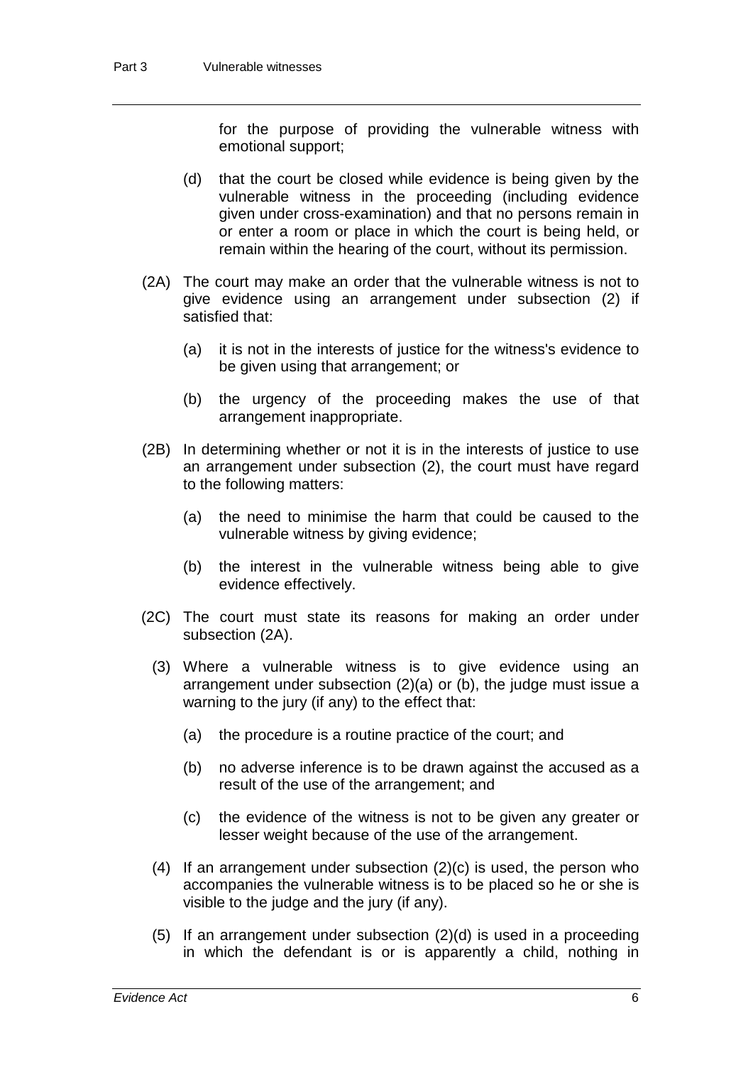for the purpose of providing the vulnerable witness with emotional support;

(d) that the court be closed while evidence is being given by the vulnerable witness in the proceeding (including evidence given under cross-examination) and that no persons remain in or enter a room or place in which the court is being held, or remain within the hearing of the court, without its permission.

(2A) The court may make an order that the vulnerable witness is not to give evidence using an arrangement under subsection (2) if satisfied that:

(a) it is not in the interests of justice for the witness's evidence to be given using that arrangement; or

(b) the urgency of the proceeding makes the use of that arrangement inappropriate.

(2B) In determining whether or not it is in the interests of justice to use an arrangement under subsection (2), the court must have regard to the following matters:

(a) the need to minimise the harm that could be caused to the vulnerable witness by giving evidence;

(b) the interest in the vulnerable witness being able to give evidence effectively.

(2C) The court must state its reasons for making an order under subsection (2A).

(3) Where a vulnerable witness is to give evidence using an arrangement under subsection (2)(a) or (b), the judge must issue a warning to the jury (if any) to the effect that:

(a) the procedure is a routine practice of the court; and

(b) no adverse inference is to be drawn against the accused as a result of the use of the arrangement; and

(c) the evidence of the witness is not to be given any greater or lesser weight because of the use of the arrangement.

(4) If an arrangement under subsection (2)(c) is used, the person who accompanies the vulnerable witness is to be placed so he or she is visible to the judge and the jury (if any).

(5) If an arrangement under subsection (2)(d) is used in a proceeding in which the defendant is or is apparently a child, nothing in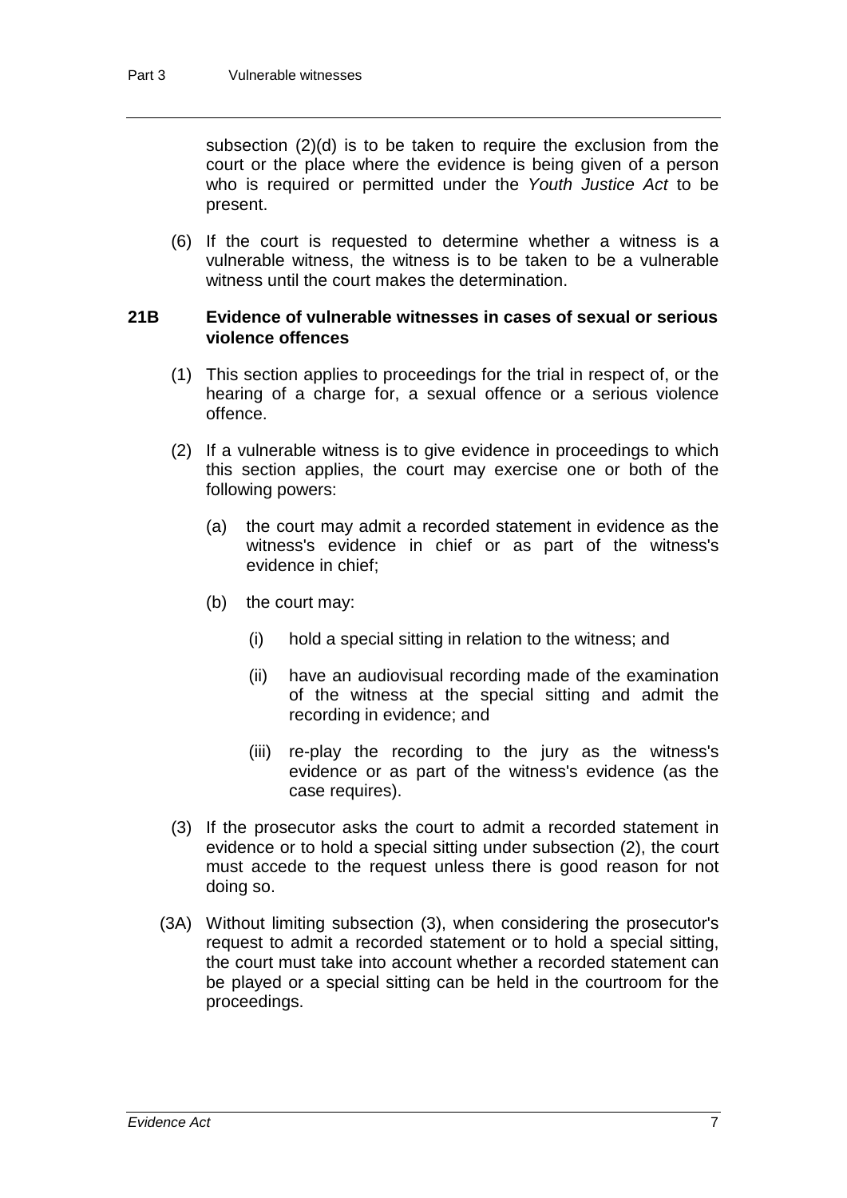subsection (2)(d) is to be taken to require the exclusion from the court or the place where the evidence is being given of a person who is required or permitted under the *Youth Justice Act* to be present.

(6) If the court is requested to determine whether a witness is a vulnerable witness, the witness is to be taken to be a vulnerable witness until the court makes the determination.

### 21B Evidence of vulnerable witnesses in cases of sexual or serious violence offences

(1) This section applies to proceedings for the trial in respect of, or the hearing of a charge for, a sexual offence or a serious violence offence.

(2) If a vulnerable witness is to give evidence in proceedings to which this section applies, the court may exercise one or both of the following powers:

(a) the court may admit a recorded statement in evidence as the witness's evidence in chief or as part of the witness's evidence in chief;

(b) the court may:

(i) hold a special sitting in relation to the witness; and

(ii) have an audiovisual recording made of the examination of the witness at the special sitting and admit the recording in evidence; and

(iii) re-play the recording to the jury as the witness's evidence or as part of the witness's evidence (as the case requires).

(3) If the prosecutor asks the court to admit a recorded statement in evidence or to hold a special sitting under subsection (2), the court must accede to the request unless there is good reason for not doing so.

(3A) Without limiting subsection (3), when considering the prosecutor's request to admit a recorded statement or to hold a special sitting, the court must take into account whether a recorded statement can be played or a special sitting can be held in the courtroom for the proceedings.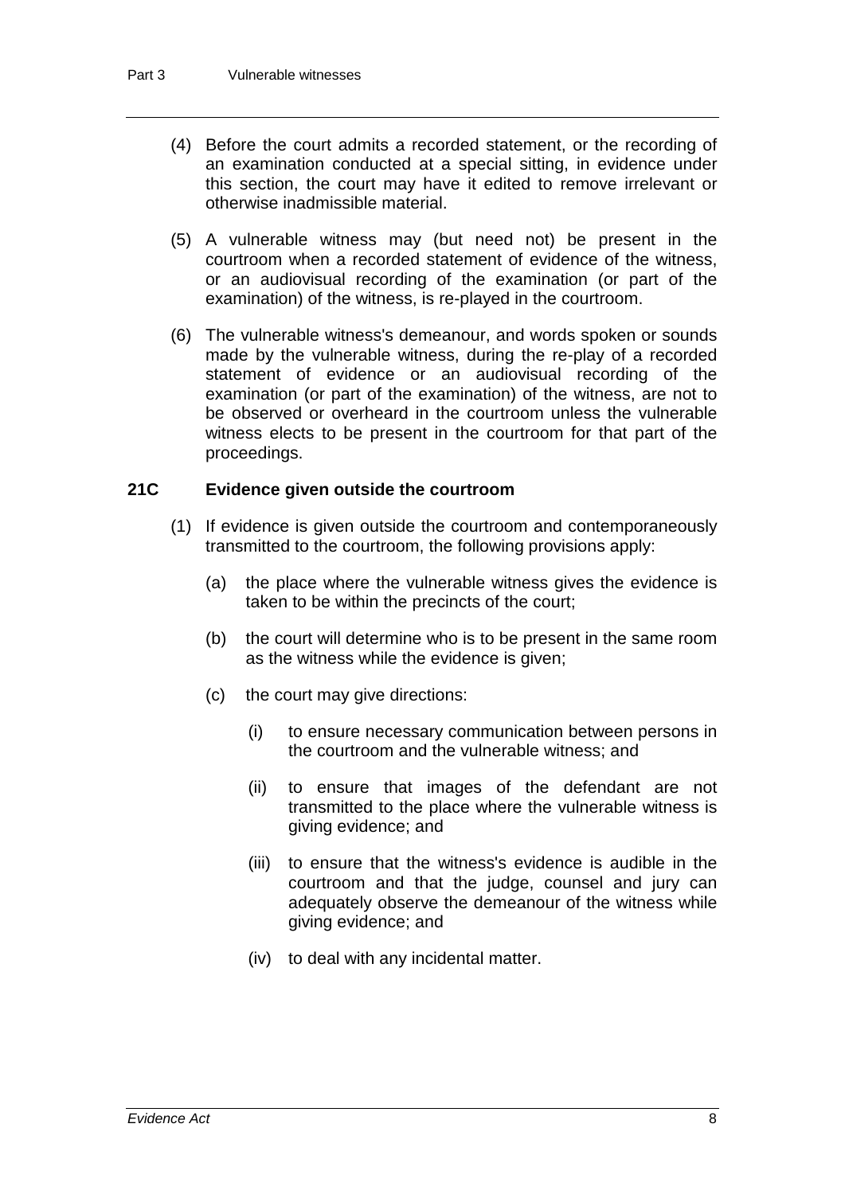(4) Before the court admits a recorded statement, or the recording of an examination conducted at a special sitting, in evidence under this section, the court may have it edited to remove irrelevant or otherwise inadmissible material.

(5) A vulnerable witness may (but need not) be present in the courtroom when a recorded statement of evidence of the witness, or an audiovisual recording of the examination (or part of the examination) of the witness, is re-played in the courtroom.

(6) The vulnerable witness's demeanour, and words spoken or sounds made by the vulnerable witness, during the re-play of a recorded statement of evidence or an audiovisual recording of the examination (or part of the examination) of the witness, are not to be observed or overheard in the courtroom unless the vulnerable witness elects to be present in the courtroom for that part of the proceedings.

### 21C Evidence given outside the courtroom

(1) If evidence is given outside the courtroom and contemporaneously transmitted to the courtroom, the following provisions apply:

(a) the place where the vulnerable witness gives the evidence is taken to be within the precincts of the court;

(b) the court will determine who is to be present in the same room as the witness while the evidence is given;

(c) the court may give directions:

(i) to ensure necessary communication between persons in the courtroom and the vulnerable witness; and

(ii) to ensure that images of the defendant are not transmitted to the place where the vulnerable witness is giving evidence; and

(iii) to ensure that the witness's evidence is audible in the courtroom and that the judge, counsel and jury can adequately observe the demeanour of the witness while giving evidence; and

(iv) to deal with any incidental matter.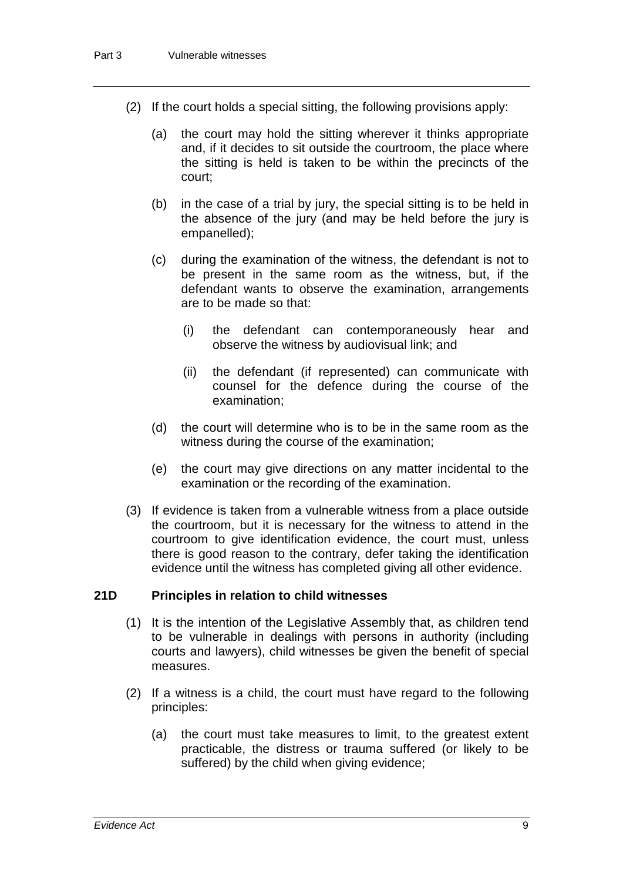(2) If the court holds a special sitting, the following provisions apply:

(a) the court may hold the sitting wherever it thinks appropriate and, if it decides to sit outside the courtroom, the place where the sitting is held is taken to be within the precincts of the court;

(b) in the case of a trial by jury, the special sitting is to be held in the absence of the jury (and may be held before the jury is empanelled);

(c) during the examination of the witness, the defendant is not to be present in the same room as the witness, but, if the defendant wants to observe the examination, arrangements are to be made so that:

(i) the defendant can contemporaneously hear and observe the witness by audiovisual link; and

(ii) the defendant (if represented) can communicate with counsel for the defence during the course of the examination;

(d) the court will determine who is to be in the same room as the witness during the course of the examination;

(e) the court may give directions on any matter incidental to the examination or the recording of the examination.

(3) If evidence is taken from a vulnerable witness from a place outside the courtroom, but it is necessary for the witness to attend in the courtroom to give identification evidence, the court must, unless there is good reason to the contrary, defer taking the identification evidence until the witness has completed giving all other evidence.

### 21D Principles in relation to child witnesses

(1) It is the intention of the Legislative Assembly that, as children tend to be vulnerable in dealings with persons in authority (including courts and lawyers), child witnesses be given the benefit of special measures.

(2) If a witness is a child, the court must have regard to the following principles:

(a) the court must take measures to limit, to the greatest extent practicable, the distress or trauma suffered (or likely to be suffered) by the child when giving evidence;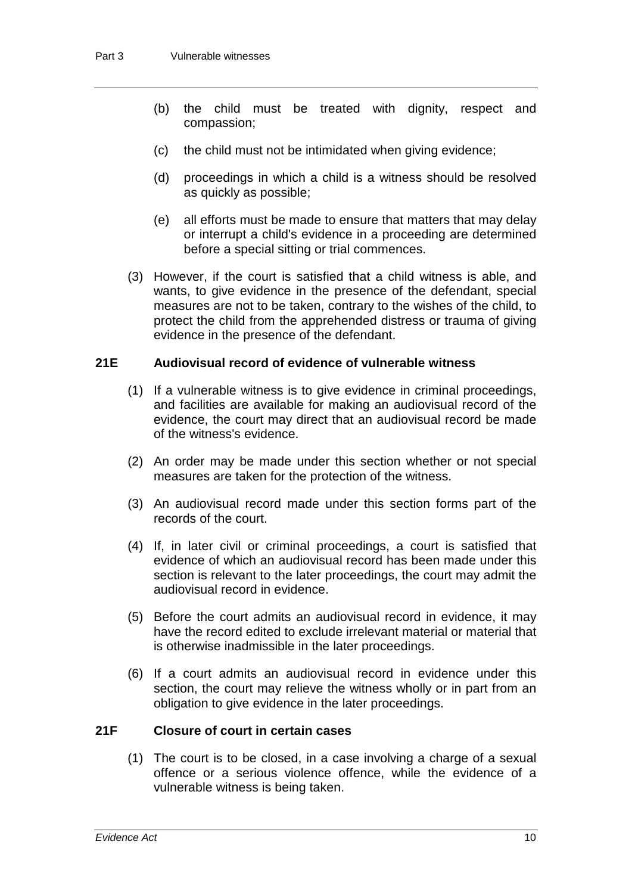(b) the child must be treated with dignity, respect and compassion;

(c) the child must not be intimidated when giving evidence;

(d) proceedings in which a child is a witness should be resolved as quickly as possible;

(e) all efforts must be made to ensure that matters that may delay or interrupt a child's evidence in a proceeding are determined before a special sitting or trial commences.

(3) However, if the court is satisfied that a child witness is able, and wants, to give evidence in the presence of the defendant, special measures are not to be taken, contrary to the wishes of the child, to protect the child from the apprehended distress or trauma of giving evidence in the presence of the defendant.

### 21E Audiovisual record of evidence of vulnerable witness

(1) If a vulnerable witness is to give evidence in criminal proceedings, and facilities are available for making an audiovisual record of the evidence, the court may direct that an audiovisual record be made of the witness's evidence.

(2) An order may be made under this section whether or not special measures are taken for the protection of the witness.

(3) An audiovisual record made under this section forms part of the records of the court.

(4) If, in later civil or criminal proceedings, a court is satisfied that evidence of which an audiovisual record has been made under this section is relevant to the later proceedings, the court may admit the audiovisual record in evidence.

(5) Before the court admits an audiovisual record in evidence, it may have the record edited to exclude irrelevant material or material that is otherwise inadmissible in the later proceedings.

(6) If a court admits an audiovisual record in evidence under this section, the court may relieve the witness wholly or in part from an obligation to give evidence in the later proceedings.

### 21F Closure of court in certain cases

(1) The court is to be closed, in a case involving a charge of a sexual offence or a serious violence offence, while the evidence of a vulnerable witness is being taken.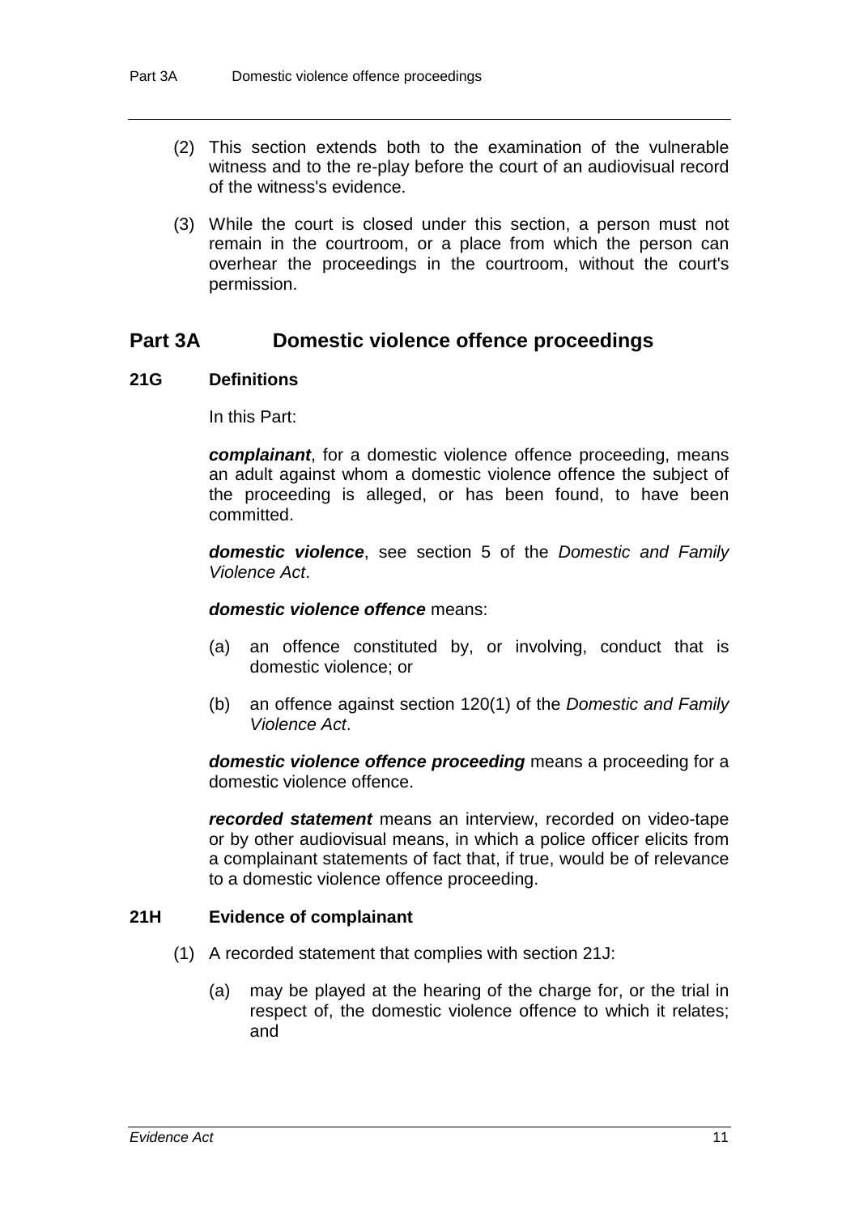(2) This section extends both to the examination of the vulnerable witness and to the re-play before the court of an audiovisual record of the witness's evidence.

(3) While the court is closed under this section, a person must not remain in the courtroom, or a place from which the person can overhear the proceedings in the courtroom, without the court's permission.

## Part 3A Domestic violence offence proceedings

### 21G Definitions

In this Part:

***complainant***, for a domestic violence offence proceeding, means an adult against whom a domestic violence offence the subject of the proceeding is alleged, or has been found, to have been committed.

***domestic violence***, see section 5 of the *Domestic and Family Violence Act*.

***domestic violence offence*** means:

(a) an offence constituted by, or involving, conduct that is domestic violence; or

(b) an offence against section 120(1) of the *Domestic and Family Violence Act*.

***domestic violence offence proceeding*** means a proceeding for a domestic violence offence.

***recorded statement*** means an interview, recorded on video-tape or by other audiovisual means, in which a police officer elicits from a complainant statements of fact that, if true, would be of relevance to a domestic violence offence proceeding.

### 21H Evidence of complainant

(1) A recorded statement that complies with section 21J:

(a) may be played at the hearing of the charge for, or the trial in respect of, the domestic violence offence to which it relates; and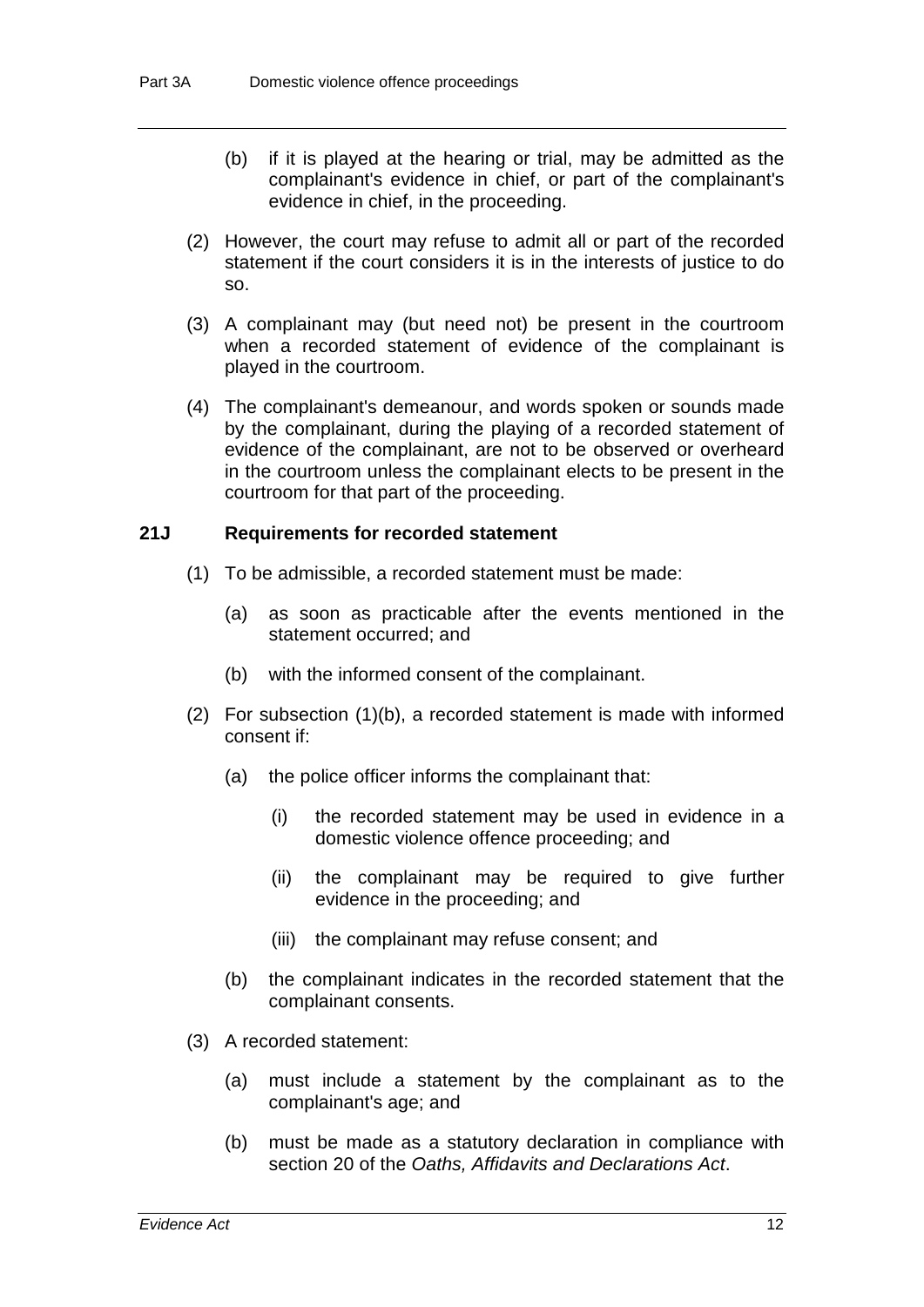(b) if it is played at the hearing or trial, may be admitted as the complainant's evidence in chief, or part of the complainant's evidence in chief, in the proceeding.

(2) However, the court may refuse to admit all or part of the recorded statement if the court considers it is in the interests of justice to do so.

(3) A complainant may (but need not) be present in the courtroom when a recorded statement of evidence of the complainant is played in the courtroom.

(4) The complainant's demeanour, and words spoken or sounds made by the complainant, during the playing of a recorded statement of evidence of the complainant, are not to be observed or overheard in the courtroom unless the complainant elects to be present in the courtroom for that part of the proceeding.

### 21J Requirements for recorded statement

(1) To be admissible, a recorded statement must be made:

(a) as soon as practicable after the events mentioned in the statement occurred; and

(b) with the informed consent of the complainant.

(2) For subsection (1)(b), a recorded statement is made with informed consent if:

(a) the police officer informs the complainant that:

(i) the recorded statement may be used in evidence in a domestic violence offence proceeding; and

(ii) the complainant may be required to give further evidence in the proceeding; and

(iii) the complainant may refuse consent; and

(b) the complainant indicates in the recorded statement that the complainant consents.

(3) A recorded statement:

(a) must include a statement by the complainant as to the complainant's age; and

(b) must be made as a statutory declaration in compliance with section 20 of the *Oaths, Affidavits and Declarations Act*.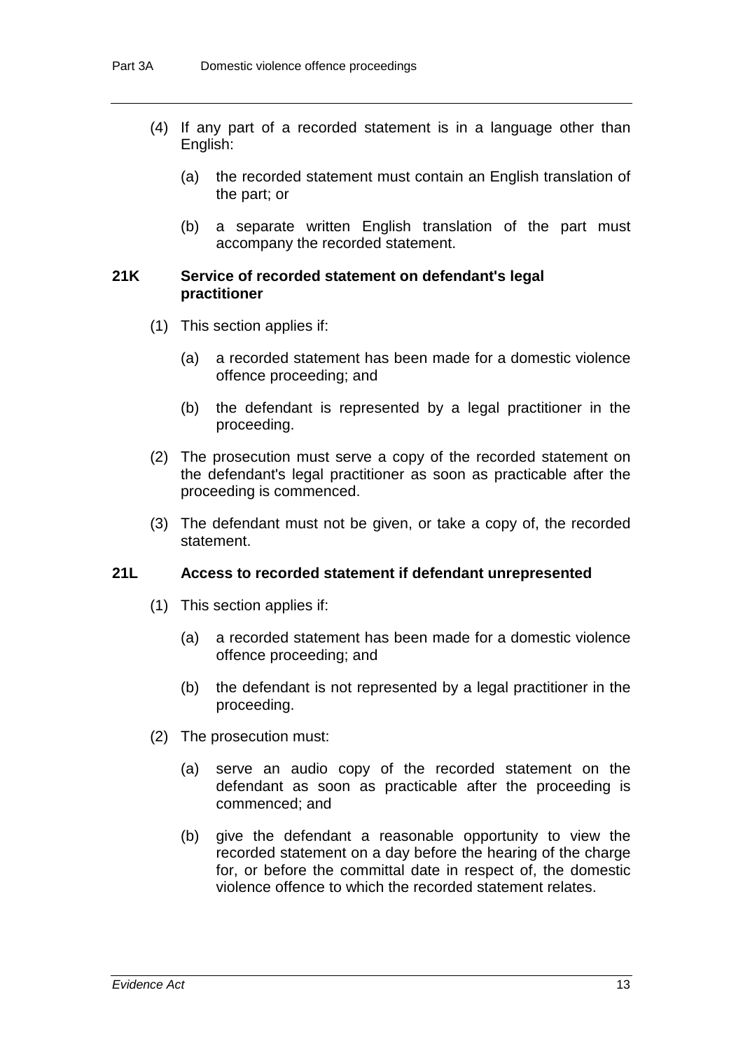(4) If any part of a recorded statement is in a language other than English:

(a) the recorded statement must contain an English translation of the part; or

(b) a separate written English translation of the part must accompany the recorded statement.

### 21K Service of recorded statement on defendant's legal practitioner

(1) This section applies if:

(a) a recorded statement has been made for a domestic violence offence proceeding; and

(b) the defendant is represented by a legal practitioner in the proceeding.

(2) The prosecution must serve a copy of the recorded statement on the defendant's legal practitioner as soon as practicable after the proceeding is commenced.

(3) The defendant must not be given, or take a copy of, the recorded statement.

### 21L Access to recorded statement if defendant unrepresented

(1) This section applies if:

(a) a recorded statement has been made for a domestic violence offence proceeding; and

(b) the defendant is not represented by a legal practitioner in the proceeding.

(2) The prosecution must:

(a) serve an audio copy of the recorded statement on the defendant as soon as practicable after the proceeding is commenced; and

(b) give the defendant a reasonable opportunity to view the recorded statement on a day before the hearing of the charge for, or before the committal date in respect of, the domestic violence offence to which the recorded statement relates.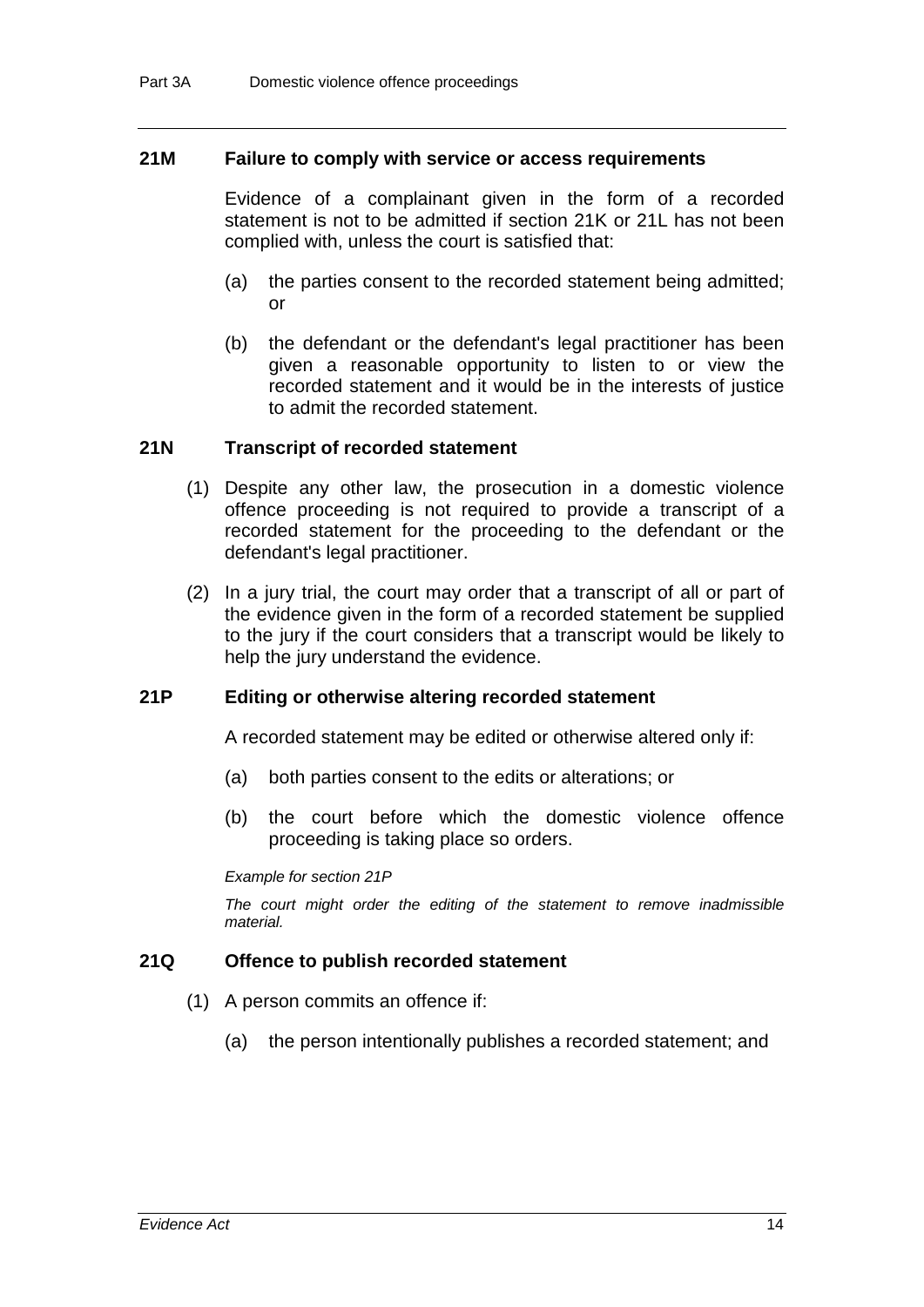### 21M Failure to comply with service or access requirements

Evidence of a complainant given in the form of a recorded statement is not to be admitted if section 21K or 21L has not been complied with, unless the court is satisfied that:

(a) the parties consent to the recorded statement being admitted; or

(b) the defendant or the defendant's legal practitioner has been given a reasonable opportunity to listen to or view the recorded statement and it would be in the interests of justice to admit the recorded statement.

### 21N Transcript of recorded statement

(1) Despite any other law, the prosecution in a domestic violence offence proceeding is not required to provide a transcript of a recorded statement for the proceeding to the defendant or the defendant's legal practitioner.

(2) In a jury trial, the court may order that a transcript of all or part of the evidence given in the form of a recorded statement be supplied to the jury if the court considers that a transcript would be likely to help the jury understand the evidence.

### 21P Editing or otherwise altering recorded statement

A recorded statement may be edited or otherwise altered only if:

(a) both parties consent to the edits or alterations; or

(b) the court before which the domestic violence offence proceeding is taking place so orders.

*Example for section 21P*

*The court might order the editing of the statement to remove inadmissible material.*

### 21Q Offence to publish recorded statement

(1) A person commits an offence if:

(a) the person intentionally publishes a recorded statement; and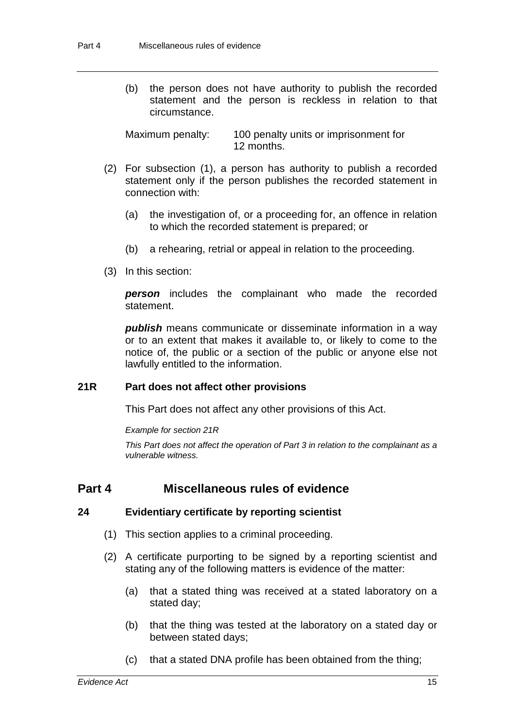(b) the person does not have authority to publish the recorded statement and the person is reckless in relation to that circumstance.

Maximum penalty: 100 penalty units or imprisonment for 12 months.

(2) For subsection (1), a person has authority to publish a recorded statement only if the person publishes the recorded statement in connection with:

(a) the investigation of, or a proceeding for, an offence in relation to which the recorded statement is prepared; or

(b) a rehearing, retrial or appeal in relation to the proceeding.

(3) In this section:

***person*** includes the complainant who made the recorded statement.

***publish*** means communicate or disseminate information in a way or to an extent that makes it available to, or likely to come to the notice of, the public or a section of the public or anyone else not lawfully entitled to the information.

### 21R Part does not affect other provisions

This Part does not affect any other provisions of this Act.

*Example for section 21R*

*This Part does not affect the operation of Part 3 in relation to the complainant as a vulnerable witness.*

## Part 4 Miscellaneous rules of evidence

### 24 Evidentiary certificate by reporting scientist

(1) This section applies to a criminal proceeding.

(2) A certificate purporting to be signed by a reporting scientist and stating any of the following matters is evidence of the matter:

(a) that a stated thing was received at a stated laboratory on a stated day;

(b) that the thing was tested at the laboratory on a stated day or between stated days;

(c) that a stated DNA profile has been obtained from the thing;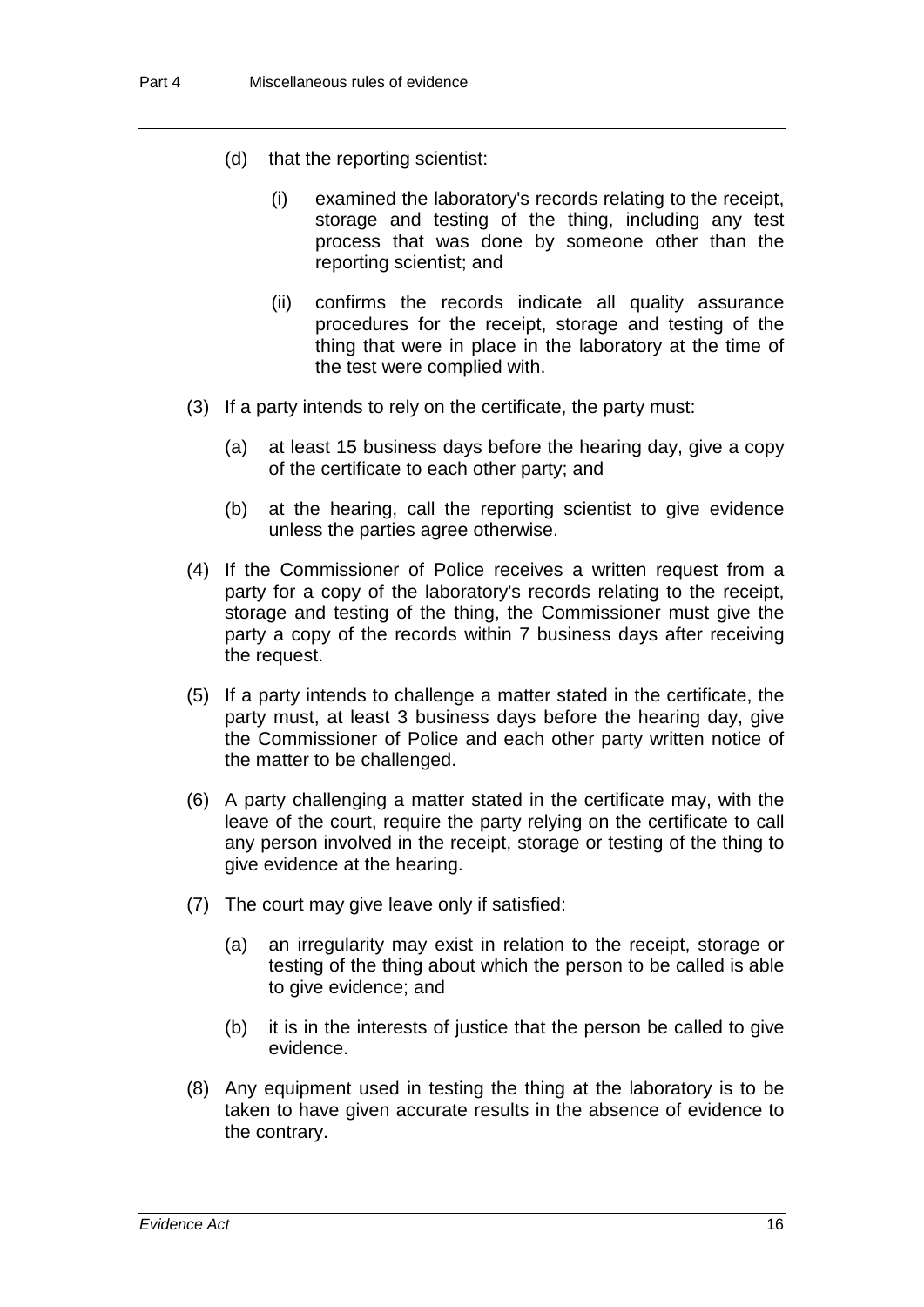(d) that the reporting scientist:

    (i) examined the laboratory's records relating to the receipt, storage and testing of the thing, including any test process that was done by someone other than the reporting scientist; and

    (ii) confirms the records indicate all quality assurance procedures for the receipt, storage and testing of the thing that were in place in the laboratory at the time of the test were complied with.

(3) If a party intends to rely on the certificate, the party must:

  (a) at least 15 business days before the hearing day, give a copy of the certificate to each other party; and

  (b) at the hearing, call the reporting scientist to give evidence unless the parties agree otherwise.

(4) If the Commissioner of Police receives a written request from a party for a copy of the laboratory's records relating to the receipt, storage and testing of the thing, the Commissioner must give the party a copy of the records within 7 business days after receiving the request.

(5) If a party intends to challenge a matter stated in the certificate, the party must, at least 3 business days before the hearing day, give the Commissioner of Police and each other party written notice of the matter to be challenged.

(6) A party challenging a matter stated in the certificate may, with the leave of the court, require the party relying on the certificate to call any person involved in the receipt, storage or testing of the thing to give evidence at the hearing.

(7) The court may give leave only if satisfied:

  (a) an irregularity may exist in relation to the receipt, storage or testing of the thing about which the person to be called is able to give evidence; and

  (b) it is in the interests of justice that the person be called to give evidence.

(8) Any equipment used in testing the thing at the laboratory is to be taken to have given accurate results in the absence of evidence to the contrary.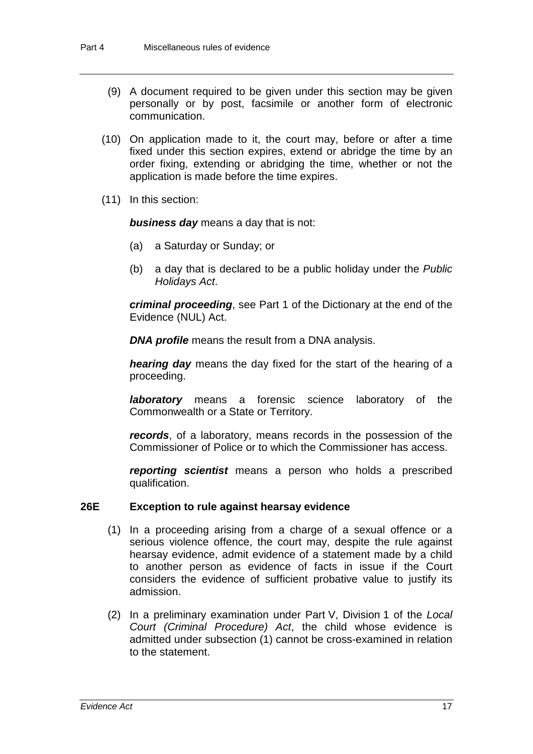(9) A document required to be given under this section may be given personally or by post, facsimile or another form of electronic communication.

(10) On application made to it, the court may, before or after a time fixed under this section expires, extend or abridge the time by an order fixing, extending or abridging the time, whether or not the application is made before the time expires.

(11) In this section:

***business day*** means a day that is not:

(a) a Saturday or Sunday; or

(b) a day that is declared to be a public holiday under the *Public Holidays Act*.

***criminal proceeding***, see Part 1 of the Dictionary at the end of the Evidence (NUL) Act.

***DNA profile*** means the result from a DNA analysis.

***hearing day*** means the day fixed for the start of the hearing of a proceeding.

***laboratory*** means a forensic science laboratory of the Commonwealth or a State or Territory.

***records***, of a laboratory, means records in the possession of the Commissioner of Police or to which the Commissioner has access.

***reporting scientist*** means a person who holds a prescribed qualification.

### 26E Exception to rule against hearsay evidence

(1) In a proceeding arising from a charge of a sexual offence or a serious violence offence, the court may, despite the rule against hearsay evidence, admit evidence of a statement made by a child to another person as evidence of facts in issue if the Court considers the evidence of sufficient probative value to justify its admission.

(2) In a preliminary examination under Part V, Division 1 of the *Local Court (Criminal Procedure) Act*, the child whose evidence is admitted under subsection (1) cannot be cross-examined in relation to the statement.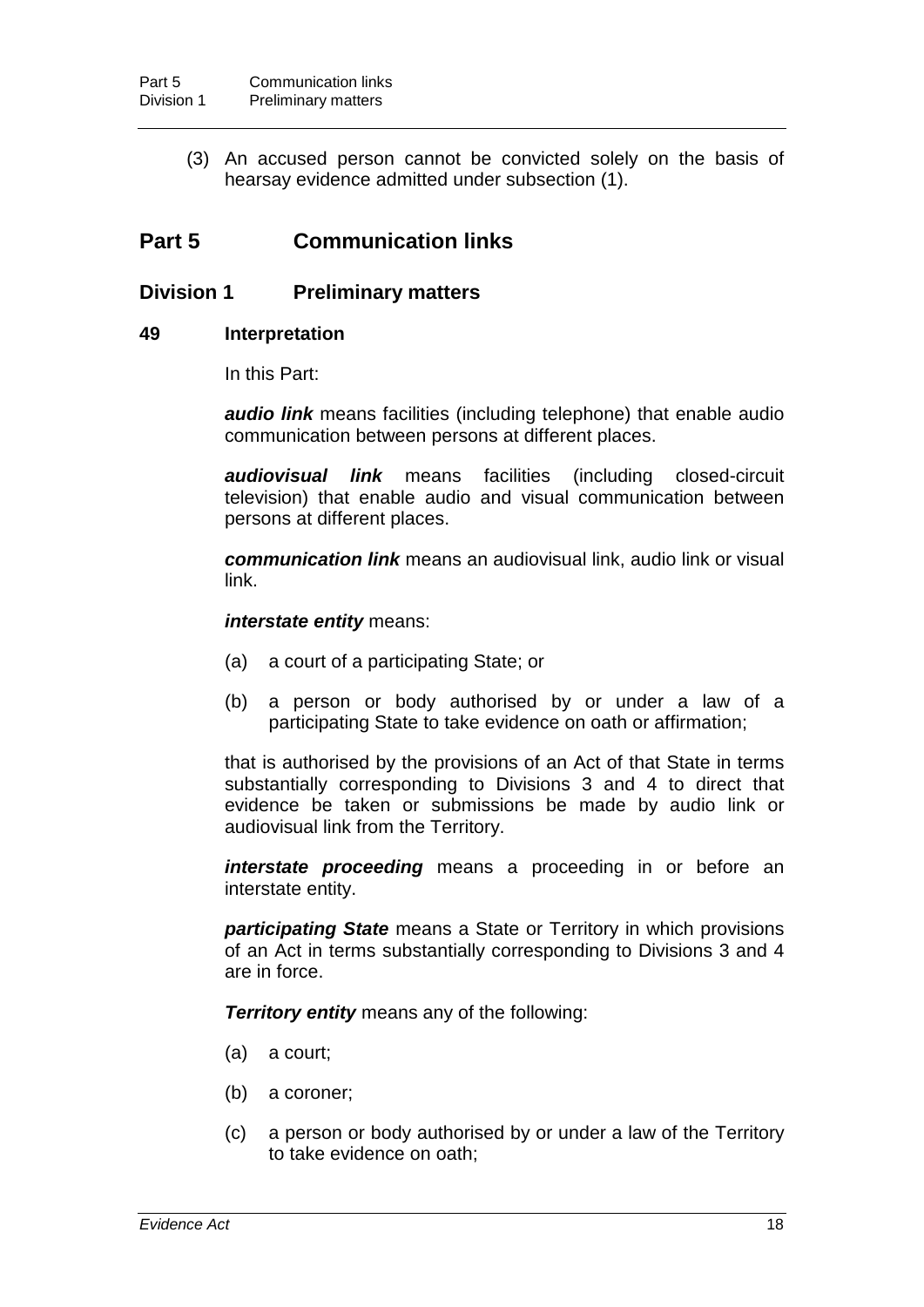(3) An accused person cannot be convicted solely on the basis of hearsay evidence admitted under subsection (1).

# Part 5 Communication links

## Division 1 Preliminary matters

### 49 Interpretation

In this Part:

***audio link*** means facilities (including telephone) that enable audio communication between persons at different places.

***audiovisual link*** means facilities (including closed-circuit television) that enable audio and visual communication between persons at different places.

***communication link*** means an audiovisual link, audio link or visual link.

***interstate entity*** means:

(a) a court of a participating State; or

(b) a person or body authorised by or under a law of a participating State to take evidence on oath or affirmation;

that is authorised by the provisions of an Act of that State in terms substantially corresponding to Divisions 3 and 4 to direct that evidence be taken or submissions be made by audio link or audiovisual link from the Territory.

***interstate proceeding*** means a proceeding in or before an interstate entity.

***participating State*** means a State or Territory in which provisions of an Act in terms substantially corresponding to Divisions 3 and 4 are in force.

***Territory entity*** means any of the following:

(a) a court;

(b) a coroner;

(c) a person or body authorised by or under a law of the Territory to take evidence on oath;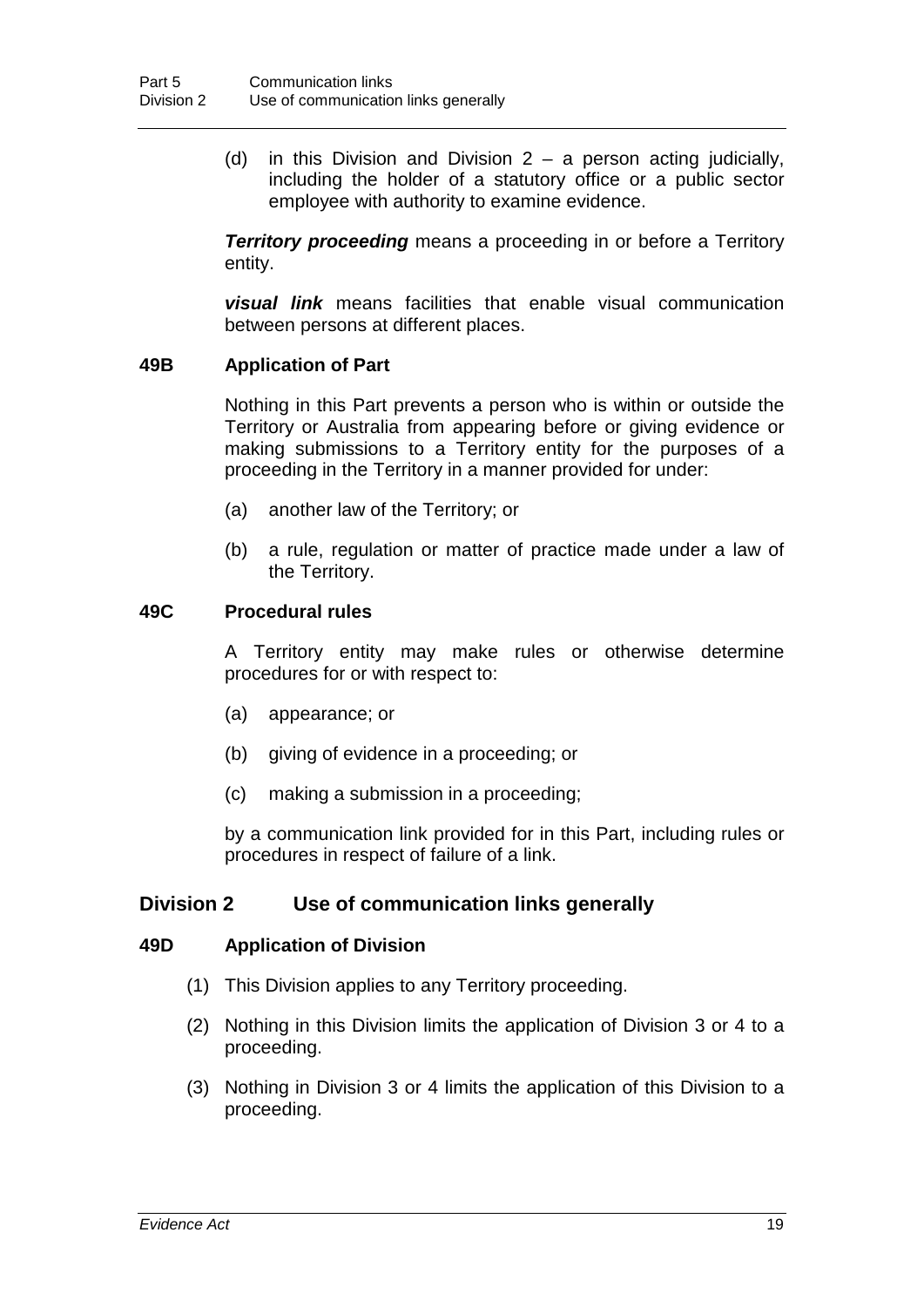(d) in this Division and Division 2 – a person acting judicially, including the holder of a statutory office or a public sector employee with authority to examine evidence.

***Territory proceeding*** means a proceeding in or before a Territory entity.

***visual link*** means facilities that enable visual communication between persons at different places.

### 49B Application of Part

Nothing in this Part prevents a person who is within or outside the Territory or Australia from appearing before or giving evidence or making submissions to a Territory entity for the purposes of a proceeding in the Territory in a manner provided for under:

(a) another law of the Territory; or

(b) a rule, regulation or matter of practice made under a law of the Territory.

### 49C Procedural rules

A Territory entity may make rules or otherwise determine procedures for or with respect to:

(a) appearance; or

(b) giving of evidence in a proceeding; or

(c) making a submission in a proceeding;

by a communication link provided for in this Part, including rules or procedures in respect of failure of a link.

## Division 2 Use of communication links generally

### 49D Application of Division

(1) This Division applies to any Territory proceeding.

(2) Nothing in this Division limits the application of Division 3 or 4 to a proceeding.

(3) Nothing in Division 3 or 4 limits the application of this Division to a proceeding.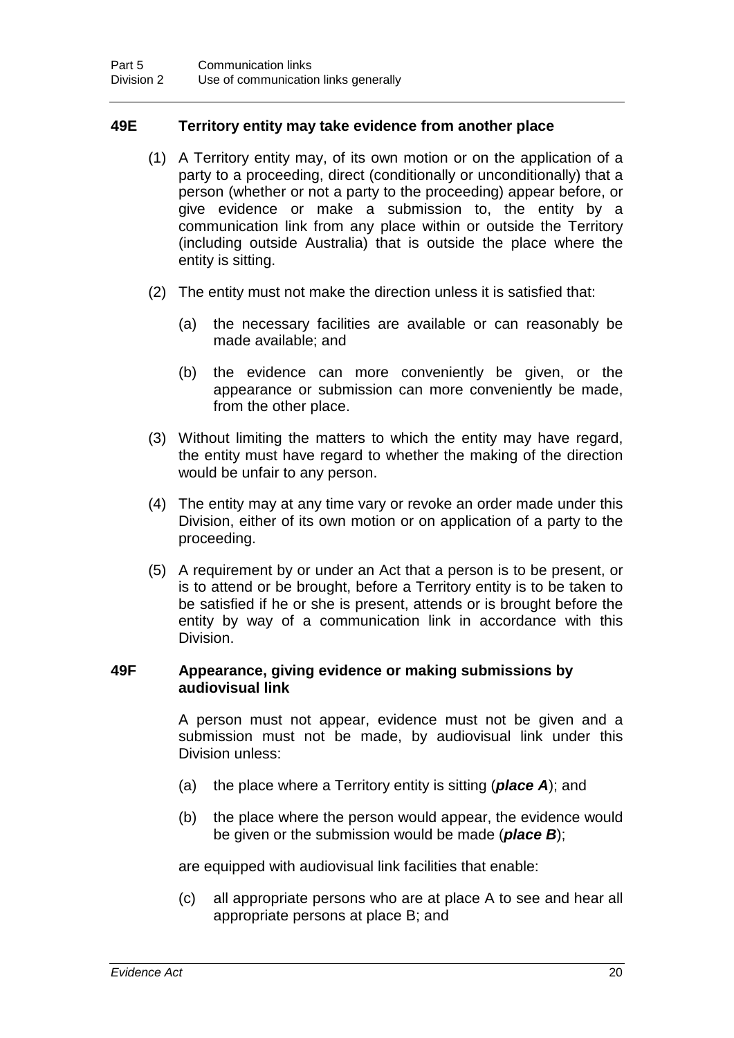### 49E Territory entity may take evidence from another place

(1) A Territory entity may, of its own motion or on the application of a party to a proceeding, direct (conditionally or unconditionally) that a person (whether or not a party to the proceeding) appear before, or give evidence or make a submission to, the entity by a communication link from any place within or outside the Territory (including outside Australia) that is outside the place where the entity is sitting.

(2) The entity must not make the direction unless it is satisfied that:

(a) the necessary facilities are available or can reasonably be made available; and

(b) the evidence can more conveniently be given, or the appearance or submission can more conveniently be made, from the other place.

(3) Without limiting the matters to which the entity may have regard, the entity must have regard to whether the making of the direction would be unfair to any person.

(4) The entity may at any time vary or revoke an order made under this Division, either of its own motion or on application of a party to the proceeding.

(5) A requirement by or under an Act that a person is to be present, or is to attend or be brought, before a Territory entity is to be taken to be satisfied if he or she is present, attends or is brought before the entity by way of a communication link in accordance with this Division.

### 49F Appearance, giving evidence or making submissions by audiovisual link

A person must not appear, evidence must not be given and a submission must not be made, by audiovisual link under this Division unless:

(a) the place where a Territory entity is sitting (***place A***); and

(b) the place where the person would appear, the evidence would be given or the submission would be made (***place B***);

are equipped with audiovisual link facilities that enable:

(c) all appropriate persons who are at place A to see and hear all appropriate persons at place B; and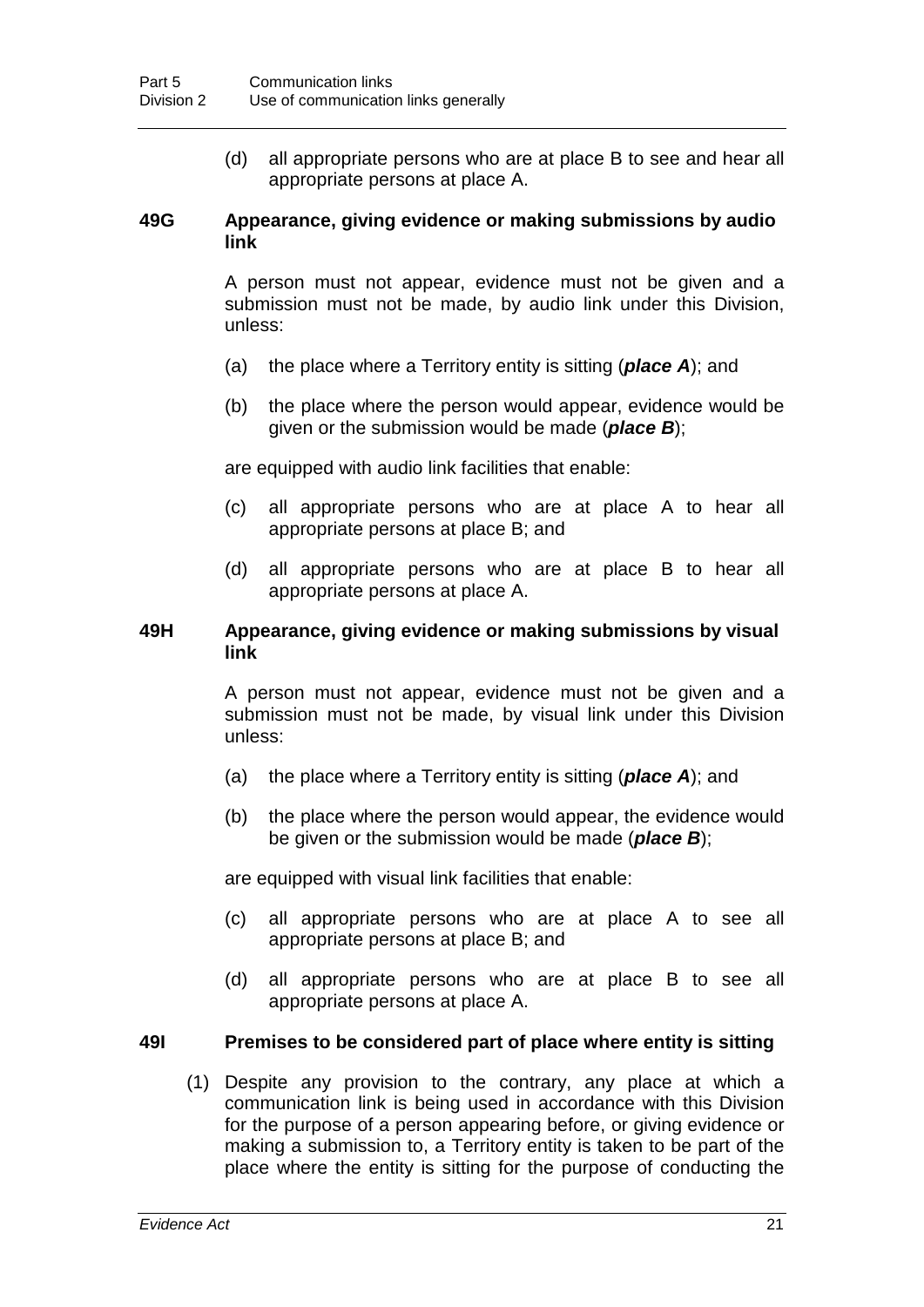(d) all appropriate persons who are at place B to see and hear all appropriate persons at place A.

### 49G Appearance, giving evidence or making submissions by audio link

A person must not appear, evidence must not be given and a submission must not be made, by audio link under this Division, unless:

(a) the place where a Territory entity is sitting (***place A***); and

(b) the place where the person would appear, evidence would be given or the submission would be made (***place B***);

are equipped with audio link facilities that enable:

(c) all appropriate persons who are at place A to hear all appropriate persons at place B; and

(d) all appropriate persons who are at place B to hear all appropriate persons at place A.

### 49H Appearance, giving evidence or making submissions by visual link

A person must not appear, evidence must not be given and a submission must not be made, by visual link under this Division unless:

(a) the place where a Territory entity is sitting (***place A***); and

(b) the place where the person would appear, the evidence would be given or the submission would be made (***place B***);

are equipped with visual link facilities that enable:

(c) all appropriate persons who are at place A to see all appropriate persons at place B; and

(d) all appropriate persons who are at place B to see all appropriate persons at place A.

### 49I Premises to be considered part of place where entity is sitting

(1) Despite any provision to the contrary, any place at which a communication link is being used in accordance with this Division for the purpose of a person appearing before, or giving evidence or making a submission to, a Territory entity is taken to be part of the place where the entity is sitting for the purpose of conducting the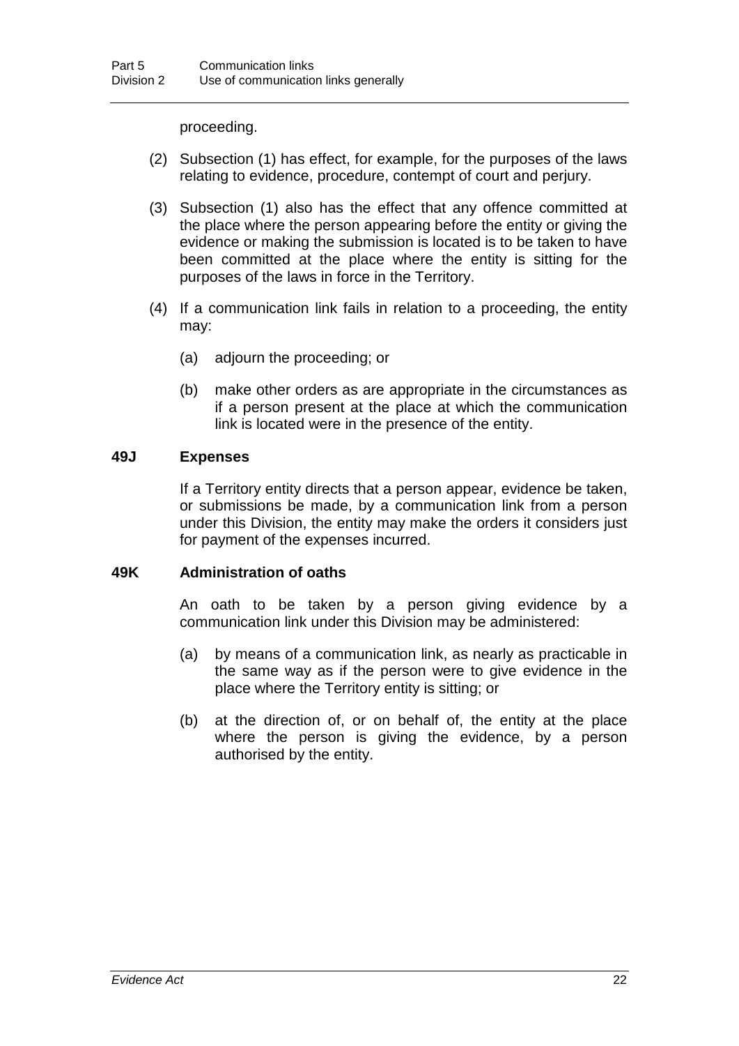proceeding.

(2) Subsection (1) has effect, for example, for the purposes of the laws relating to evidence, procedure, contempt of court and perjury.

(3) Subsection (1) also has the effect that any offence committed at the place where the person appearing before the entity or giving the evidence or making the submission is located is to be taken to have been committed at the place where the entity is sitting for the purposes of the laws in force in the Territory.

(4) If a communication link fails in relation to a proceeding, the entity may:

(a) adjourn the proceeding; or

(b) make other orders as are appropriate in the circumstances as if a person present at the place at which the communication link is located were in the presence of the entity.

### 49J Expenses

If a Territory entity directs that a person appear, evidence be taken, or submissions be made, by a communication link from a person under this Division, the entity may make the orders it considers just for payment of the expenses incurred.

### 49K Administration of oaths

An oath to be taken by a person giving evidence by a communication link under this Division may be administered:

(a) by means of a communication link, as nearly as practicable in the same way as if the person were to give evidence in the place where the Territory entity is sitting; or

(b) at the direction of, or on behalf of, the entity at the place where the person is giving the evidence, by a person authorised by the entity.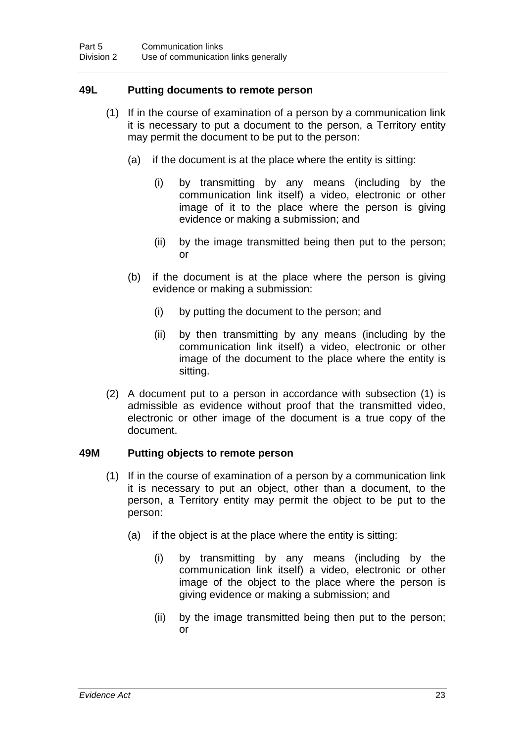### 49L Putting documents to remote person

(1) If in the course of examination of a person by a communication link it is necessary to put a document to the person, a Territory entity may permit the document to be put to the person:

(a) if the document is at the place where the entity is sitting:

(i) by transmitting by any means (including by the communication link itself) a video, electronic or other image of it to the place where the person is giving evidence or making a submission; and

(ii) by the image transmitted being then put to the person; or

(b) if the document is at the place where the person is giving evidence or making a submission:

(i) by putting the document to the person; and

(ii) by then transmitting by any means (including by the communication link itself) a video, electronic or other image of the document to the place where the entity is sitting.

(2) A document put to a person in accordance with subsection (1) is admissible as evidence without proof that the transmitted video, electronic or other image of the document is a true copy of the document.

### 49M Putting objects to remote person

(1) If in the course of examination of a person by a communication link it is necessary to put an object, other than a document, to the person, a Territory entity may permit the object to be put to the person:

(a) if the object is at the place where the entity is sitting:

(i) by transmitting by any means (including by the communication link itself) a video, electronic or other image of the object to the place where the person is giving evidence or making a submission; and

(ii) by the image transmitted being then put to the person; or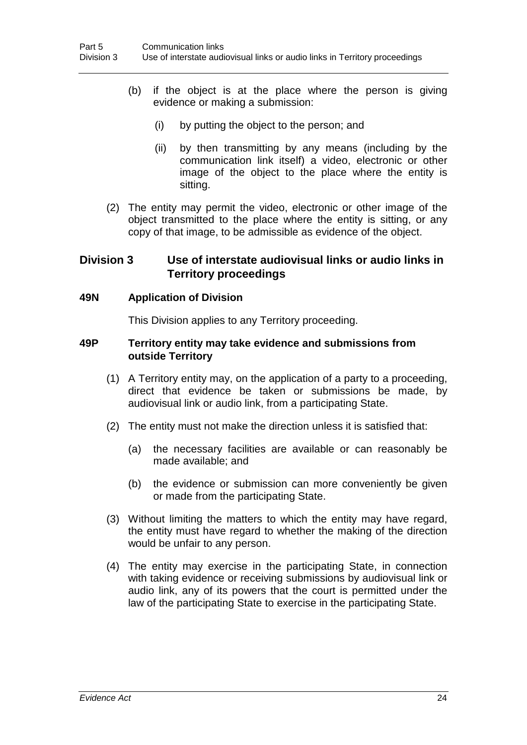(b) if the object is at the place where the person is giving evidence or making a submission:

   (i) by putting the object to the person; and

   (ii) by then transmitting by any means (including by the communication link itself) a video, electronic or other image of the object to the place where the entity is sitting.

(2) The entity may permit the video, electronic or other image of the object transmitted to the place where the entity is sitting, or any copy of that image, to be admissible as evidence of the object.

## Division 3 Use of interstate audiovisual links or audio links in Territory proceedings

### 49N Application of Division

This Division applies to any Territory proceeding.

### 49P Territory entity may take evidence and submissions from outside Territory

(1) A Territory entity may, on the application of a party to a proceeding, direct that evidence be taken or submissions be made, by audiovisual link or audio link, from a participating State.

(2) The entity must not make the direction unless it is satisfied that:

   (a) the necessary facilities are available or can reasonably be made available; and

   (b) the evidence or submission can more conveniently be given or made from the participating State.

(3) Without limiting the matters to which the entity may have regard, the entity must have regard to whether the making of the direction would be unfair to any person.

(4) The entity may exercise in the participating State, in connection with taking evidence or receiving submissions by audiovisual link or audio link, any of its powers that the court is permitted under the law of the participating State to exercise in the participating State.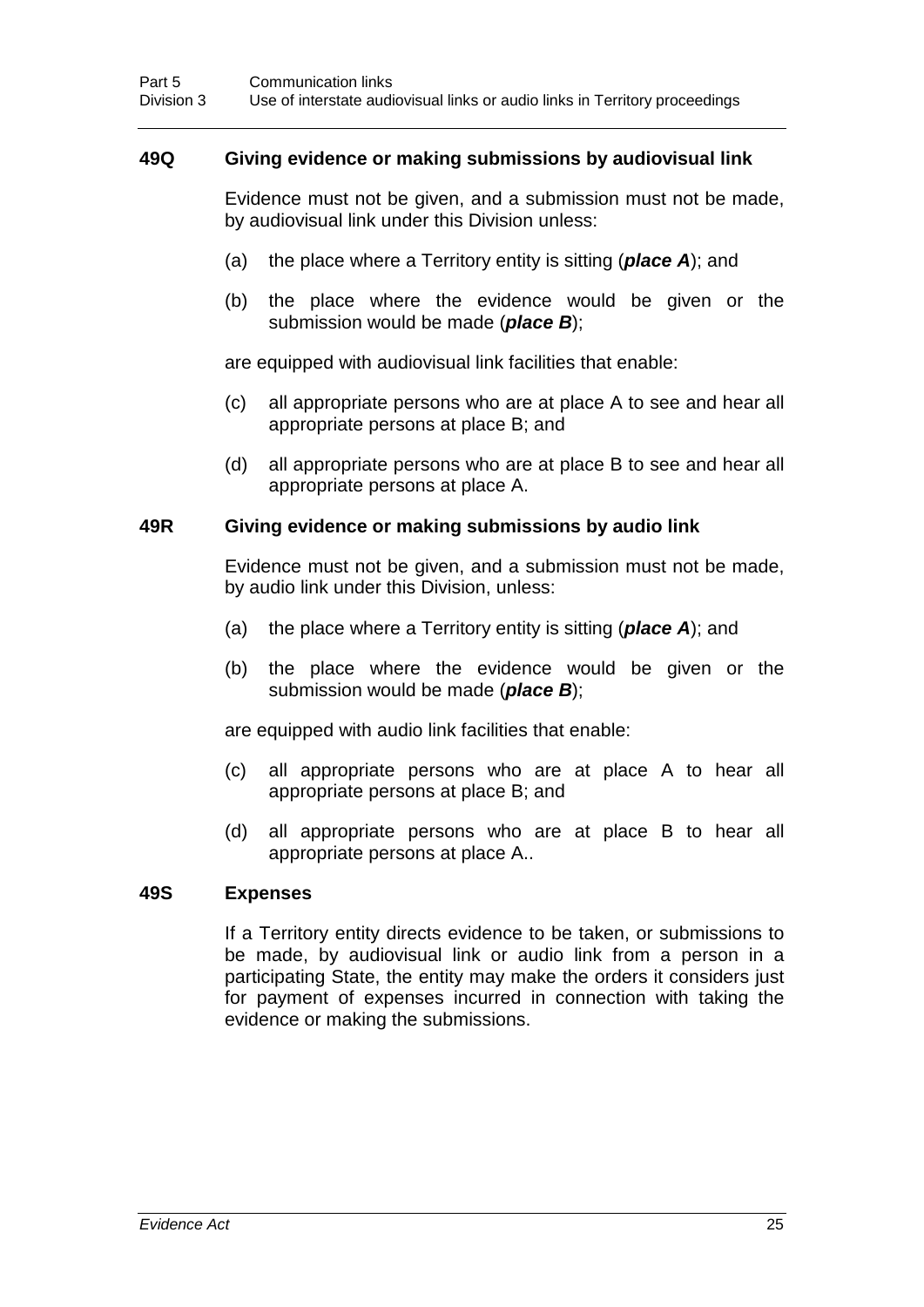### 49Q Giving evidence or making submissions by audiovisual link

Evidence must not be given, and a submission must not be made, by audiovisual link under this Division unless:

(a) the place where a Territory entity is sitting (***place A***); and

(b) the place where the evidence would be given or the submission would be made (***place B***);

are equipped with audiovisual link facilities that enable:

(c) all appropriate persons who are at place A to see and hear all appropriate persons at place B; and

(d) all appropriate persons who are at place B to see and hear all appropriate persons at place A.

### 49R Giving evidence or making submissions by audio link

Evidence must not be given, and a submission must not be made, by audio link under this Division, unless:

(a) the place where a Territory entity is sitting (***place A***); and

(b) the place where the evidence would be given or the submission would be made (***place B***);

are equipped with audio link facilities that enable:

(c) all appropriate persons who are at place A to hear all appropriate persons at place B; and

(d) all appropriate persons who are at place B to hear all appropriate persons at place A..

### 49S Expenses

If a Territory entity directs evidence to be taken, or submissions to be made, by audiovisual link or audio link from a person in a participating State, the entity may make the orders it considers just for payment of expenses incurred in connection with taking the evidence or making the submissions.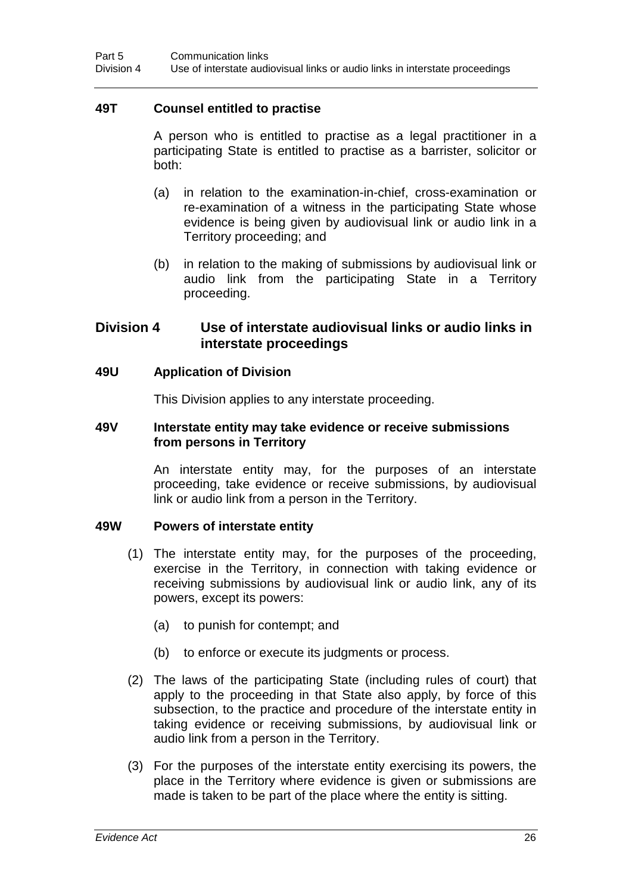### 49T Counsel entitled to practise

A person who is entitled to practise as a legal practitioner in a participating State is entitled to practise as a barrister, solicitor or both:

(a) in relation to the examination-in-chief, cross-examination or re-examination of a witness in the participating State whose evidence is being given by audiovisual link or audio link in a Territory proceeding; and

(b) in relation to the making of submissions by audiovisual link or audio link from the participating State in a Territory proceeding.

## Division 4 Use of interstate audiovisual links or audio links in interstate proceedings

### 49U Application of Division

This Division applies to any interstate proceeding.

### 49V Interstate entity may take evidence or receive submissions from persons in Territory

An interstate entity may, for the purposes of an interstate proceeding, take evidence or receive submissions, by audiovisual link or audio link from a person in the Territory.

### 49W Powers of interstate entity

(1) The interstate entity may, for the purposes of the proceeding, exercise in the Territory, in connection with taking evidence or receiving submissions by audiovisual link or audio link, any of its powers, except its powers:

(a) to punish for contempt; and

(b) to enforce or execute its judgments or process.

(2) The laws of the participating State (including rules of court) that apply to the proceeding in that State also apply, by force of this subsection, to the practice and procedure of the interstate entity in taking evidence or receiving submissions, by audiovisual link or audio link from a person in the Territory.

(3) For the purposes of the interstate entity exercising its powers, the place in the Territory where evidence is given or submissions are made is taken to be part of the place where the entity is sitting.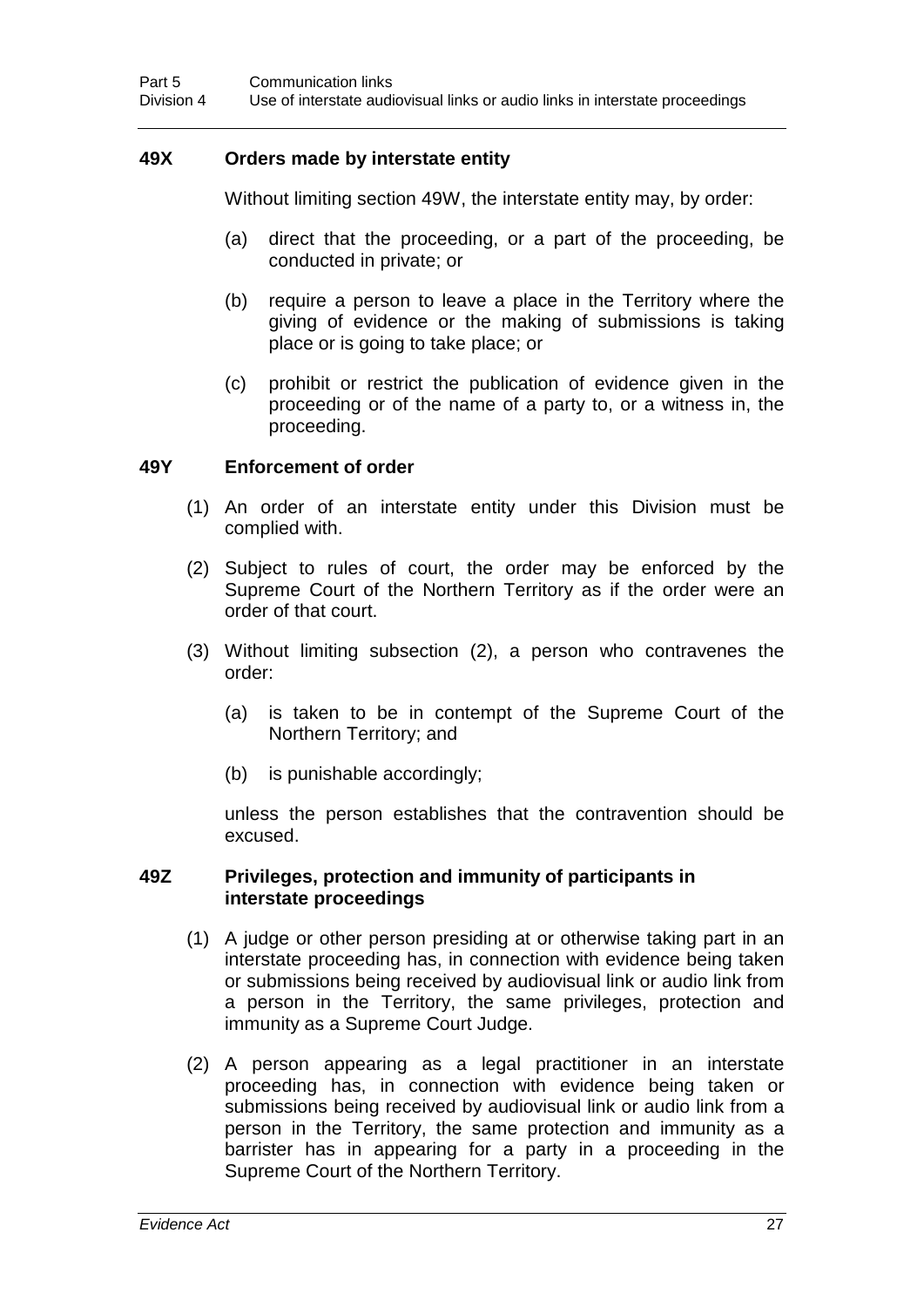### 49X Orders made by interstate entity

Without limiting section 49W, the interstate entity may, by order:

(a) direct that the proceeding, or a part of the proceeding, be conducted in private; or

(b) require a person to leave a place in the Territory where the giving of evidence or the making of submissions is taking place or is going to take place; or

(c) prohibit or restrict the publication of evidence given in the proceeding or of the name of a party to, or a witness in, the proceeding.

### 49Y Enforcement of order

(1) An order of an interstate entity under this Division must be complied with.

(2) Subject to rules of court, the order may be enforced by the Supreme Court of the Northern Territory as if the order were an order of that court.

(3) Without limiting subsection (2), a person who contravenes the order:

(a) is taken to be in contempt of the Supreme Court of the Northern Territory; and

(b) is punishable accordingly;

unless the person establishes that the contravention should be excused.

### 49Z Privileges, protection and immunity of participants in interstate proceedings

(1) A judge or other person presiding at or otherwise taking part in an interstate proceeding has, in connection with evidence being taken or submissions being received by audiovisual link or audio link from a person in the Territory, the same privileges, protection and immunity as a Supreme Court Judge.

(2) A person appearing as a legal practitioner in an interstate proceeding has, in connection with evidence being taken or submissions being received by audiovisual link or audio link from a person in the Territory, the same protection and immunity as a barrister has in appearing for a party in a proceeding in the Supreme Court of the Northern Territory.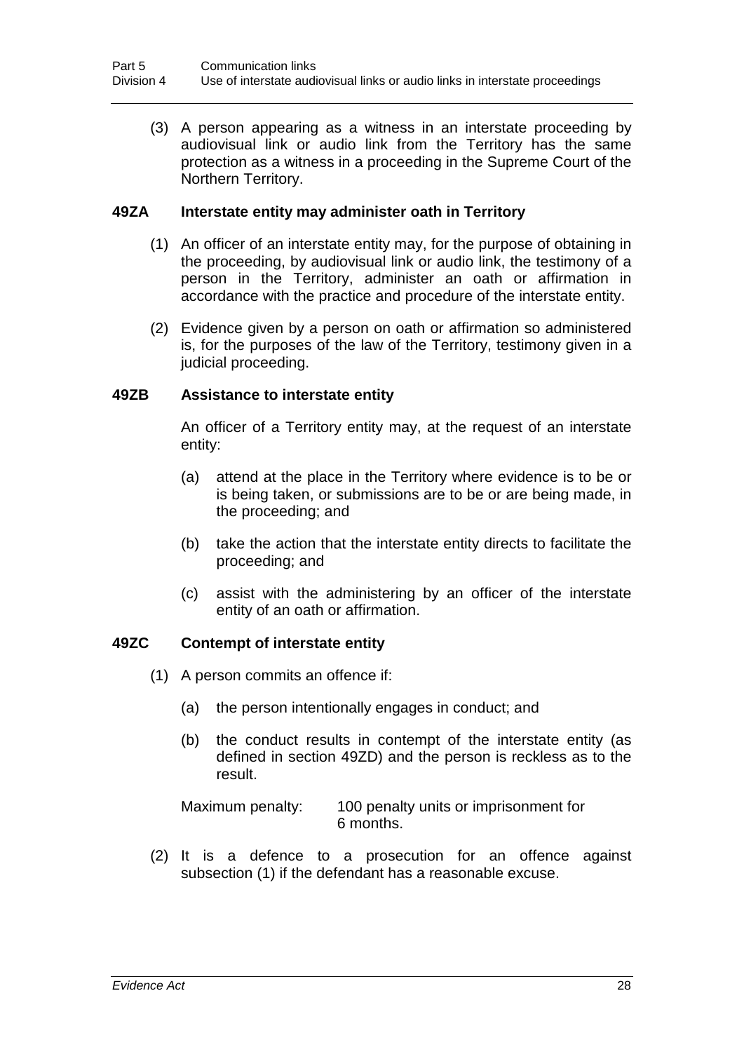(3) A person appearing as a witness in an interstate proceeding by audiovisual link or audio link from the Territory has the same protection as a witness in a proceeding in the Supreme Court of the Northern Territory.

### 49ZA Interstate entity may administer oath in Territory

(1) An officer of an interstate entity may, for the purpose of obtaining in the proceeding, by audiovisual link or audio link, the testimony of a person in the Territory, administer an oath or affirmation in accordance with the practice and procedure of the interstate entity.

(2) Evidence given by a person on oath or affirmation so administered is, for the purposes of the law of the Territory, testimony given in a judicial proceeding.

### 49ZB Assistance to interstate entity

An officer of a Territory entity may, at the request of an interstate entity:

(a) attend at the place in the Territory where evidence is to be or is being taken, or submissions are to be or are being made, in the proceeding; and

(b) take the action that the interstate entity directs to facilitate the proceeding; and

(c) assist with the administering by an officer of the interstate entity of an oath or affirmation.

### 49ZC Contempt of interstate entity

(1) A person commits an offence if:

(a) the person intentionally engages in conduct; and

(b) the conduct results in contempt of the interstate entity (as defined in section 49ZD) and the person is reckless as to the result.

Maximum penalty: 100 penalty units or imprisonment for 6 months.

(2) It is a defence to a prosecution for an offence against subsection (1) if the defendant has a reasonable excuse.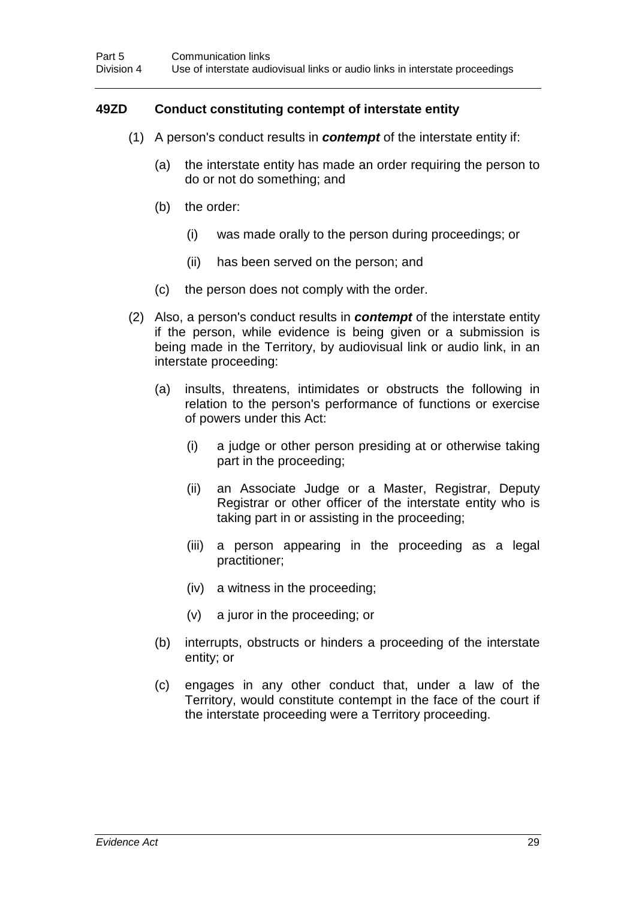### 49ZD Conduct constituting contempt of interstate entity

(1) A person's conduct results in ***contempt*** of the interstate entity if:

(a) the interstate entity has made an order requiring the person to do or not do something; and

(b) the order:

(i) was made orally to the person during proceedings; or

(ii) has been served on the person; and

(c) the person does not comply with the order.

(2) Also, a person's conduct results in ***contempt*** of the interstate entity if the person, while evidence is being given or a submission is being made in the Territory, by audiovisual link or audio link, in an interstate proceeding:

(a) insults, threatens, intimidates or obstructs the following in relation to the person's performance of functions or exercise of powers under this Act:

(i) a judge or other person presiding at or otherwise taking part in the proceeding;

(ii) an Associate Judge or a Master, Registrar, Deputy Registrar or other officer of the interstate entity who is taking part in or assisting in the proceeding;

(iii) a person appearing in the proceeding as a legal practitioner;

(iv) a witness in the proceeding;

(v) a juror in the proceeding; or

(b) interrupts, obstructs or hinders a proceeding of the interstate entity; or

(c) engages in any other conduct that, under a law of the Territory, would constitute contempt in the face of the court if the interstate proceeding were a Territory proceeding.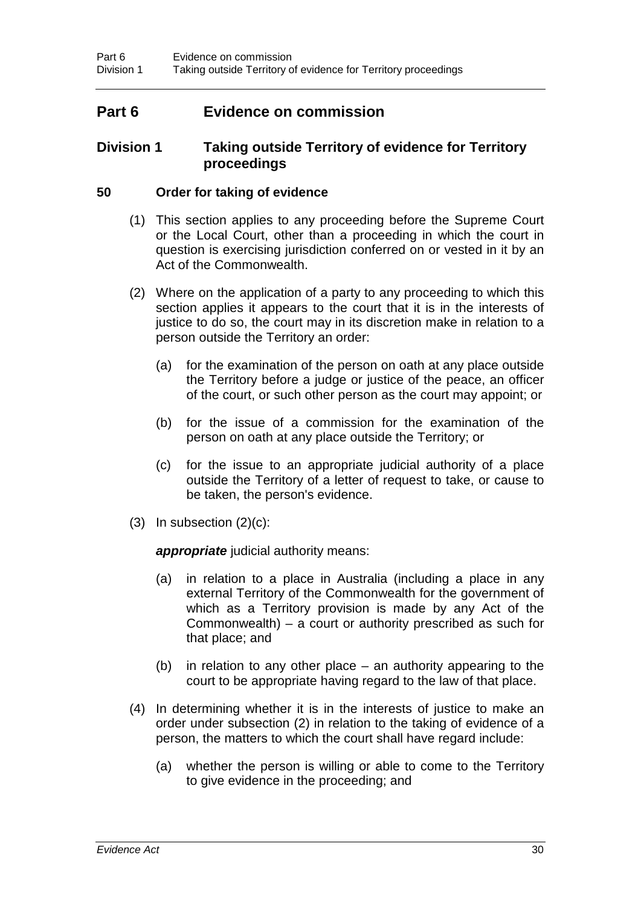# Part 6 Evidence on commission

## Division 1 Taking outside Territory of evidence for Territory proceedings

### 50 Order for taking of evidence

(1) This section applies to any proceeding before the Supreme Court or the Local Court, other than a proceeding in which the court in question is exercising jurisdiction conferred on or vested in it by an Act of the Commonwealth.

(2) Where on the application of a party to any proceeding to which this section applies it appears to the court that it is in the interests of justice to do so, the court may in its discretion make in relation to a person outside the Territory an order:

- (a) for the examination of the person on oath at any place outside the Territory before a judge or justice of the peace, an officer of the court, or such other person as the court may appoint; or
- (b) for the issue of a commission for the examination of the person on oath at any place outside the Territory; or
- (c) for the issue to an appropriate judicial authority of a place outside the Territory of a letter of request to take, or cause to be taken, the person's evidence.

(3) In subsection (2)(c):

***appropriate*** judicial authority means:

- (a) in relation to a place in Australia (including a place in any external Territory of the Commonwealth for the government of which as a Territory provision is made by any Act of the Commonwealth) – a court or authority prescribed as such for that place; and
- (b) in relation to any other place – an authority appearing to the court to be appropriate having regard to the law of that place.

(4) In determining whether it is in the interests of justice to make an order under subsection (2) in relation to the taking of evidence of a person, the matters to which the court shall have regard include:

- (a) whether the person is willing or able to come to the Territory to give evidence in the proceeding; and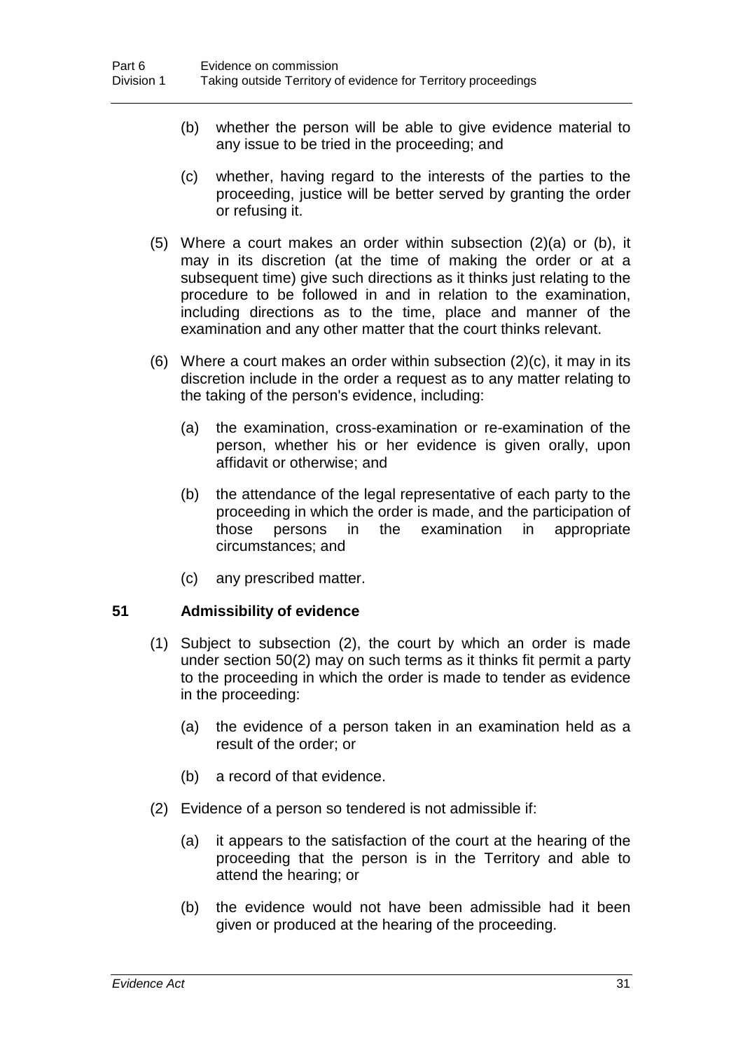(b) whether the person will be able to give evidence material to any issue to be tried in the proceeding; and

(c) whether, having regard to the interests of the parties to the proceeding, justice will be better served by granting the order or refusing it.

(5) Where a court makes an order within subsection (2)(a) or (b), it may in its discretion (at the time of making the order or at a subsequent time) give such directions as it thinks just relating to the procedure to be followed in and in relation to the examination, including directions as to the time, place and manner of the examination and any other matter that the court thinks relevant.

(6) Where a court makes an order within subsection (2)(c), it may in its discretion include in the order a request as to any matter relating to the taking of the person's evidence, including:

(a) the examination, cross-examination or re-examination of the person, whether his or her evidence is given orally, upon affidavit or otherwise; and

(b) the attendance of the legal representative of each party to the proceeding in which the order is made, and the participation of those persons in the examination in appropriate circumstances; and

(c) any prescribed matter.

### 51 Admissibility of evidence

(1) Subject to subsection (2), the court by which an order is made under section 50(2) may on such terms as it thinks fit permit a party to the proceeding in which the order is made to tender as evidence in the proceeding:

(a) the evidence of a person taken in an examination held as a result of the order; or

(b) a record of that evidence.

(2) Evidence of a person so tendered is not admissible if:

(a) it appears to the satisfaction of the court at the hearing of the proceeding that the person is in the Territory and able to attend the hearing; or

(b) the evidence would not have been admissible had it been given or produced at the hearing of the proceeding.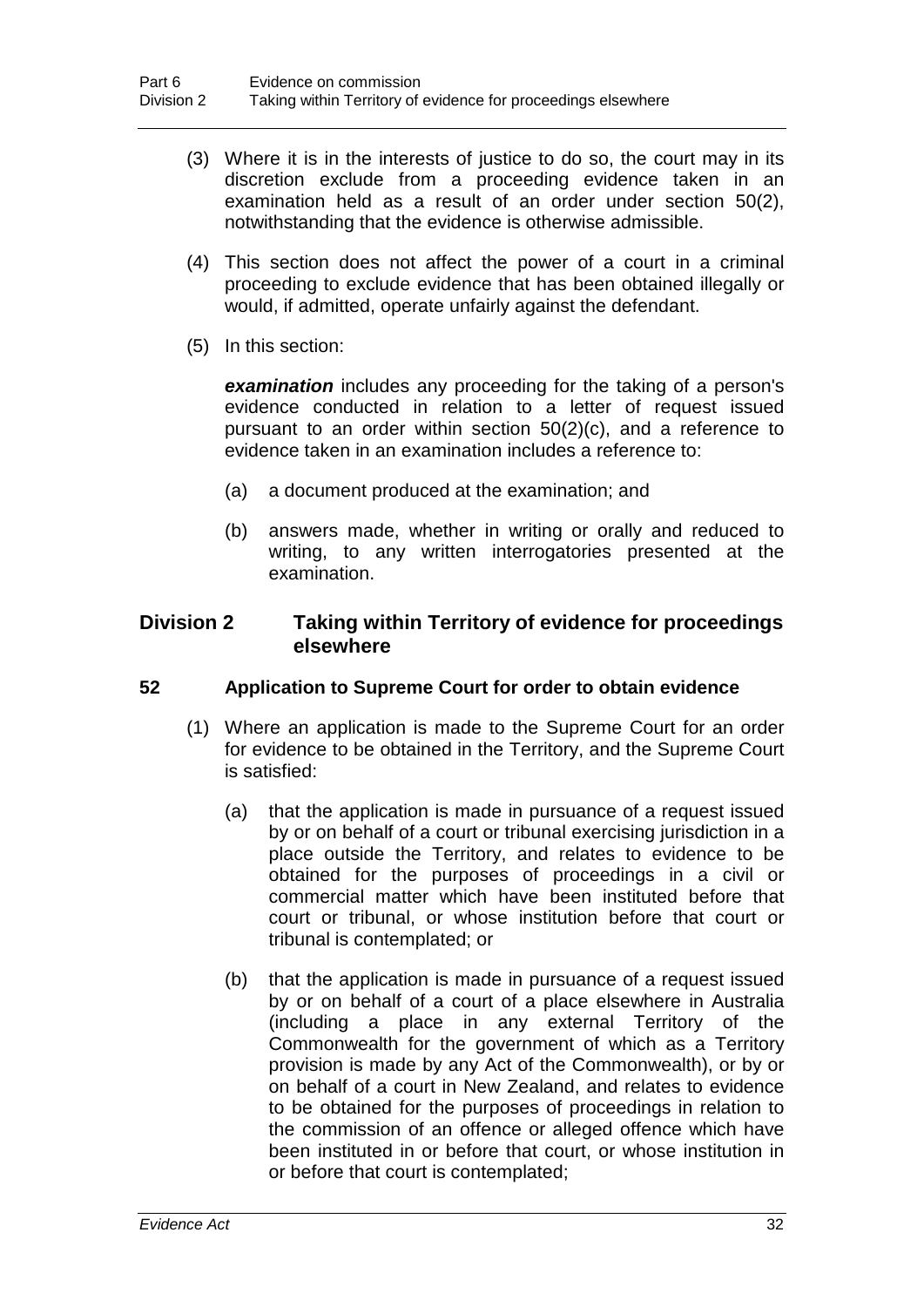(3) Where it is in the interests of justice to do so, the court may in its discretion exclude from a proceeding evidence taken in an examination held as a result of an order under section 50(2), notwithstanding that the evidence is otherwise admissible.

(4) This section does not affect the power of a court in a criminal proceeding to exclude evidence that has been obtained illegally or would, if admitted, operate unfairly against the defendant.

(5) In this section:

***examination*** includes any proceeding for the taking of a person's evidence conducted in relation to a letter of request issued pursuant to an order within section 50(2)(c), and a reference to evidence taken in an examination includes a reference to:

(a) a document produced at the examination; and

(b) answers made, whether in writing or orally and reduced to writing, to any written interrogatories presented at the examination.

## Division 2 Taking within Territory of evidence for proceedings elsewhere

### 52 Application to Supreme Court for order to obtain evidence

(1) Where an application is made to the Supreme Court for an order for evidence to be obtained in the Territory, and the Supreme Court is satisfied:

(a) that the application is made in pursuance of a request issued by or on behalf of a court or tribunal exercising jurisdiction in a place outside the Territory, and relates to evidence to be obtained for the purposes of proceedings in a civil or commercial matter which have been instituted before that court or tribunal, or whose institution before that court or tribunal is contemplated; or

(b) that the application is made in pursuance of a request issued by or on behalf of a court of a place elsewhere in Australia (including a place in any external Territory of the Commonwealth for the government of which as a Territory provision is made by any Act of the Commonwealth), or by or on behalf of a court in New Zealand, and relates to evidence to be obtained for the purposes of proceedings in relation to the commission of an offence or alleged offence which have been instituted in or before that court, or whose institution in or before that court is contemplated;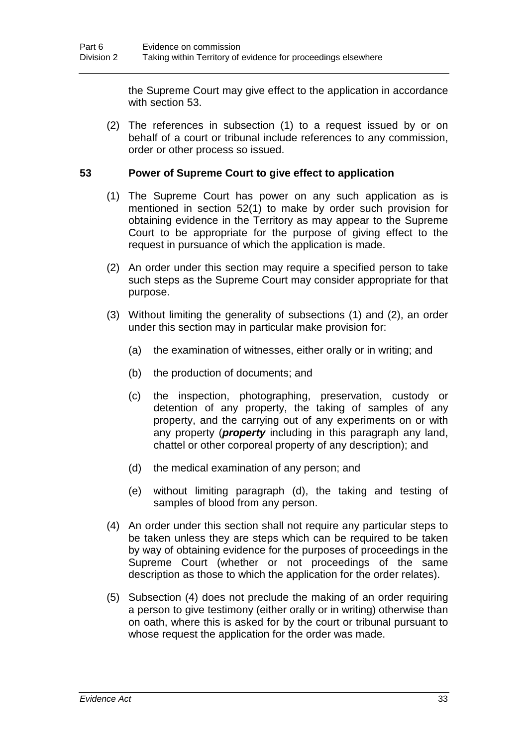the Supreme Court may give effect to the application in accordance with section 53.

(2) The references in subsection (1) to a request issued by or on behalf of a court or tribunal include references to any commission, order or other process so issued.

## 53 Power of Supreme Court to give effect to application

(1) The Supreme Court has power on any such application as is mentioned in section 52(1) to make by order such provision for obtaining evidence in the Territory as may appear to the Supreme Court to be appropriate for the purpose of giving effect to the request in pursuance of which the application is made.

(2) An order under this section may require a specified person to take such steps as the Supreme Court may consider appropriate for that purpose.

(3) Without limiting the generality of subsections (1) and (2), an order under this section may in particular make provision for:

(a) the examination of witnesses, either orally or in writing; and

(b) the production of documents; and

(c) the inspection, photographing, preservation, custody or detention of any property, the taking of samples of any property, and the carrying out of any experiments on or with any property (***property*** including in this paragraph any land, chattel or other corporeal property of any description); and

(d) the medical examination of any person; and

(e) without limiting paragraph (d), the taking and testing of samples of blood from any person.

(4) An order under this section shall not require any particular steps to be taken unless they are steps which can be required to be taken by way of obtaining evidence for the purposes of proceedings in the Supreme Court (whether or not proceedings of the same description as those to which the application for the order relates).

(5) Subsection (4) does not preclude the making of an order requiring a person to give testimony (either orally or in writing) otherwise than on oath, where this is asked for by the court or tribunal pursuant to whose request the application for the order was made.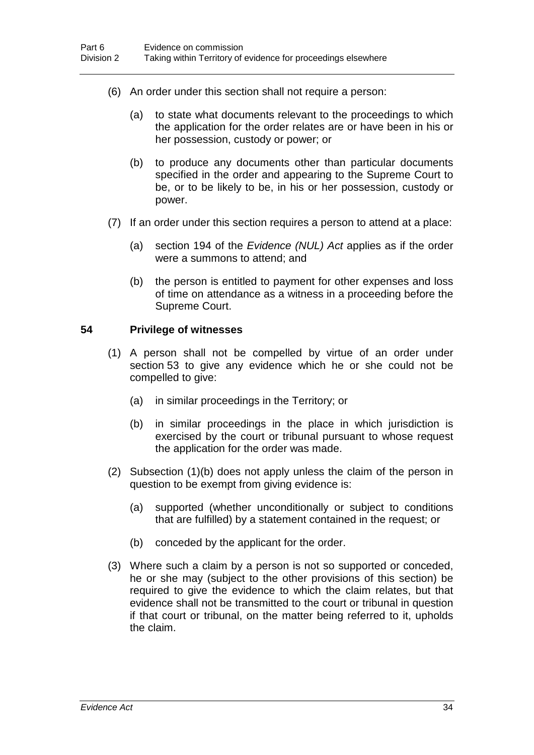(6) An order under this section shall not require a person:

(a) to state what documents relevant to the proceedings to which the application for the order relates are or have been in his or her possession, custody or power; or

(b) to produce any documents other than particular documents specified in the order and appearing to the Supreme Court to be, or to be likely to be, in his or her possession, custody or power.

(7) If an order under this section requires a person to attend at a place:

(a) section 194 of the *Evidence (NUL) Act* applies as if the order were a summons to attend; and

(b) the person is entitled to payment for other expenses and loss of time on attendance as a witness in a proceeding before the Supreme Court.

### 54 Privilege of witnesses

(1) A person shall not be compelled by virtue of an order under section 53 to give any evidence which he or she could not be compelled to give:

(a) in similar proceedings in the Territory; or

(b) in similar proceedings in the place in which jurisdiction is exercised by the court or tribunal pursuant to whose request the application for the order was made.

(2) Subsection (1)(b) does not apply unless the claim of the person in question to be exempt from giving evidence is:

(a) supported (whether unconditionally or subject to conditions that are fulfilled) by a statement contained in the request; or

(b) conceded by the applicant for the order.

(3) Where such a claim by a person is not so supported or conceded, he or she may (subject to the other provisions of this section) be required to give the evidence to which the claim relates, but that evidence shall not be transmitted to the court or tribunal in question if that court or tribunal, on the matter being referred to it, upholds the claim.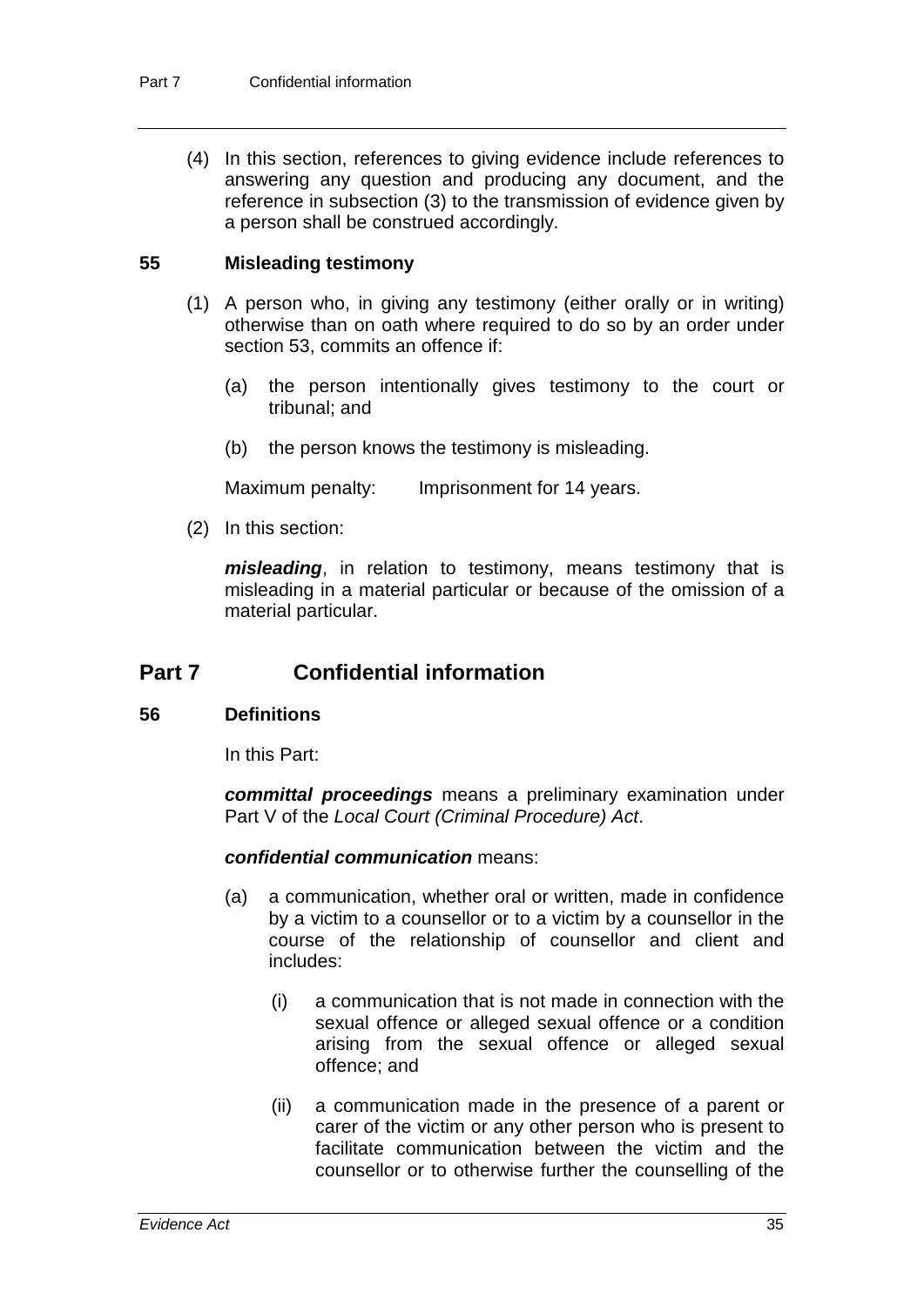(4) In this section, references to giving evidence include references to answering any question and producing any document, and the reference in subsection (3) to the transmission of evidence given by a person shall be construed accordingly.

### 55 Misleading testimony

(1) A person who, in giving any testimony (either orally or in writing) otherwise than on oath where required to do so by an order under section 53, commits an offence if:

(a) the person intentionally gives testimony to the court or tribunal; and

(b) the person knows the testimony is misleading.

Maximum penalty: Imprisonment for 14 years.

(2) In this section:

***misleading***, in relation to testimony, means testimony that is misleading in a material particular or because of the omission of a material particular.

## Part 7 Confidential information

### 56 Definitions

In this Part:

***committal proceedings*** means a preliminary examination under Part V of the *Local Court (Criminal Procedure) Act*.

***confidential communication*** means:

(a) a communication, whether oral or written, made in confidence by a victim to a counsellor or to a victim by a counsellor in the course of the relationship of counsellor and client and includes:

(i) a communication that is not made in connection with the sexual offence or alleged sexual offence or a condition arising from the sexual offence or alleged sexual offence; and

(ii) a communication made in the presence of a parent or carer of the victim or any other person who is present to facilitate communication between the victim and the counsellor or to otherwise further the counselling of the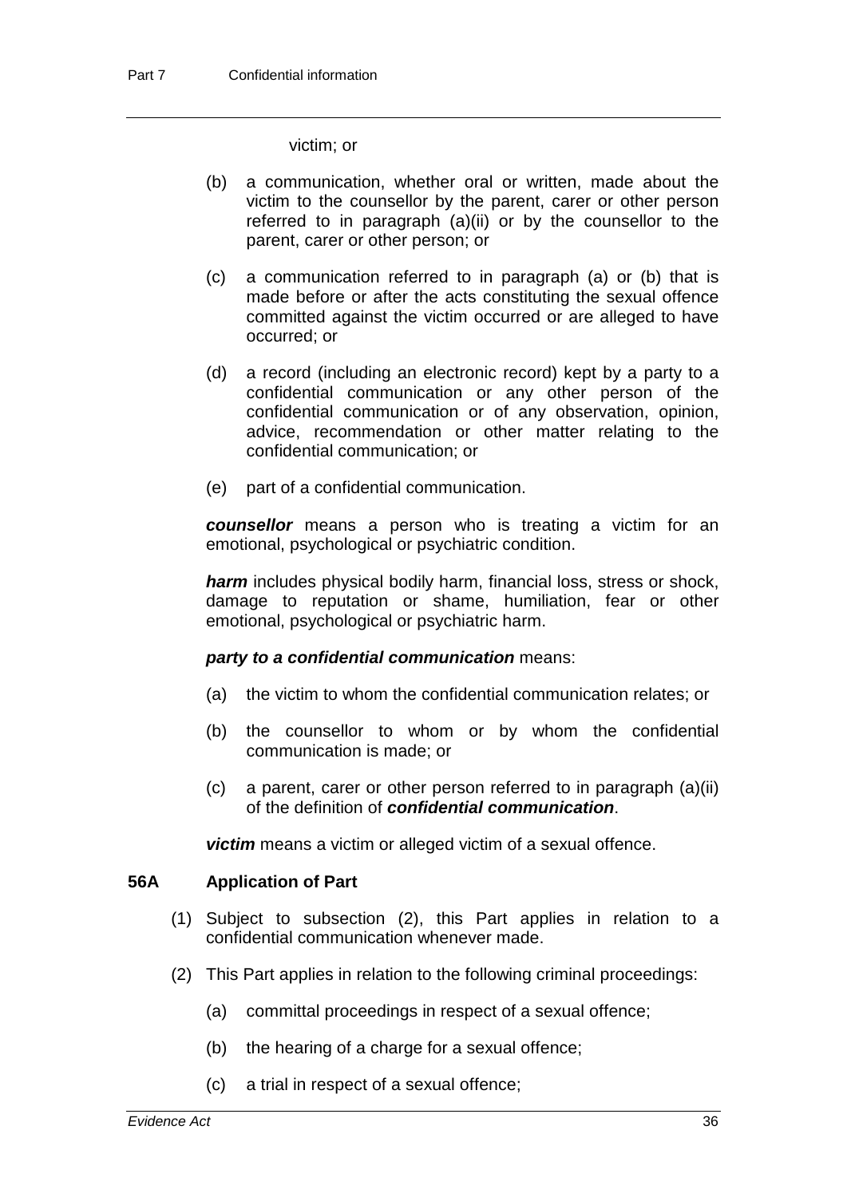victim; or

(b) a communication, whether oral or written, made about the victim to the counsellor by the parent, carer or other person referred to in paragraph (a)(ii) or by the counsellor to the parent, carer or other person; or

(c) a communication referred to in paragraph (a) or (b) that is made before or after the acts constituting the sexual offence committed against the victim occurred or are alleged to have occurred; or

(d) a record (including an electronic record) kept by a party to a confidential communication or any other person of the confidential communication or of any observation, opinion, advice, recommendation or other matter relating to the confidential communication; or

(e) part of a confidential communication.

***counsellor*** means a person who is treating a victim for an emotional, psychological or psychiatric condition.

***harm*** includes physical bodily harm, financial loss, stress or shock, damage to reputation or shame, humiliation, fear or other emotional, psychological or psychiatric harm.

***party to a confidential communication*** means:

(a) the victim to whom the confidential communication relates; or

(b) the counsellor to whom or by whom the confidential communication is made; or

(c) a parent, carer or other person referred to in paragraph (a)(ii) of the definition of ***confidential communication***.

***victim*** means a victim or alleged victim of a sexual offence.

### 56A Application of Part

(1) Subject to subsection (2), this Part applies in relation to a confidential communication whenever made.

(2) This Part applies in relation to the following criminal proceedings:

(a) committal proceedings in respect of a sexual offence;

(b) the hearing of a charge for a sexual offence;

(c) a trial in respect of a sexual offence;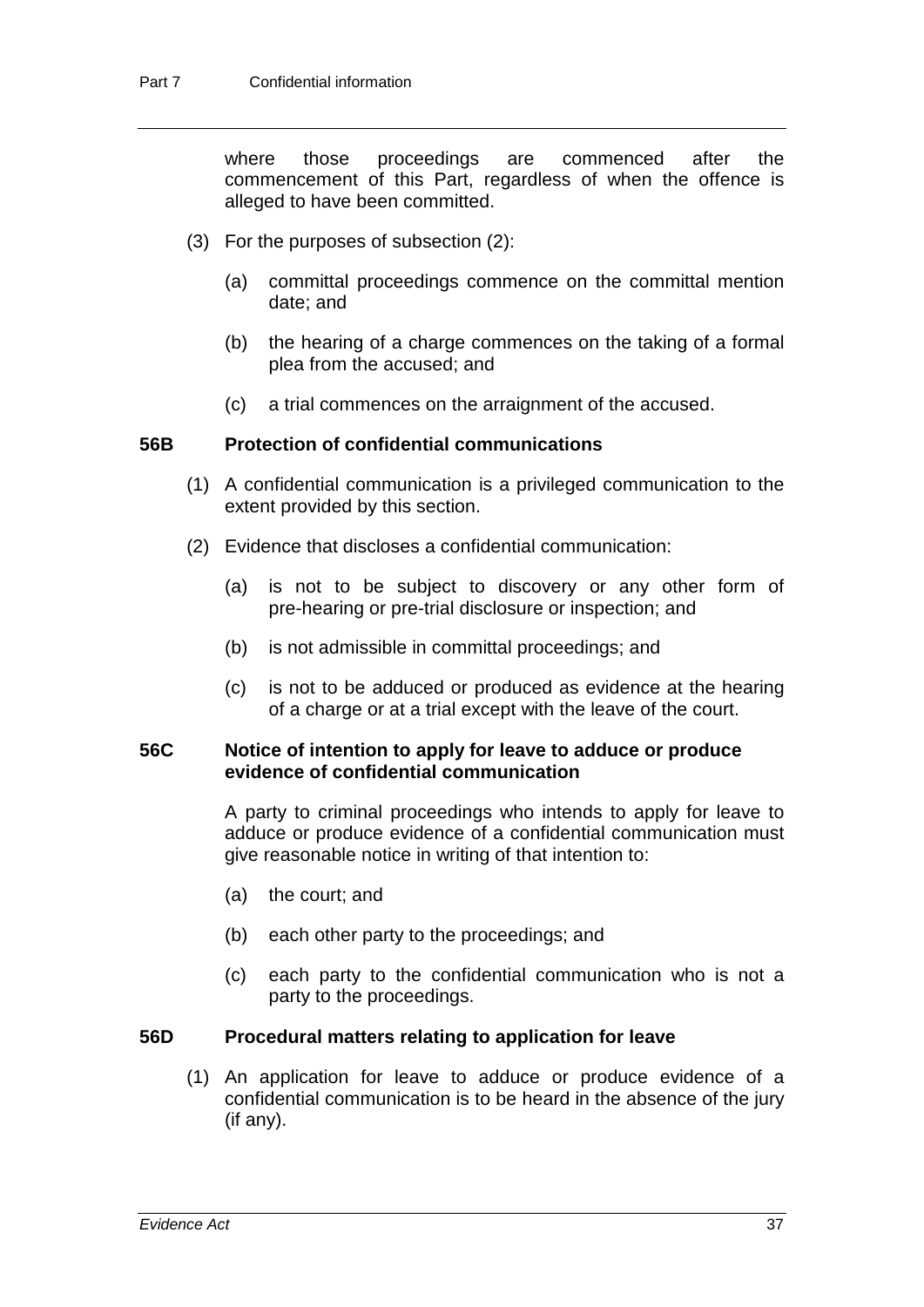where those proceedings are commenced after the commencement of this Part, regardless of when the offence is alleged to have been committed.

(3) For the purposes of subsection (2):

(a) committal proceedings commence on the committal mention date; and

(b) the hearing of a charge commences on the taking of a formal plea from the accused; and

(c) a trial commences on the arraignment of the accused.

### 56B Protection of confidential communications

(1) A confidential communication is a privileged communication to the extent provided by this section.

(2) Evidence that discloses a confidential communication:

(a) is not to be subject to discovery or any other form of pre-hearing or pre-trial disclosure or inspection; and

(b) is not admissible in committal proceedings; and

(c) is not to be adduced or produced as evidence at the hearing of a charge or at a trial except with the leave of the court.

### 56C Notice of intention to apply for leave to adduce or produce evidence of confidential communication

A party to criminal proceedings who intends to apply for leave to adduce or produce evidence of a confidential communication must give reasonable notice in writing of that intention to:

(a) the court; and

(b) each other party to the proceedings; and

(c) each party to the confidential communication who is not a party to the proceedings.

### 56D Procedural matters relating to application for leave

(1) An application for leave to adduce or produce evidence of a confidential communication is to be heard in the absence of the jury (if any).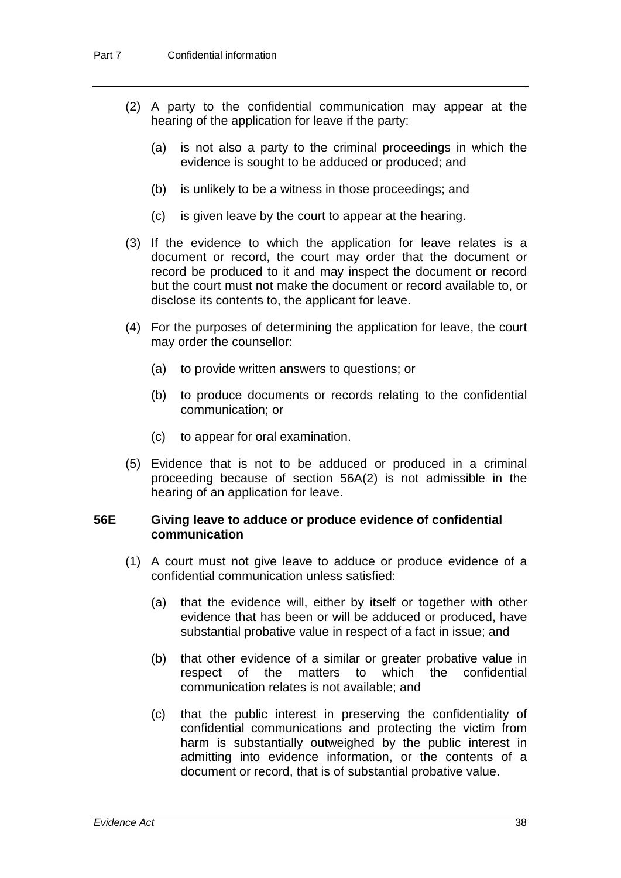(2) A party to the confidential communication may appear at the hearing of the application for leave if the party:

(a) is not also a party to the criminal proceedings in which the evidence is sought to be adduced or produced; and

(b) is unlikely to be a witness in those proceedings; and

(c) is given leave by the court to appear at the hearing.

(3) If the evidence to which the application for leave relates is a document or record, the court may order that the document or record be produced to it and may inspect the document or record but the court must not make the document or record available to, or disclose its contents to, the applicant for leave.

(4) For the purposes of determining the application for leave, the court may order the counsellor:

(a) to provide written answers to questions; or

(b) to produce documents or records relating to the confidential communication; or

(c) to appear for oral examination.

(5) Evidence that is not to be adduced or produced in a criminal proceeding because of section 56A(2) is not admissible in the hearing of an application for leave.

### 56E Giving leave to adduce or produce evidence of confidential communication

(1) A court must not give leave to adduce or produce evidence of a confidential communication unless satisfied:

(a) that the evidence will, either by itself or together with other evidence that has been or will be adduced or produced, have substantial probative value in respect of a fact in issue; and

(b) that other evidence of a similar or greater probative value in respect of the matters to which the confidential communication relates is not available; and

(c) that the public interest in preserving the confidentiality of confidential communications and protecting the victim from harm is substantially outweighed by the public interest in admitting into evidence information, or the contents of a document or record, that is of substantial probative value.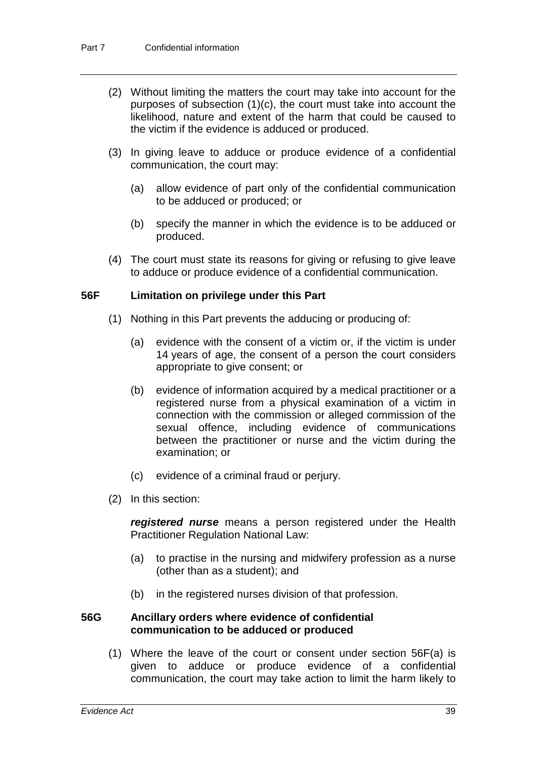(2) Without limiting the matters the court may take into account for the purposes of subsection (1)(c), the court must take into account the likelihood, nature and extent of the harm that could be caused to the victim if the evidence is adduced or produced.

(3) In giving leave to adduce or produce evidence of a confidential communication, the court may:

(a) allow evidence of part only of the confidential communication to be adduced or produced; or

(b) specify the manner in which the evidence is to be adduced or produced.

(4) The court must state its reasons for giving or refusing to give leave to adduce or produce evidence of a confidential communication.

### 56F Limitation on privilege under this Part

(1) Nothing in this Part prevents the adducing or producing of:

(a) evidence with the consent of a victim or, if the victim is under 14 years of age, the consent of a person the court considers appropriate to give consent; or

(b) evidence of information acquired by a medical practitioner or a registered nurse from a physical examination of a victim in connection with the commission or alleged commission of the sexual offence, including evidence of communications between the practitioner or nurse and the victim during the examination; or

(c) evidence of a criminal fraud or perjury.

(2) In this section:

***registered nurse*** means a person registered under the Health Practitioner Regulation National Law:

(a) to practise in the nursing and midwifery profession as a nurse (other than as a student); and

(b) in the registered nurses division of that profession.

### 56G Ancillary orders where evidence of confidential communication to be adduced or produced

(1) Where the leave of the court or consent under section 56F(a) is given to adduce or produce evidence of a confidential communication, the court may take action to limit the harm likely to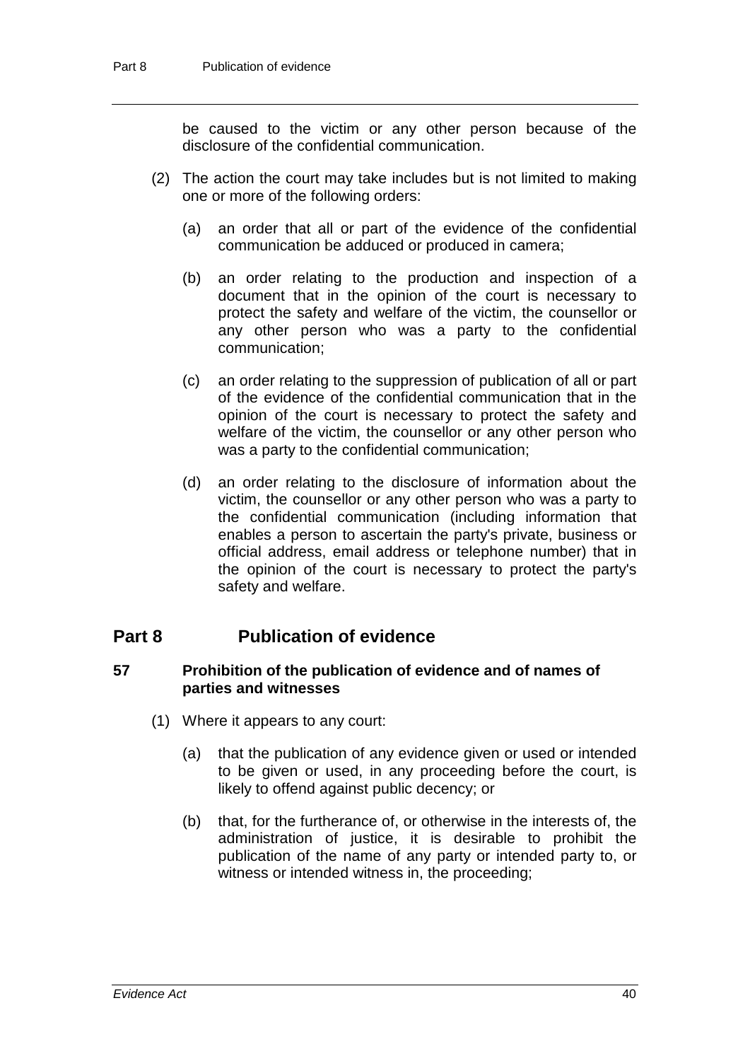be caused to the victim or any other person because of the disclosure of the confidential communication.

(2) The action the court may take includes but is not limited to making one or more of the following orders:

(a) an order that all or part of the evidence of the confidential communication be adduced or produced in camera;

(b) an order relating to the production and inspection of a document that in the opinion of the court is necessary to protect the safety and welfare of the victim, the counsellor or any other person who was a party to the confidential communication;

(c) an order relating to the suppression of publication of all or part of the evidence of the confidential communication that in the opinion of the court is necessary to protect the safety and welfare of the victim, the counsellor or any other person who was a party to the confidential communication;

(d) an order relating to the disclosure of information about the victim, the counsellor or any other person who was a party to the confidential communication (including information that enables a person to ascertain the party's private, business or official address, email address or telephone number) that in the opinion of the court is necessary to protect the party's safety and welfare.

## Part 8 Publication of evidence

### 57 Prohibition of the publication of evidence and of names of parties and witnesses

(1) Where it appears to any court:

(a) that the publication of any evidence given or used or intended to be given or used, in any proceeding before the court, is likely to offend against public decency; or

(b) that, for the furtherance of, or otherwise in the interests of, the administration of justice, it is desirable to prohibit the publication of the name of any party or intended party to, or witness or intended witness in, the proceeding;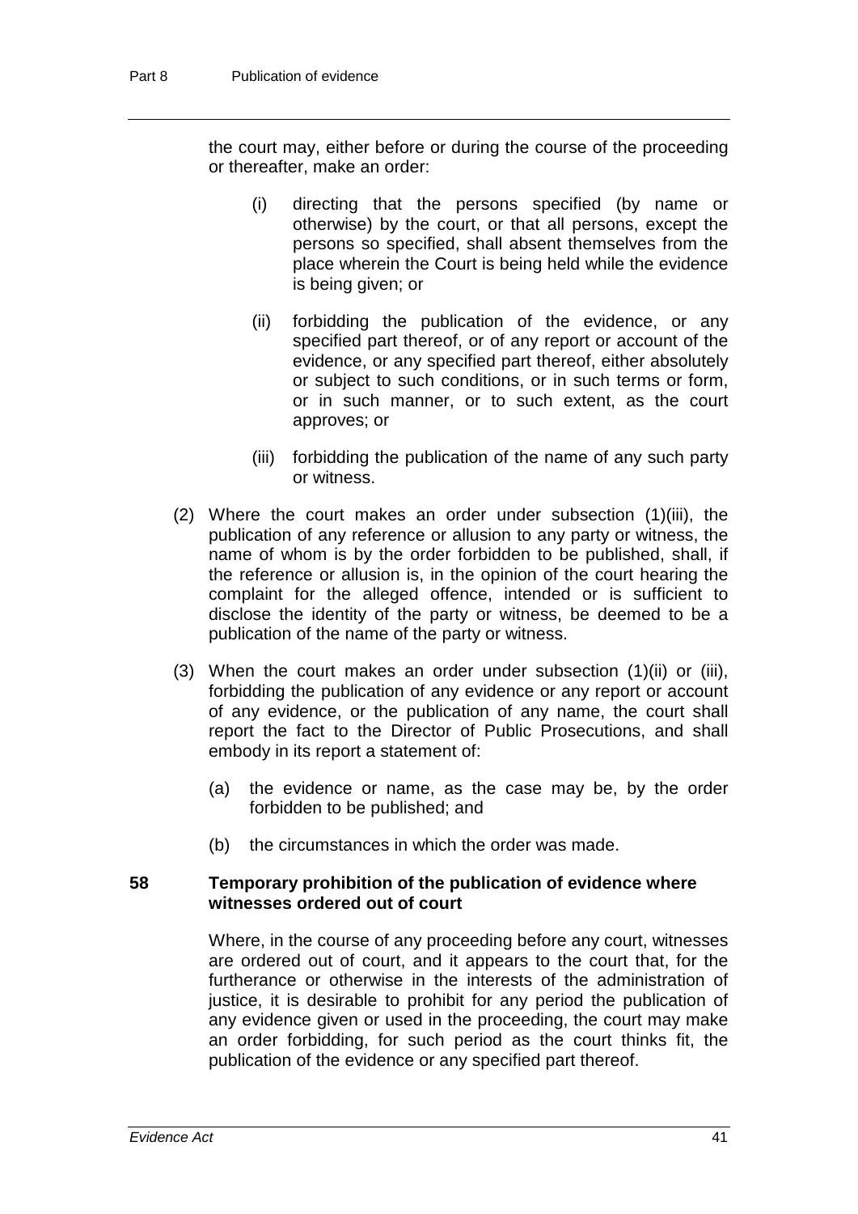the court may, either before or during the course of the proceeding or thereafter, make an order:

- (i) directing that the persons specified (by name or otherwise) by the court, or that all persons, except the persons so specified, shall absent themselves from the place wherein the Court is being held while the evidence is being given; or
- (ii) forbidding the publication of the evidence, or any specified part thereof, or of any report or account of the evidence, or any specified part thereof, either absolutely or subject to such conditions, or in such terms or form, or in such manner, or to such extent, as the court approves; or
- (iii) forbidding the publication of the name of any such party or witness.

(2) Where the court makes an order under subsection (1)(iii), the publication of any reference or allusion to any party or witness, the name of whom is by the order forbidden to be published, shall, if the reference or allusion is, in the opinion of the court hearing the complaint for the alleged offence, intended or is sufficient to disclose the identity of the party or witness, be deemed to be a publication of the name of the party or witness.

(3) When the court makes an order under subsection (1)(ii) or (iii), forbidding the publication of any evidence or any report or account of any evidence, or the publication of any name, the court shall report the fact to the Director of Public Prosecutions, and shall embody in its report a statement of:

- (a) the evidence or name, as the case may be, by the order forbidden to be published; and
- (b) the circumstances in which the order was made.

### 58 Temporary prohibition of the publication of evidence where witnesses ordered out of court

Where, in the course of any proceeding before any court, witnesses are ordered out of court, and it appears to the court that, for the furtherance or otherwise in the interests of the administration of justice, it is desirable to prohibit for any period the publication of any evidence given or used in the proceeding, the court may make an order forbidding, for such period as the court thinks fit, the publication of the evidence or any specified part thereof.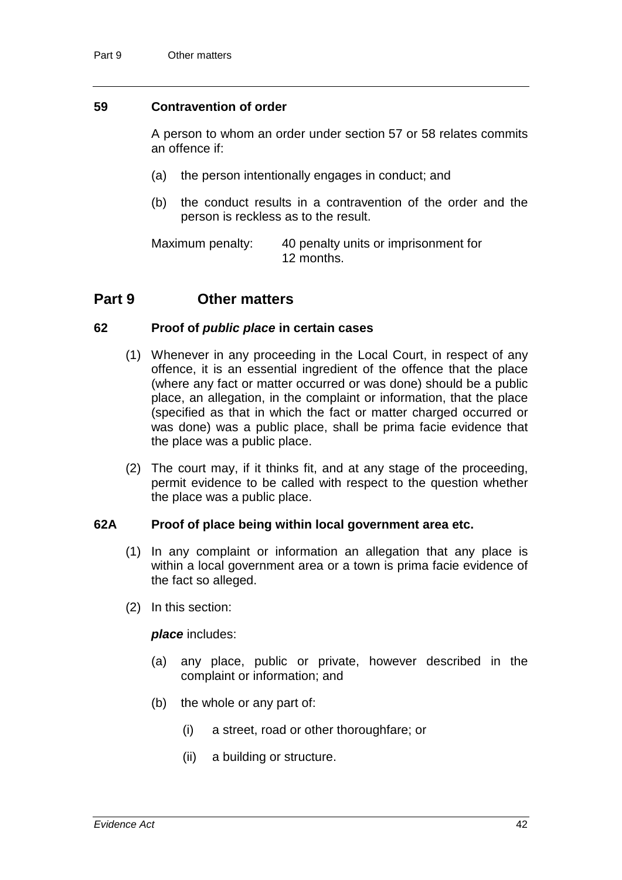### 59 Contravention of order

A person to whom an order under section 57 or 58 relates commits an offence if:

(a) the person intentionally engages in conduct; and

(b) the conduct results in a contravention of the order and the person is reckless as to the result.

Maximum penalty: 40 penalty units or imprisonment for 12 months.

## Part 9 Other matters

### 62 Proof of *public place* in certain cases

(1) Whenever in any proceeding in the Local Court, in respect of any offence, it is an essential ingredient of the offence that the place (where any fact or matter occurred or was done) should be a public place, an allegation, in the complaint or information, that the place (specified as that in which the fact or matter charged occurred or was done) was a public place, shall be prima facie evidence that the place was a public place.

(2) The court may, if it thinks fit, and at any stage of the proceeding, permit evidence to be called with respect to the question whether the place was a public place.

### 62A Proof of place being within local government area etc.

(1) In any complaint or information an allegation that any place is within a local government area or a town is prima facie evidence of the fact so alleged.

(2) In this section:

***place*** includes:

(a) any place, public or private, however described in the complaint or information; and

(b) the whole or any part of:

(i) a street, road or other thoroughfare; or

(ii) a building or structure.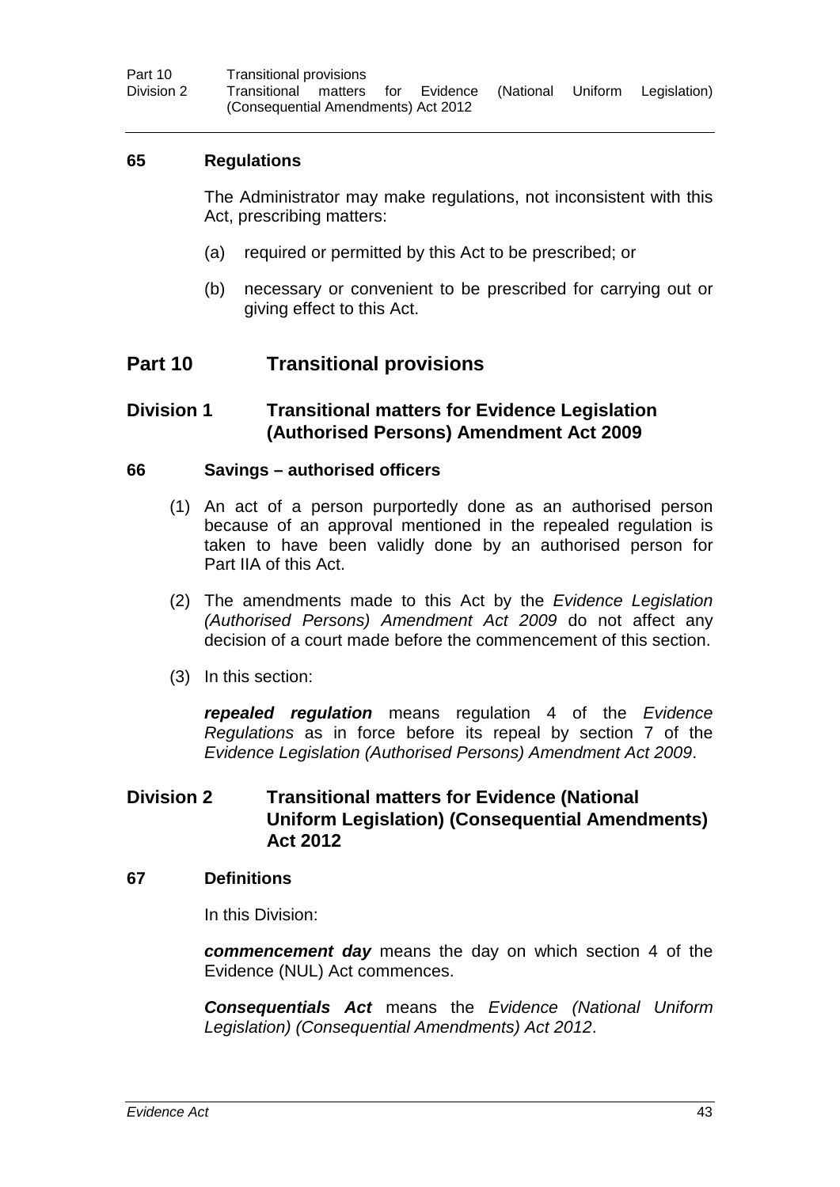### 65 Regulations

The Administrator may make regulations, not inconsistent with this Act, prescribing matters:

(a) required or permitted by this Act to be prescribed; or

(b) necessary or convenient to be prescribed for carrying out or giving effect to this Act.

## Part 10 Transitional provisions

### Division 1 Transitional matters for Evidence Legislation (Authorised Persons) Amendment Act 2009

### 66 Savings – authorised officers

(1) An act of a person purportedly done as an authorised person because of an approval mentioned in the repealed regulation is taken to have been validly done by an authorised person for Part IIA of this Act.

(2) The amendments made to this Act by the *Evidence Legislation (Authorised Persons) Amendment Act 2009* do not affect any decision of a court made before the commencement of this section.

(3) In this section:

***repealed regulation*** means regulation 4 of the *Evidence Regulations* as in force before its repeal by section 7 of the *Evidence Legislation (Authorised Persons) Amendment Act 2009*.

### Division 2 Transitional matters for Evidence (National Uniform Legislation) (Consequential Amendments) Act 2012

### 67 Definitions

In this Division:

***commencement day*** means the day on which section 4 of the Evidence (NUL) Act commences.

***Consequentials Act*** means the *Evidence (National Uniform Legislation) (Consequential Amendments) Act 2012*.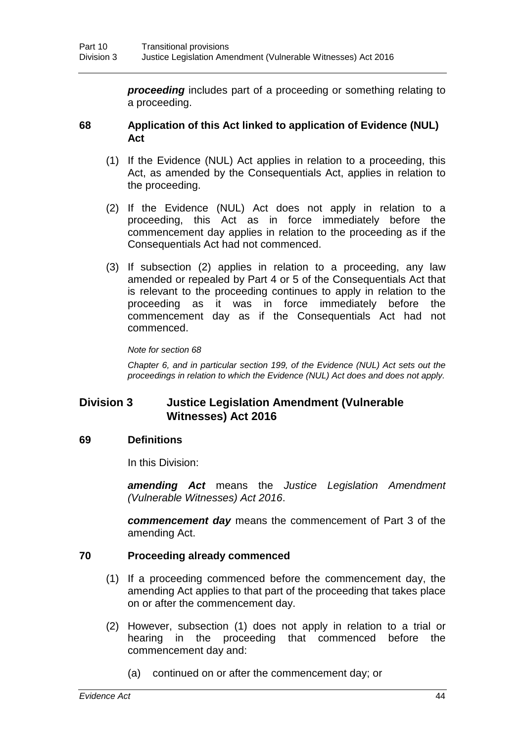***proceeding*** includes part of a proceeding or something relating to a proceeding.

### 68 Application of this Act linked to application of Evidence (NUL) Act

(1) If the Evidence (NUL) Act applies in relation to a proceeding, this Act, as amended by the Consequentials Act, applies in relation to the proceeding.

(2) If the Evidence (NUL) Act does not apply in relation to a proceeding, this Act as in force immediately before the commencement day applies in relation to the proceeding as if the Consequentials Act had not commenced.

(3) If subsection (2) applies in relation to a proceeding, any law amended or repealed by Part 4 or 5 of the Consequentials Act that is relevant to the proceeding continues to apply in relation to the proceeding as it was in force immediately before the commencement day as if the Consequentials Act had not commenced.

*Note for section 68*

*Chapter 6, and in particular section 199, of the Evidence (NUL) Act sets out the proceedings in relation to which the Evidence (NUL) Act does and does not apply.*

## Division 3 Justice Legislation Amendment (Vulnerable Witnesses) Act 2016

### 69 Definitions

In this Division:

***amending Act*** means the *Justice Legislation Amendment (Vulnerable Witnesses) Act 2016*.

***commencement day*** means the commencement of Part 3 of the amending Act.

### 70 Proceeding already commenced

(1) If a proceeding commenced before the commencement day, the amending Act applies to that part of the proceeding that takes place on or after the commencement day.

(2) However, subsection (1) does not apply in relation to a trial or hearing in the proceeding that commenced before the commencement day and:

(a) continued on or after the commencement day; or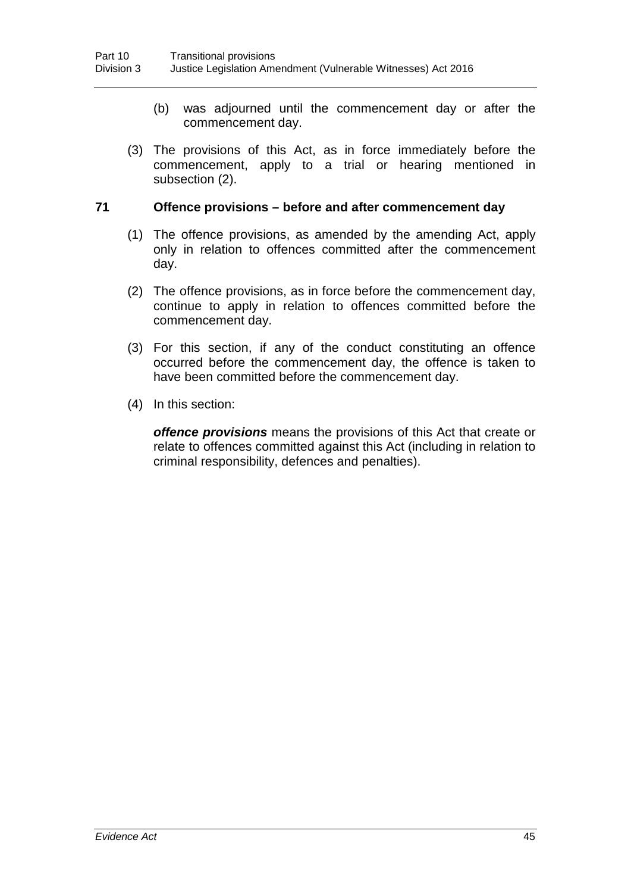(b) was adjourned until the commencement day or after the commencement day.

(3) The provisions of this Act, as in force immediately before the commencement, apply to a trial or hearing mentioned in subsection (2).

### 71 Offence provisions – before and after commencement day

(1) The offence provisions, as amended by the amending Act, apply only in relation to offences committed after the commencement day.

(2) The offence provisions, as in force before the commencement day, continue to apply in relation to offences committed before the commencement day.

(3) For this section, if any of the conduct constituting an offence occurred before the commencement day, the offence is taken to have been committed before the commencement day.

(4) In this section:

***offence provisions*** means the provisions of this Act that create or relate to offences committed against this Act (including in relation to criminal responsibility, defences and penalties).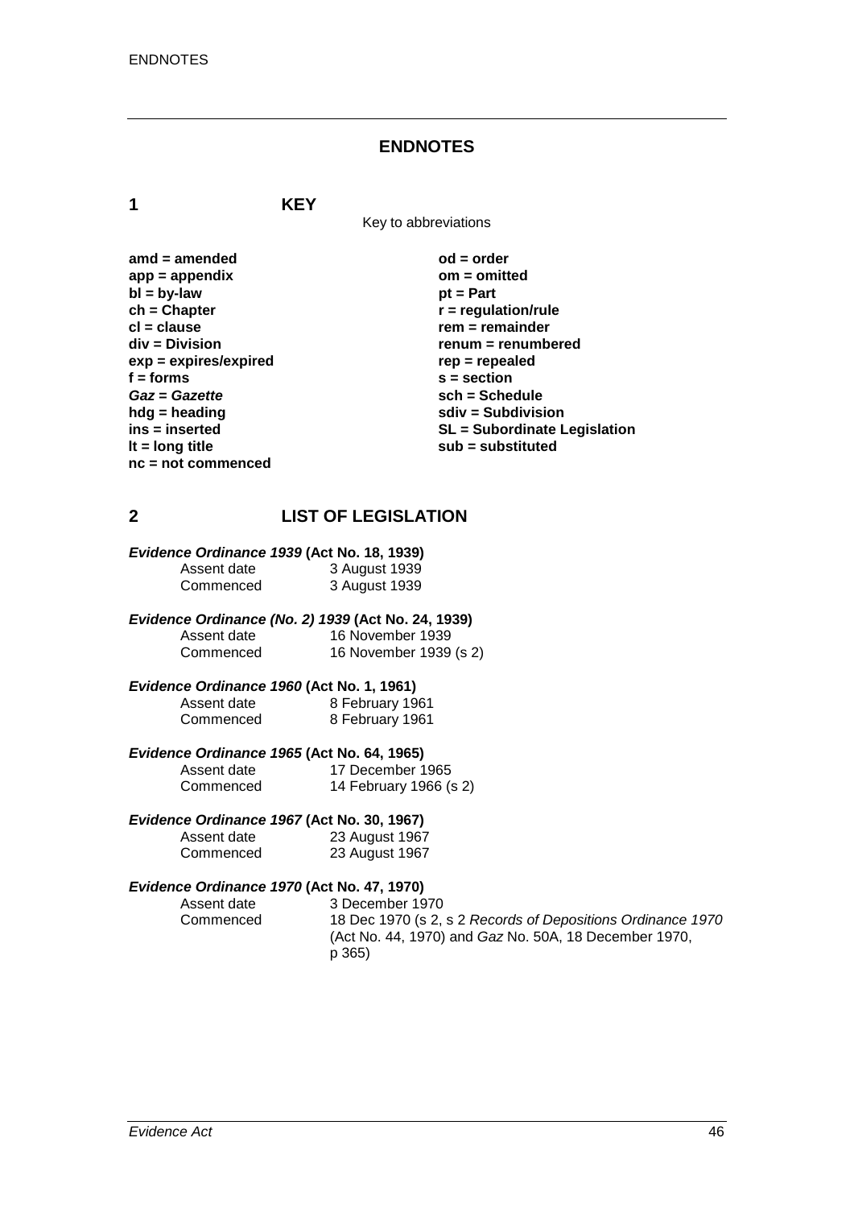# ENDNOTES

## 1 KEY

Key to abbreviations

**amd = amended**
**app = appendix**
**bl = by-law**
**ch = Chapter**
**cl = clause**
**div = Division**
**exp = expires/expired**
**f = forms**
***Gaz* = *Gazette***
**hdg = heading**
**ins = inserted**
**lt = long title**
**nc = not commenced**
**od = order**
**om = omitted**
**pt = Part**
**r = regulation/rule**
**rem = remainder**
**renum = renumbered**
**rep = repealed**
**s = section**
**sch = Schedule**
**sdiv = Subdivision**
**SL = Subordinate Legislation**
**sub = substituted**

## 2 LIST OF LEGISLATION

***Evidence Ordinance 1939* (Act No. 18, 1939)**
Assent date 3 August 1939
Commenced 3 August 1939

***Evidence Ordinance (No. 2) 1939* (Act No. 24, 1939)**
Assent date 16 November 1939
Commenced 16 November 1939 (s 2)

***Evidence Ordinance 1960* (Act No. 1, 1961)**
Assent date 8 February 1961
Commenced 8 February 1961

***Evidence Ordinance 1965* (Act No. 64, 1965)**
Assent date 17 December 1965
Commenced 14 February 1966 (s 2)

***Evidence Ordinance 1967* (Act No. 30, 1967)**
Assent date 23 August 1967
Commenced 23 August 1967

***Evidence Ordinance 1970* (Act No. 47, 1970)**
Assent date 3 December 1970
Commenced 18 Dec 1970 (s 2, s 2 *Records of Depositions Ordinance 1970* (Act No. 44, 1970) and *Gaz* No. 50A, 18 December 1970, p 365)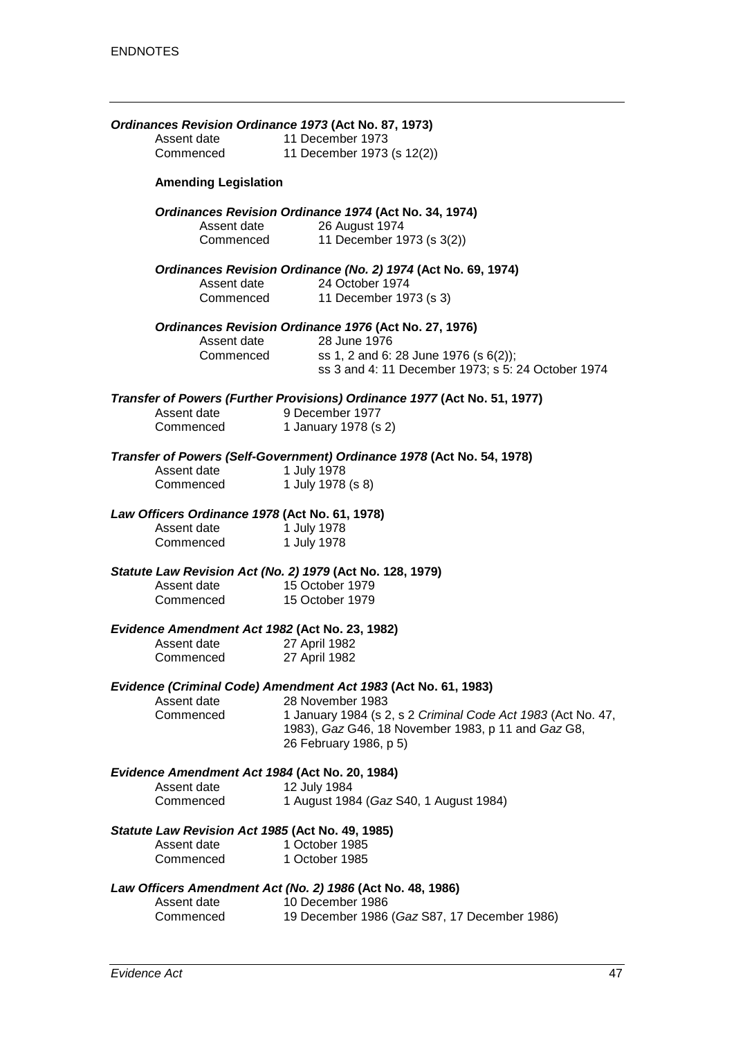ENDNOTES

***Ordinances Revision Ordinance 1973* (Act No. 87, 1973)**

Assent date 11 December 1973
Commenced 11 December 1973 (s 12(2))

**Amending Legislation**

***Ordinances Revision Ordinance 1974* (Act No. 34, 1974)**

Assent date 26 August 1974
Commenced 11 December 1973 (s 3(2))

***Ordinances Revision Ordinance (No. 2) 1974* (Act No. 69, 1974)**

Assent date 24 October 1974
Commenced 11 December 1973 (s 3)

***Ordinances Revision Ordinance 1976* (Act No. 27, 1976)**

Assent date 28 June 1976
Commenced ss 1, 2 and 6: 28 June 1976 (s 6(2)); ss 3 and 4: 11 December 1973; s 5: 24 October 1974

***Transfer of Powers (Further Provisions) Ordinance 1977* (Act No. 51, 1977)**

Assent date 9 December 1977
Commenced 1 January 1978 (s 2)

***Transfer of Powers (Self-Government) Ordinance 1978* (Act No. 54, 1978)**

Assent date 1 July 1978
Commenced 1 July 1978 (s 8)

***Law Officers Ordinance 1978* (Act No. 61, 1978)**

Assent date 1 July 1978
Commenced 1 July 1978

***Statute Law Revision Act (No. 2) 1979* (Act No. 128, 1979)**

Assent date 15 October 1979
Commenced 15 October 1979

***Evidence Amendment Act 1982* (Act No. 23, 1982)**

Assent date 27 April 1982
Commenced 27 April 1982

***Evidence (Criminal Code) Amendment Act 1983* (Act No. 61, 1983)**

Assent date 28 November 1983
Commenced 1 January 1984 (s 2, s 2 *Criminal Code Act 1983* (Act No. 47, 1983), *Gaz* G46, 18 November 1983, p 11 and *Gaz* G8, 26 February 1986, p 5)

***Evidence Amendment Act 1984* (Act No. 20, 1984)**

Assent date 12 July 1984
Commenced 1 August 1984 (*Gaz* S40, 1 August 1984)

***Statute Law Revision Act 1985* (Act No. 49, 1985)**

Assent date 1 October 1985
Commenced 1 October 1985

***Law Officers Amendment Act (No. 2) 1986* (Act No. 48, 1986)**

Assent date 10 December 1986
Commenced 19 December 1986 (*Gaz* S87, 17 December 1986)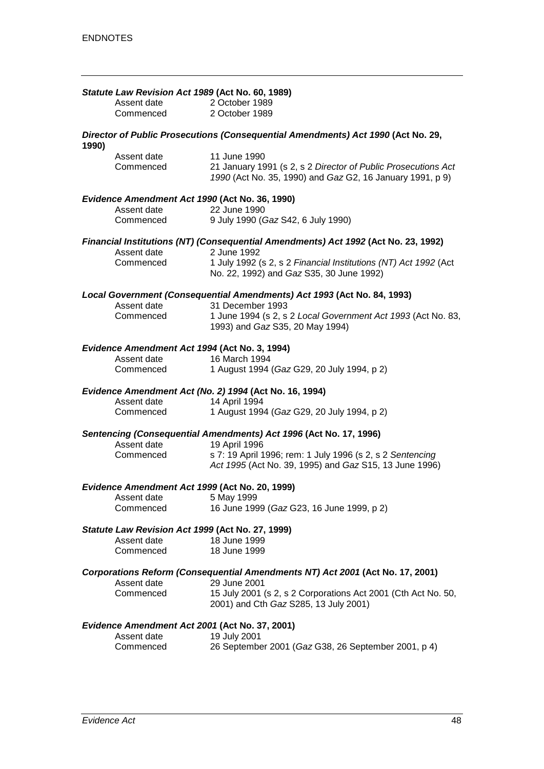***Statute Law Revision Act 1989* (Act No. 60, 1989)**

| | |
|---|---|
| Assent date | 2 October 1989 |
| Commenced | 2 October 1989 |

***Director of Public Prosecutions (Consequential Amendments) Act 1990* (Act No. 29, 1990)**

| | |
|---|---|
| Assent date | 11 June 1990 |
| Commenced | 21 January 1991 (s 2, s 2 *Director of Public Prosecutions Act 1990* (Act No. 35, 1990) and *Gaz* G2, 16 January 1991, p 9) |

***Evidence Amendment Act 1990* (Act No. 36, 1990)**

| | |
|---|---|
| Assent date | 22 June 1990 |
| Commenced | 9 July 1990 (*Gaz* S42, 6 July 1990) |

***Financial Institutions (NT) (Consequential Amendments) Act 1992* (Act No. 23, 1992)**

| | |
|---|---|
| Assent date | 2 June 1992 |
| Commenced | 1 July 1992 (s 2, s 2 *Financial Institutions (NT) Act 1992* (Act No. 22, 1992) and *Gaz* S35, 30 June 1992) |

***Local Government (Consequential Amendments) Act 1993* (Act No. 84, 1993)**

| | |
|---|---|
| Assent date | 31 December 1993 |
| Commenced | 1 June 1994 (s 2, s 2 *Local Government Act 1993* (Act No. 83, 1993) and *Gaz* S35, 20 May 1994) |

***Evidence Amendment Act 1994* (Act No. 3, 1994)**

| | |
|---|---|
| Assent date | 16 March 1994 |
| Commenced | 1 August 1994 (*Gaz* G29, 20 July 1994, p 2) |

***Evidence Amendment Act (No. 2) 1994* (Act No. 16, 1994)**

| | |
|---|---|
| Assent date | 14 April 1994 |
| Commenced | 1 August 1994 (*Gaz* G29, 20 July 1994, p 2) |

***Sentencing (Consequential Amendments) Act 1996* (Act No. 17, 1996)**

| | |
|---|---|
| Assent date | 19 April 1996 |
| Commenced | s 7: 19 April 1996; rem: 1 July 1996 (s 2, s 2 *Sentencing Act 1995* (Act No. 39, 1995) and *Gaz* S15, 13 June 1996) |

***Evidence Amendment Act 1999* (Act No. 20, 1999)**

| | |
|---|---|
| Assent date | 5 May 1999 |
| Commenced | 16 June 1999 (*Gaz* G23, 16 June 1999, p 2) |

***Statute Law Revision Act 1999* (Act No. 27, 1999)**

| | |
|---|---|
| Assent date | 18 June 1999 |
| Commenced | 18 June 1999 |

***Corporations Reform (Consequential Amendments NT) Act 2001* (Act No. 17, 2001)**

| | |
|---|---|
| Assent date | 29 June 2001 |
| Commenced | 15 July 2001 (s 2, s 2 Corporations Act 2001 (Cth Act No. 50, 2001) and Cth *Gaz* S285, 13 July 2001) |

***Evidence Amendment Act 2001* (Act No. 37, 2001)**

| | |
|---|---|
| Assent date | 19 July 2001 |
| Commenced | 26 September 2001 (*Gaz* G38, 26 September 2001, p 4) |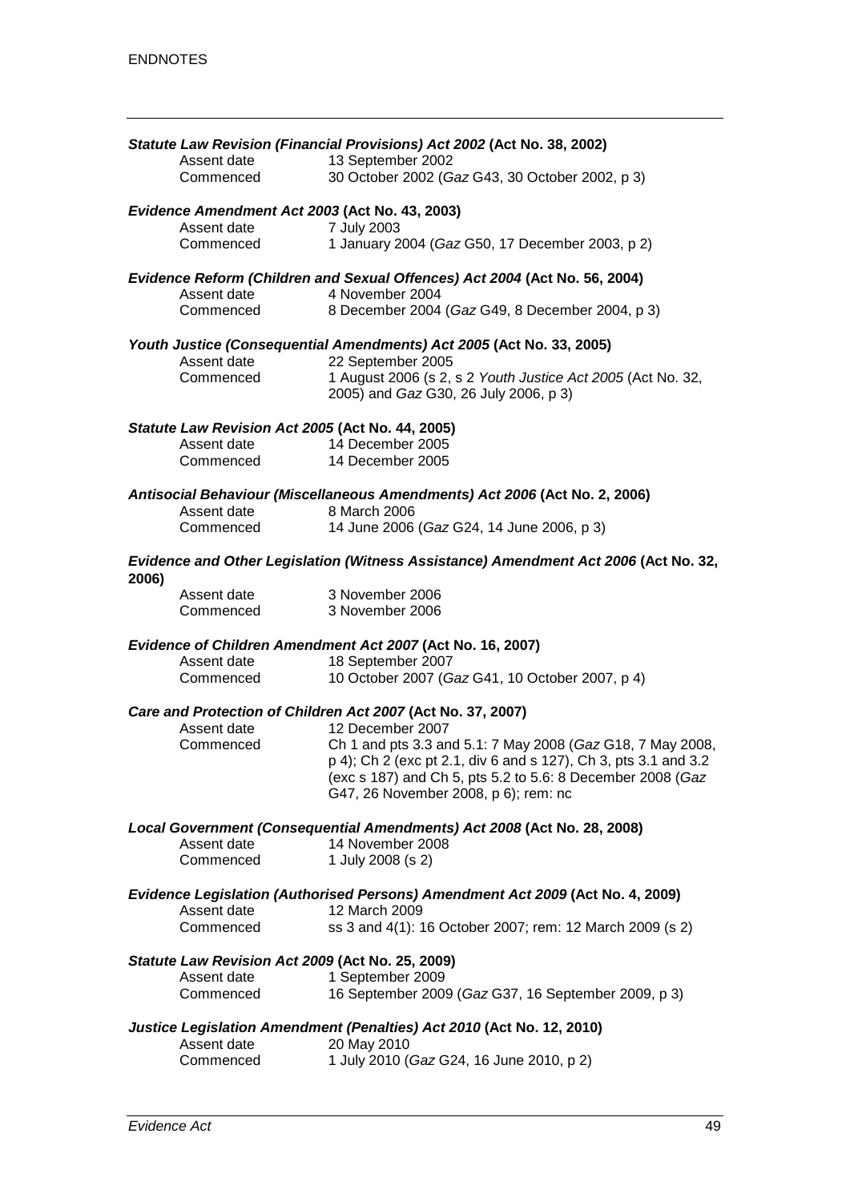***Statute Law Revision (Financial Provisions) Act 2002* (Act No. 38, 2002)**

| | |
|---|---|
| Assent date | 13 September 2002 |
| Commenced | 30 October 2002 (*Gaz* G43, 30 October 2002, p 3) |

***Evidence Amendment Act 2003* (Act No. 43, 2003)**

| | |
|---|---|
| Assent date | 7 July 2003 |
| Commenced | 1 January 2004 (*Gaz* G50, 17 December 2003, p 2) |

***Evidence Reform (Children and Sexual Offences) Act 2004* (Act No. 56, 2004)**

| | |
|---|---|
| Assent date | 4 November 2004 |
| Commenced | 8 December 2004 (*Gaz* G49, 8 December 2004, p 3) |

***Youth Justice (Consequential Amendments) Act 2005* (Act No. 33, 2005)**

| | |
|---|---|
| Assent date | 22 September 2005 |
| Commenced | 1 August 2006 (s 2, s 2 *Youth Justice Act 2005* (Act No. 32, 2005) and *Gaz* G30, 26 July 2006, p 3) |

***Statute Law Revision Act 2005* (Act No. 44, 2005)**

| | |
|---|---|
| Assent date | 14 December 2005 |
| Commenced | 14 December 2005 |

***Antisocial Behaviour (Miscellaneous Amendments) Act 2006* (Act No. 2, 2006)**

| | |
|---|---|
| Assent date | 8 March 2006 |
| Commenced | 14 June 2006 (*Gaz* G24, 14 June 2006, p 3) |

***Evidence and Other Legislation (Witness Assistance) Amendment Act 2006* (Act No. 32, 2006)**

| | |
|---|---|
| Assent date | 3 November 2006 |
| Commenced | 3 November 2006 |

***Evidence of Children Amendment Act 2007* (Act No. 16, 2007)**

| | |
|---|---|
| Assent date | 18 September 2007 |
| Commenced | 10 October 2007 (*Gaz* G41, 10 October 2007, p 4) |

***Care and Protection of Children Act 2007* (Act No. 37, 2007)**

| | |
|---|---|
| Assent date | 12 December 2007 |
| Commenced | Ch 1 and pts 3.3 and 5.1: 7 May 2008 (*Gaz* G18, 7 May 2008, p 4); Ch 2 (exc pt 2.1, div 6 and s 127), Ch 3, pts 3.1 and 3.2 (exc s 187) and Ch 5, pts 5.2 to 5.6: 8 December 2008 (*Gaz* G47, 26 November 2008, p 6); rem: nc |

***Local Government (Consequential Amendments) Act 2008* (Act No. 28, 2008)**

| | |
|---|---|
| Assent date | 14 November 2008 |
| Commenced | 1 July 2008 (s 2) |

***Evidence Legislation (Authorised Persons) Amendment Act 2009* (Act No. 4, 2009)**

| | |
|---|---|
| Assent date | 12 March 2009 |
| Commenced | ss 3 and 4(1): 16 October 2007; rem: 12 March 2009 (s 2) |

***Statute Law Revision Act 2009* (Act No. 25, 2009)**

| | |
|---|---|
| Assent date | 1 September 2009 |
| Commenced | 16 September 2009 (*Gaz* G37, 16 September 2009, p 3) |

***Justice Legislation Amendment (Penalties) Act 2010* (Act No. 12, 2010)**

| | |
|---|---|
| Assent date | 20 May 2010 |
| Commenced | 1 July 2010 (*Gaz* G24, 16 June 2010, p 2) |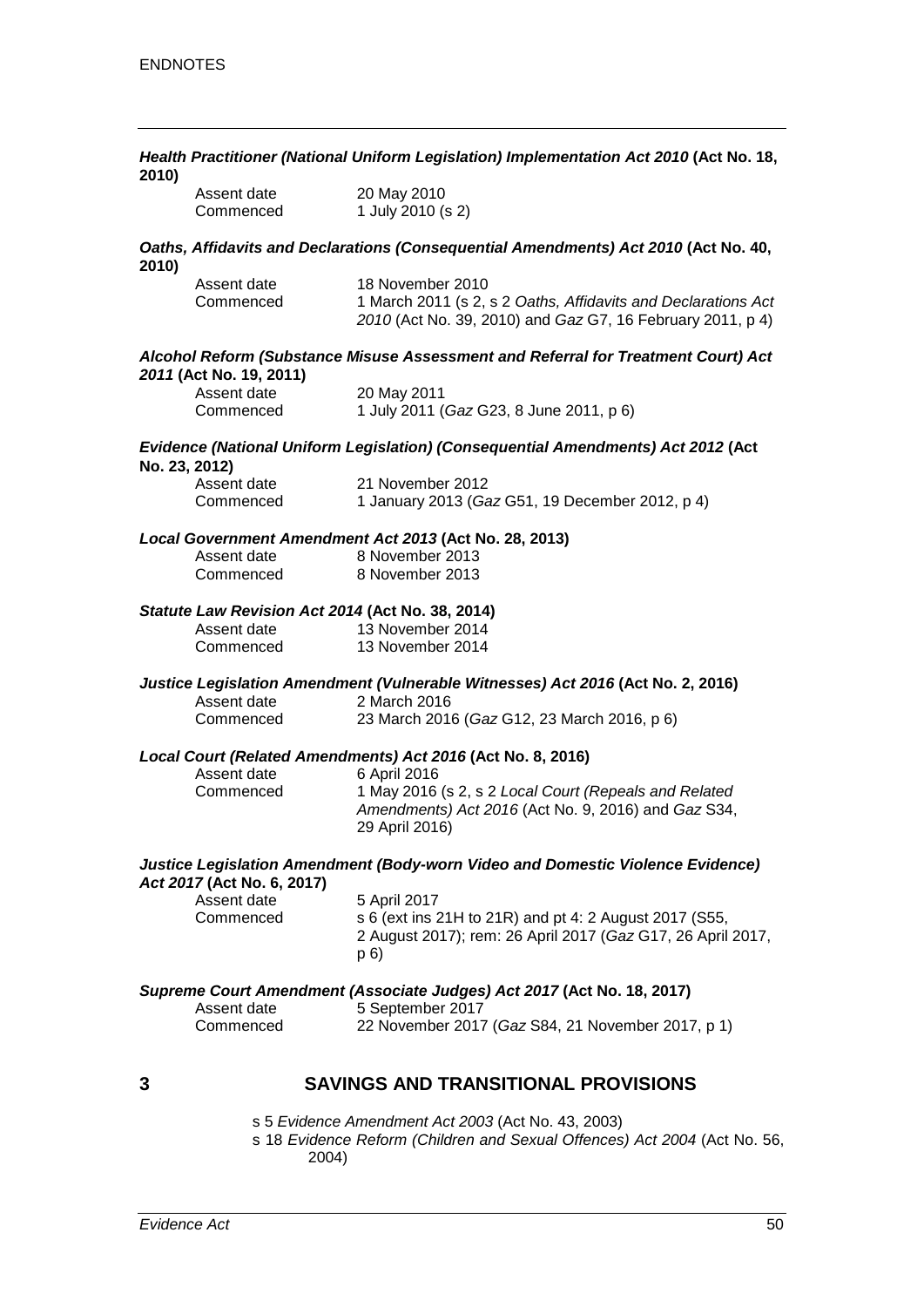***Health Practitioner (National Uniform Legislation) Implementation Act 2010* (Act No. 18, 2010)**

| | |
|---|---|
| Assent date | 20 May 2010 |
| Commenced | 1 July 2010 (s 2) |

***Oaths, Affidavits and Declarations (Consequential Amendments) Act 2010* (Act No. 40, 2010)**

| | |
|---|---|
| Assent date | 18 November 2010 |
| Commenced | 1 March 2011 (s 2, s 2 *Oaths, Affidavits and Declarations Act 2010* (Act No. 39, 2010) and *Gaz* G7, 16 February 2011, p 4) |

***Alcohol Reform (Substance Misuse Assessment and Referral for Treatment Court) Act 2011* (Act No. 19, 2011)**

| | |
|---|---|
| Assent date | 20 May 2011 |
| Commenced | 1 July 2011 (*Gaz* G23, 8 June 2011, p 6) |

***Evidence (National Uniform Legislation) (Consequential Amendments) Act 2012* (Act No. 23, 2012)**

| | |
|---|---|
| Assent date | 21 November 2012 |
| Commenced | 1 January 2013 (*Gaz* G51, 19 December 2012, p 4) |

***Local Government Amendment Act 2013* (Act No. 28, 2013)**

| | |
|---|---|
| Assent date | 8 November 2013 |
| Commenced | 8 November 2013 |

***Statute Law Revision Act 2014* (Act No. 38, 2014)**

| | |
|---|---|
| Assent date | 13 November 2014 |
| Commenced | 13 November 2014 |

***Justice Legislation Amendment (Vulnerable Witnesses) Act 2016* (Act No. 2, 2016)**

| | |
|---|---|
| Assent date | 2 March 2016 |
| Commenced | 23 March 2016 (*Gaz* G12, 23 March 2016, p 6) |

***Local Court (Related Amendments) Act 2016* (Act No. 8, 2016)**

| | |
|---|---|
| Assent date | 6 April 2016 |
| Commenced | 1 May 2016 (s 2, s 2 *Local Court (Repeals and Related Amendments) Act 2016* (Act No. 9, 2016) and *Gaz* S34, 29 April 2016) |

***Justice Legislation Amendment (Body-worn Video and Domestic Violence Evidence) Act 2017* (Act No. 6, 2017)**

| | |
|---|---|
| Assent date | 5 April 2017 |
| Commenced | s 6 (ext ins 21H to 21R) and pt 4: 2 August 2017 (S55, 2 August 2017); rem: 26 April 2017 (*Gaz* G17, 26 April 2017, p 6) |

***Supreme Court Amendment (Associate Judges) Act 2017* (Act No. 18, 2017)**

| | |
|---|---|
| Assent date | 5 September 2017 |
| Commenced | 22 November 2017 (*Gaz* S84, 21 November 2017, p 1) |

## 3 SAVINGS AND TRANSITIONAL PROVISIONS

s 5 *Evidence Amendment Act 2003* (Act No. 43, 2003)
s 18 *Evidence Reform (Children and Sexual Offences) Act 2004* (Act No. 56, 2004)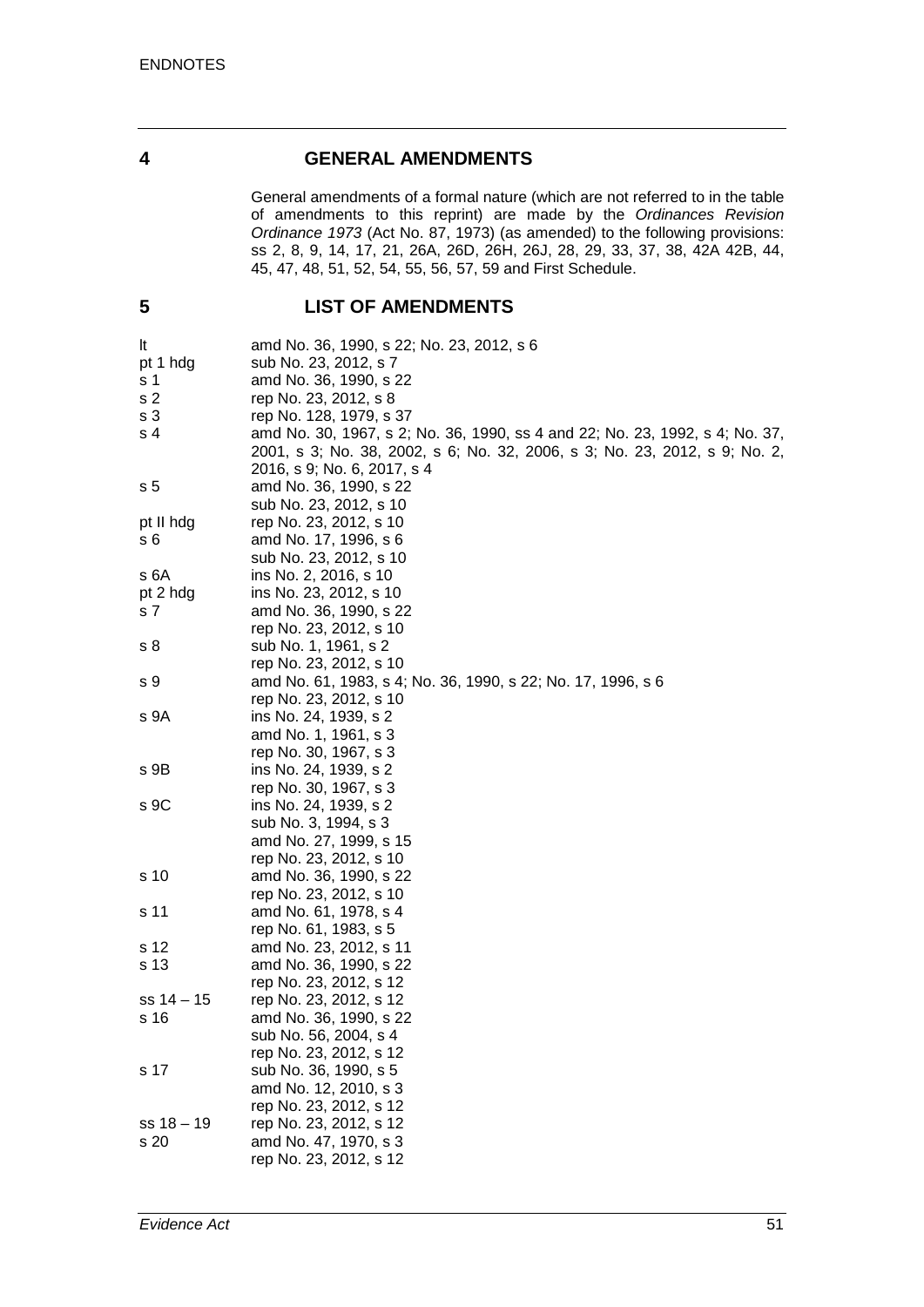## 4 GENERAL AMENDMENTS

General amendments of a formal nature (which are not referred to in the table of amendments to this reprint) are made by the *Ordinances Revision Ordinance 1973* (Act No. 87, 1973) (as amended) to the following provisions: ss 2, 8, 9, 14, 17, 21, 26A, 26D, 26H, 26J, 28, 29, 33, 37, 38, 42A 42B, 44, 45, 47, 48, 51, 52, 54, 55, 56, 57, 59 and First Schedule.

## 5 LIST OF AMENDMENTS

| | |
|---|---|
| lt | amd No. 36, 1990, s 22; No. 23, 2012, s 6 |
| pt 1 hdg | sub No. 23, 2012, s 7 |
| s 1 | amd No. 36, 1990, s 22 |
| s 2 | rep No. 23, 2012, s 8 |
| s 3 | rep No. 128, 1979, s 37 |
| s 4 | amd No. 30, 1967, s 2; No. 36, 1990, ss 4 and 22; No. 23, 1992, s 4; No. 37, 2001, s 3; No. 38, 2002, s 6; No. 32, 2006, s 3; No. 23, 2012, s 9; No. 2, 2016, s 9; No. 6, 2017, s 4 |
| s 5 | amd No. 36, 1990, s 22 |
| | sub No. 23, 2012, s 10 |
| pt II hdg | rep No. 23, 2012, s 10 |
| s 6 | amd No. 17, 1996, s 6 |
| | sub No. 23, 2012, s 10 |
| s 6A | ins No. 2, 2016, s 10 |
| pt 2 hdg | ins No. 23, 2012, s 10 |
| s 7 | amd No. 36, 1990, s 22 |
| | rep No. 23, 2012, s 10 |
| s 8 | sub No. 1, 1961, s 2 |
| | rep No. 23, 2012, s 10 |
| s 9 | amd No. 61, 1983, s 4; No. 36, 1990, s 22; No. 17, 1996, s 6 |
| | rep No. 23, 2012, s 10 |
| s 9A | ins No. 24, 1939, s 2 |
| | amd No. 1, 1961, s 3 |
| | rep No. 30, 1967, s 3 |
| s 9B | ins No. 24, 1939, s 2 |
| | rep No. 30, 1967, s 3 |
| s 9C | ins No. 24, 1939, s 2 |
| | sub No. 3, 1994, s 3 |
| | amd No. 27, 1999, s 15 |
| | rep No. 23, 2012, s 10 |
| s 10 | amd No. 36, 1990, s 22 |
| | rep No. 23, 2012, s 10 |
| s 11 | amd No. 61, 1978, s 4 |
| | rep No. 61, 1983, s 5 |
| s 12 | amd No. 23, 2012, s 11 |
| s 13 | amd No. 36, 1990, s 22 |
| | rep No. 23, 2012, s 12 |
| ss 14 – 15 | rep No. 23, 2012, s 12 |
| s 16 | amd No. 36, 1990, s 22 |
| | sub No. 56, 2004, s 4 |
| | rep No. 23, 2012, s 12 |
| s 17 | sub No. 36, 1990, s 5 |
| | amd No. 12, 2010, s 3 |
| | rep No. 23, 2012, s 12 |
| ss 18 – 19 | rep No. 23, 2012, s 12 |
| s 20 | amd No. 47, 1970, s 3 |
| | rep No. 23, 2012, s 12 |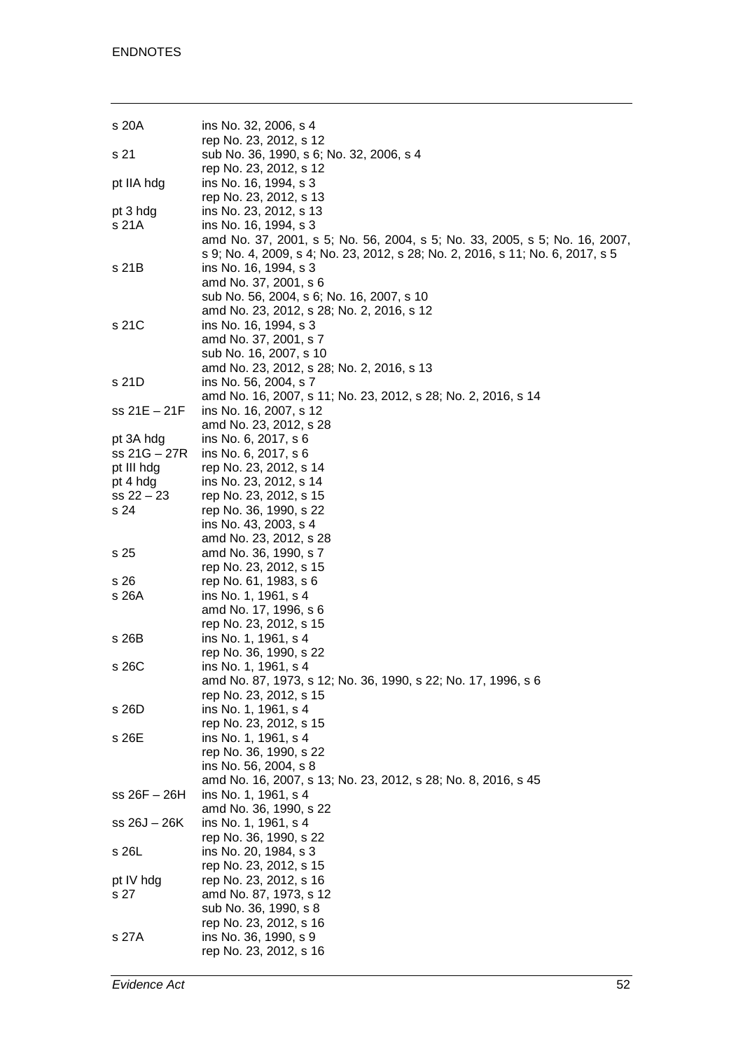| | |
|---|---|
| s 20A | ins No. 32, 2006, s 4 |
| | rep No. 23, 2012, s 12 |
| s 21 | sub No. 36, 1990, s 6; No. 32, 2006, s 4 |
| | rep No. 23, 2012, s 12 |
| pt IIA hdg | ins No. 16, 1994, s 3 |
| | rep No. 23, 2012, s 13 |
| pt 3 hdg | ins No. 23, 2012, s 13 |
| s 21A | ins No. 16, 1994, s 3 |
| | amd No. 37, 2001, s 5; No. 56, 2004, s 5; No. 33, 2005, s 5; No. 16, 2007, s 9; No. 4, 2009, s 4; No. 23, 2012, s 28; No. 2, 2016, s 11; No. 6, 2017, s 5 |
| s 21B | ins No. 16, 1994, s 3 |
| | amd No. 37, 2001, s 6 |
| | sub No. 56, 2004, s 6; No. 16, 2007, s 10 |
| | amd No. 23, 2012, s 28; No. 2, 2016, s 12 |
| s 21C | ins No. 16, 1994, s 3 |
| | amd No. 37, 2001, s 7 |
| | sub No. 16, 2007, s 10 |
| | amd No. 23, 2012, s 28; No. 2, 2016, s 13 |
| s 21D | ins No. 56, 2004, s 7 |
| | amd No. 16, 2007, s 11; No. 23, 2012, s 28; No. 2, 2016, s 14 |
| ss 21E – 21F | ins No. 16, 2007, s 12 |
| | amd No. 23, 2012, s 28 |
| pt 3A hdg | ins No. 6, 2017, s 6 |
| ss 21G – 27R | ins No. 6, 2017, s 6 |
| pt III hdg | rep No. 23, 2012, s 14 |
| pt 4 hdg | ins No. 23, 2012, s 14 |
| ss 22 – 23 | rep No. 23, 2012, s 15 |
| s 24 | rep No. 36, 1990, s 22 |
| | ins No. 43, 2003, s 4 |
| | amd No. 23, 2012, s 28 |
| s 25 | amd No. 36, 1990, s 7 |
| | rep No. 23, 2012, s 15 |
| s 26 | rep No. 61, 1983, s 6 |
| s 26A | ins No. 1, 1961, s 4 |
| | amd No. 17, 1996, s 6 |
| | rep No. 23, 2012, s 15 |
| s 26B | ins No. 1, 1961, s 4 |
| | rep No. 36, 1990, s 22 |
| s 26C | ins No. 1, 1961, s 4 |
| | amd No. 87, 1973, s 12; No. 36, 1990, s 22; No. 17, 1996, s 6 |
| | rep No. 23, 2012, s 15 |
| s 26D | ins No. 1, 1961, s 4 |
| | rep No. 23, 2012, s 15 |
| s 26E | ins No. 1, 1961, s 4 |
| | rep No. 36, 1990, s 22 |
| | ins No. 56, 2004, s 8 |
| | amd No. 16, 2007, s 13; No. 23, 2012, s 28; No. 8, 2016, s 45 |
| ss 26F – 26H | ins No. 1, 1961, s 4 |
| | amd No. 36, 1990, s 22 |
| ss 26J – 26K | ins No. 1, 1961, s 4 |
| | rep No. 36, 1990, s 22 |
| s 26L | ins No. 20, 1984, s 3 |
| | rep No. 23, 2012, s 15 |
| pt IV hdg | rep No. 23, 2012, s 16 |
| s 27 | amd No. 87, 1973, s 12 |
| | sub No. 36, 1990, s 8 |
| | rep No. 23, 2012, s 16 |
| s 27A | ins No. 36, 1990, s 9 |
| | rep No. 23, 2012, s 16 |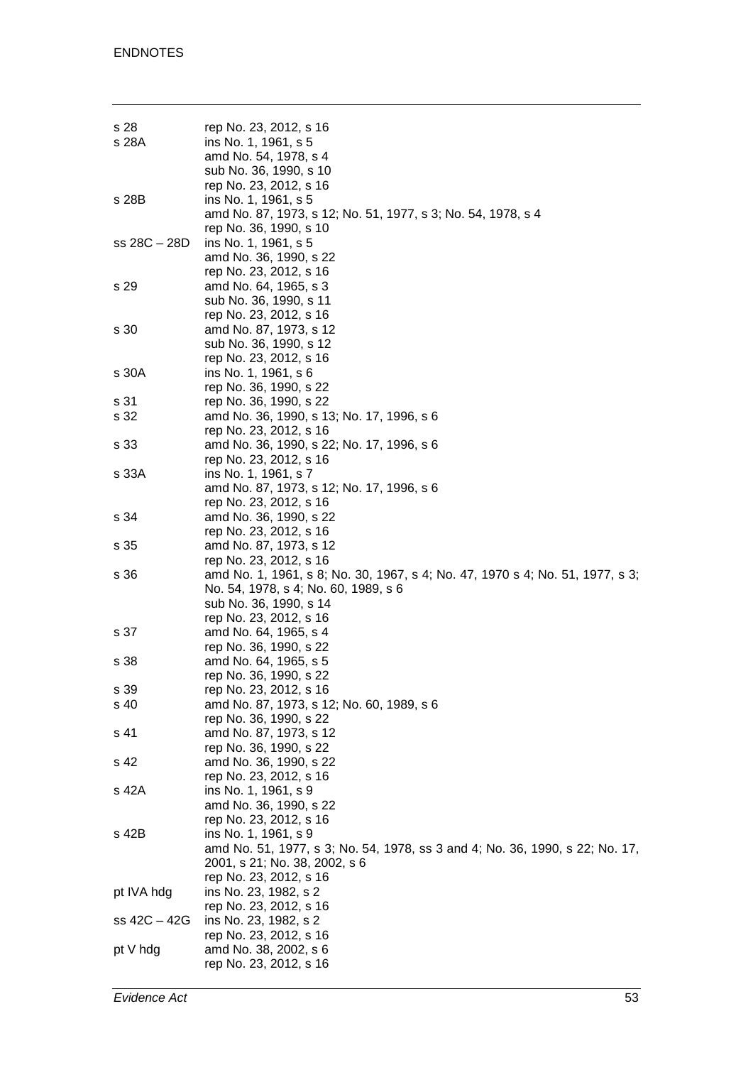| | |
|---|---|
| s 28 | rep No. 23, 2012, s 16 |
| s 28A | ins No. 1, 1961, s 5 |
| | amd No. 54, 1978, s 4 |
| | sub No. 36, 1990, s 10 |
| | rep No. 23, 2012, s 16 |
| s 28B | ins No. 1, 1961, s 5 |
| | amd No. 87, 1973, s 12; No. 51, 1977, s 3; No. 54, 1978, s 4 |
| | rep No. 36, 1990, s 10 |
| ss 28C – 28D | ins No. 1, 1961, s 5 |
| | amd No. 36, 1990, s 22 |
| | rep No. 23, 2012, s 16 |
| s 29 | amd No. 64, 1965, s 3 |
| | sub No. 36, 1990, s 11 |
| | rep No. 23, 2012, s 16 |
| s 30 | amd No. 87, 1973, s 12 |
| | sub No. 36, 1990, s 12 |
| | rep No. 23, 2012, s 16 |
| s 30A | ins No. 1, 1961, s 6 |
| | rep No. 36, 1990, s 22 |
| s 31 | rep No. 36, 1990, s 22 |
| s 32 | amd No. 36, 1990, s 13; No. 17, 1996, s 6 |
| | rep No. 23, 2012, s 16 |
| s 33 | amd No. 36, 1990, s 22; No. 17, 1996, s 6 |
| | rep No. 23, 2012, s 16 |
| s 33A | ins No. 1, 1961, s 7 |
| | amd No. 87, 1973, s 12; No. 17, 1996, s 6 |
| | rep No. 23, 2012, s 16 |
| s 34 | amd No. 36, 1990, s 22 |
| | rep No. 23, 2012, s 16 |
| s 35 | amd No. 87, 1973, s 12 |
| | rep No. 23, 2012, s 16 |
| s 36 | amd No. 1, 1961, s 8; No. 30, 1967, s 4; No. 47, 1970 s 4; No. 51, 1977, s 3; No. 54, 1978, s 4; No. 60, 1989, s 6 |
| | sub No. 36, 1990, s 14 |
| | rep No. 23, 2012, s 16 |
| s 37 | amd No. 64, 1965, s 4 |
| | rep No. 36, 1990, s 22 |
| s 38 | amd No. 64, 1965, s 5 |
| | rep No. 36, 1990, s 22 |
| s 39 | rep No. 23, 2012, s 16 |
| s 40 | amd No. 87, 1973, s 12; No. 60, 1989, s 6 |
| | rep No. 36, 1990, s 22 |
| s 41 | amd No. 87, 1973, s 12 |
| | rep No. 36, 1990, s 22 |
| s 42 | amd No. 36, 1990, s 22 |
| | rep No. 23, 2012, s 16 |
| s 42A | ins No. 1, 1961, s 9 |
| | amd No. 36, 1990, s 22 |
| | rep No. 23, 2012, s 16 |
| s 42B | ins No. 1, 1961, s 9 |
| | amd No. 51, 1977, s 3; No. 54, 1978, ss 3 and 4; No. 36, 1990, s 22; No. 17, 2001, s 21; No. 38, 2002, s 6 |
| | rep No. 23, 2012, s 16 |
| pt IVA hdg | ins No. 23, 1982, s 2 |
| | rep No. 23, 2012, s 16 |
| ss 42C – 42G | ins No. 23, 1982, s 2 |
| | rep No. 23, 2012, s 16 |
| pt V hdg | amd No. 38, 2002, s 6 |
| | rep No. 23, 2012, s 16 |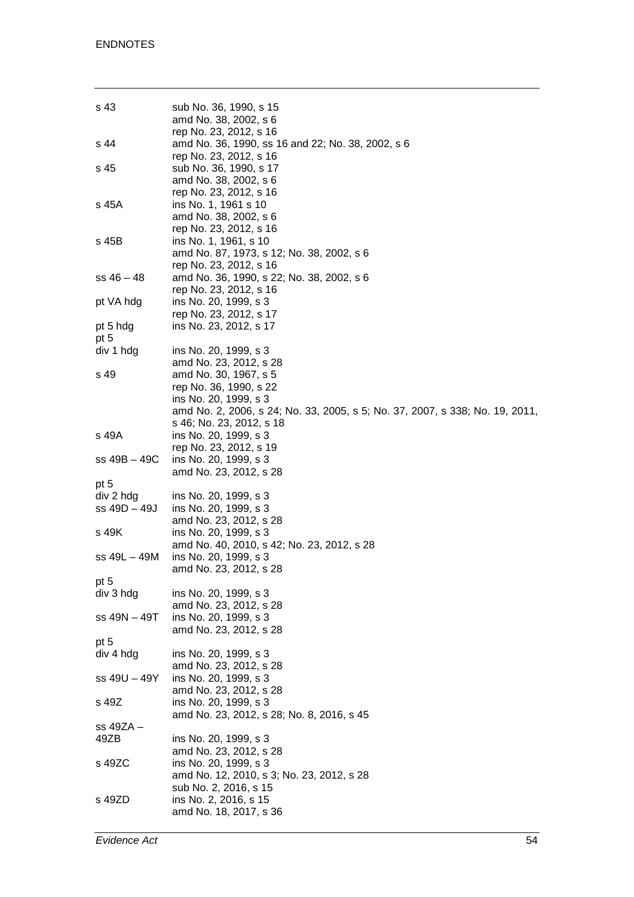| | |
|---|---|
| s 43 | sub No. 36, 1990, s 15 |
| | amd No. 38, 2002, s 6 |
| | rep No. 23, 2012, s 16 |
| s 44 | amd No. 36, 1990, ss 16 and 22; No. 38, 2002, s 6 |
| | rep No. 23, 2012, s 16 |
| s 45 | sub No. 36, 1990, s 17 |
| | amd No. 38, 2002, s 6 |
| | rep No. 23, 2012, s 16 |
| s 45A | ins No. 1, 1961 s 10 |
| | amd No. 38, 2002, s 6 |
| | rep No. 23, 2012, s 16 |
| s 45B | ins No. 1, 1961, s 10 |
| | amd No. 87, 1973, s 12; No. 38, 2002, s 6 |
| | rep No. 23, 2012, s 16 |
| ss 46 – 48 | amd No. 36, 1990, s 22; No. 38, 2002, s 6 |
| | rep No. 23, 2012, s 16 |
| pt VA hdg | ins No. 20, 1999, s 3 |
| | rep No. 23, 2012, s 17 |
| pt 5 hdg | ins No. 23, 2012, s 17 |
| pt 5 div 1 hdg | ins No. 20, 1999, s 3 |
| | amd No. 23, 2012, s 28 |
| s 49 | amd No. 30, 1967, s 5 |
| | rep No. 36, 1990, s 22 |
| | ins No. 20, 1999, s 3 |
| | amd No. 2, 2006, s 24; No. 33, 2005, s 5; No. 37, 2007, s 338; No. 19, 2011, s 46; No. 23, 2012, s 18 |
| s 49A | ins No. 20, 1999, s 3 |
| | rep No. 23, 2012, s 19 |
| ss 49B – 49C | ins No. 20, 1999, s 3 |
| | amd No. 23, 2012, s 28 |
| pt 5 div 2 hdg | ins No. 20, 1999, s 3 |
| ss 49D – 49J | ins No. 20, 1999, s 3 |
| | amd No. 23, 2012, s 28 |
| s 49K | ins No. 20, 1999, s 3 |
| | amd No. 40, 2010, s 42; No. 23, 2012, s 28 |
| ss 49L – 49M | ins No. 20, 1999, s 3 |
| | amd No. 23, 2012, s 28 |
| pt 5 div 3 hdg | ins No. 20, 1999, s 3 |
| | amd No. 23, 2012, s 28 |
| ss 49N – 49T | ins No. 20, 1999, s 3 |
| | amd No. 23, 2012, s 28 |
| pt 5 div 4 hdg | ins No. 20, 1999, s 3 |
| | amd No. 23, 2012, s 28 |
| ss 49U – 49Y | ins No. 20, 1999, s 3 |
| | amd No. 23, 2012, s 28 |
| s 49Z | ins No. 20, 1999, s 3 |
| | amd No. 23, 2012, s 28; No. 8, 2016, s 45 |
| ss 49ZA – 49ZB | ins No. 20, 1999, s 3 |
| | amd No. 23, 2012, s 28 |
| s 49ZC | ins No. 20, 1999, s 3 |
| | amd No. 12, 2010, s 3; No. 23, 2012, s 28 |
| | sub No. 2, 2016, s 15 |
| s 49ZD | ins No. 2, 2016, s 15 |
| | amd No. 18, 2017, s 36 |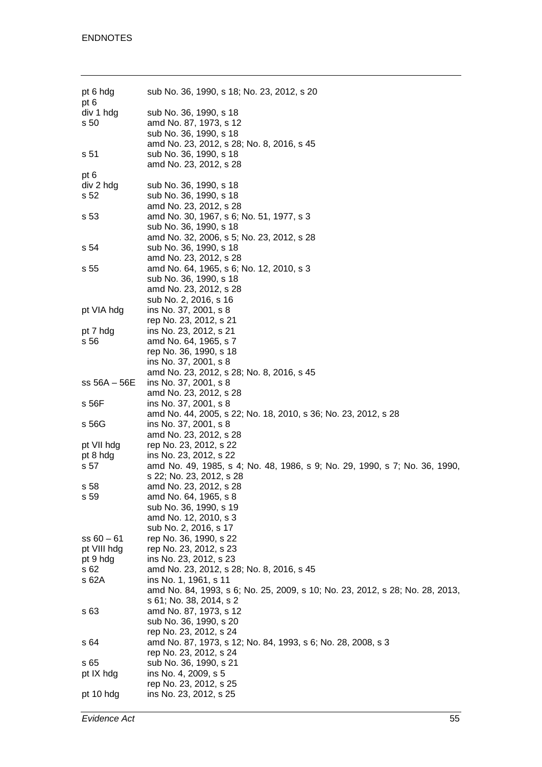| | |
|---|---|
| pt 6 hdg | sub No. 36, 1990, s 18; No. 23, 2012, s 20 |
| pt 6<br>div 1 hdg | sub No. 36, 1990, s 18 |
| s 50 | amd No. 87, 1973, s 12 |
| | sub No. 36, 1990, s 18 |
| | amd No. 23, 2012, s 28; No. 8, 2016, s 45 |
| s 51 | sub No. 36, 1990, s 18 |
| | amd No. 23, 2012, s 28 |
| pt 6<br>div 2 hdg | sub No. 36, 1990, s 18 |
| s 52 | sub No. 36, 1990, s 18 |
| | amd No. 23, 2012, s 28 |
| s 53 | amd No. 30, 1967, s 6; No. 51, 1977, s 3 |
| | sub No. 36, 1990, s 18 |
| | amd No. 32, 2006, s 5; No. 23, 2012, s 28 |
| s 54 | sub No. 36, 1990, s 18 |
| | amd No. 23, 2012, s 28 |
| s 55 | amd No. 64, 1965, s 6; No. 12, 2010, s 3 |
| | sub No. 36, 1990, s 18 |
| | amd No. 23, 2012, s 28 |
| | sub No. 2, 2016, s 16 |
| pt VIA hdg | ins No. 37, 2001, s 8 |
| | rep No. 23, 2012, s 21 |
| pt 7 hdg | ins No. 23, 2012, s 21 |
| s 56 | amd No. 64, 1965, s 7 |
| | rep No. 36, 1990, s 18 |
| | ins No. 37, 2001, s 8 |
| | amd No. 23, 2012, s 28; No. 8, 2016, s 45 |
| ss 56A – 56E | ins No. 37, 2001, s 8 |
| | amd No. 23, 2012, s 28 |
| s 56F | ins No. 37, 2001, s 8 |
| | amd No. 44, 2005, s 22; No. 18, 2010, s 36; No. 23, 2012, s 28 |
| s 56G | ins No. 37, 2001, s 8 |
| | amd No. 23, 2012, s 28 |
| pt VII hdg | rep No. 23, 2012, s 22 |
| pt 8 hdg | ins No. 23, 2012, s 22 |
| s 57 | amd No. 49, 1985, s 4; No. 48, 1986, s 9; No. 29, 1990, s 7; No. 36, 1990, s 22; No. 23, 2012, s 28 |
| s 58 | amd No. 23, 2012, s 28 |
| s 59 | amd No. 64, 1965, s 8 |
| | sub No. 36, 1990, s 19 |
| | amd No. 12, 2010, s 3 |
| | sub No. 2, 2016, s 17 |
| ss 60 – 61 | rep No. 36, 1990, s 22 |
| pt VIII hdg | rep No. 23, 2012, s 23 |
| pt 9 hdg | ins No. 23, 2012, s 23 |
| s 62 | amd No. 23, 2012, s 28; No. 8, 2016, s 45 |
| s 62A | ins No. 1, 1961, s 11 |
| | amd No. 84, 1993, s 6; No. 25, 2009, s 10; No. 23, 2012, s 28; No. 28, 2013, s 61; No. 38, 2014, s 2 |
| s 63 | amd No. 87, 1973, s 12 |
| | sub No. 36, 1990, s 20 |
| | rep No. 23, 2012, s 24 |
| s 64 | amd No. 87, 1973, s 12; No. 84, 1993, s 6; No. 28, 2008, s 3 |
| | rep No. 23, 2012, s 24 |
| s 65 | sub No. 36, 1990, s 21 |
| pt IX hdg | ins No. 4, 2009, s 5 |
| | rep No. 23, 2012, s 25 |
| pt 10 hdg | ins No. 23, 2012, s 25 |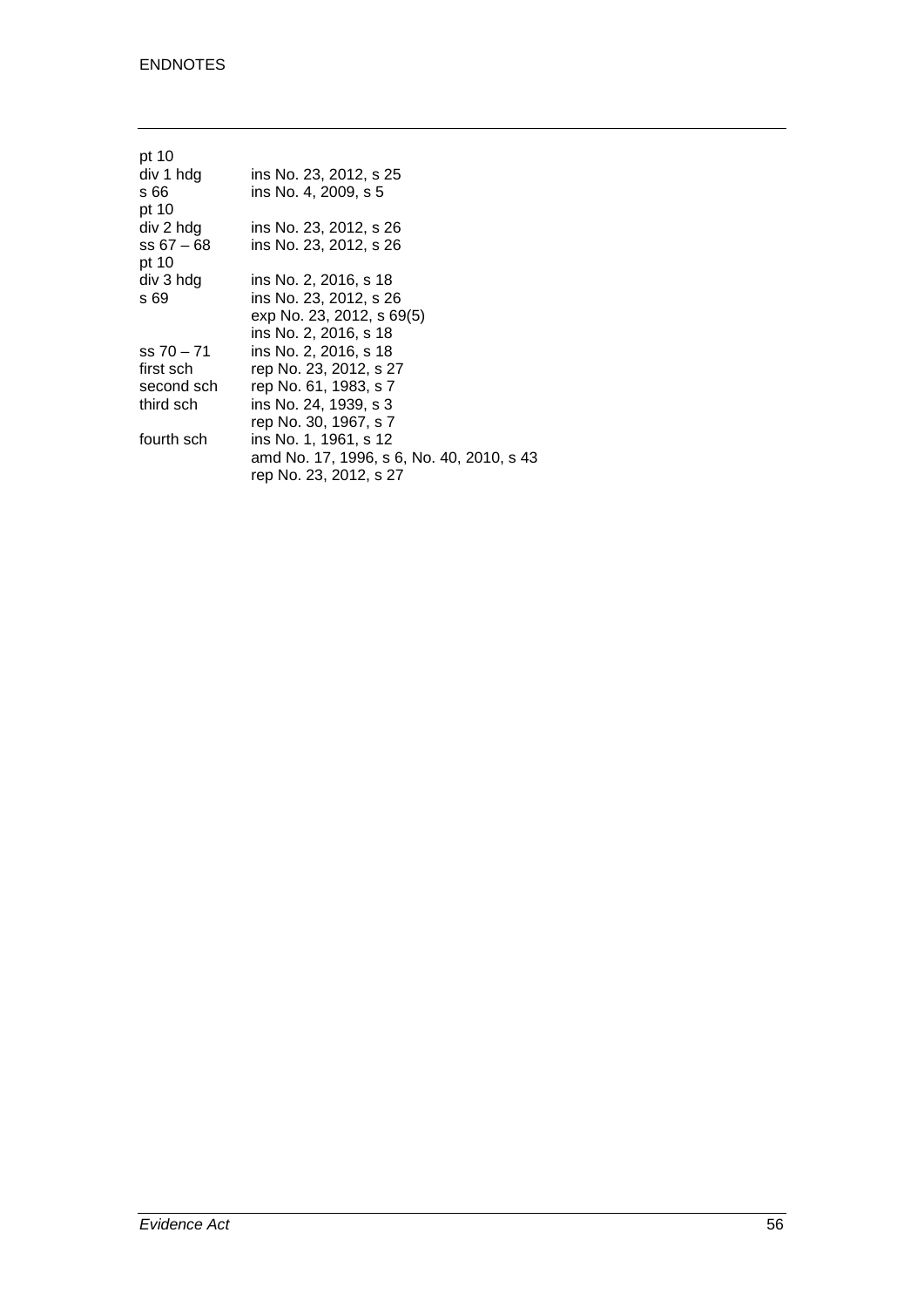| | |
|---|---|
| pt 10 | |
| div 1 hdg | ins No. 23, 2012, s 25 |
| s 66 | ins No. 4, 2009, s 5 |
| pt 10 | |
| div 2 hdg | ins No. 23, 2012, s 26 |
| ss 67 – 68 | ins No. 23, 2012, s 26 |
| pt 10 | |
| div 3 hdg | ins No. 2, 2016, s 18 |
| s 69 | ins No. 23, 2012, s 26 |
| | exp No. 23, 2012, s 69(5) |
| | ins No. 2, 2016, s 18 |
| ss 70 – 71 | ins No. 2, 2016, s 18 |
| first sch | rep No. 23, 2012, s 27 |
| second sch | rep No. 61, 1983, s 7 |
| third sch | ins No. 24, 1939, s 3 |
| | rep No. 30, 1967, s 7 |
| fourth sch | ins No. 1, 1961, s 12 |
| | amd No. 17, 1996, s 6, No. 40, 2010, s 43 |
| | rep No. 23, 2012, s 27 |